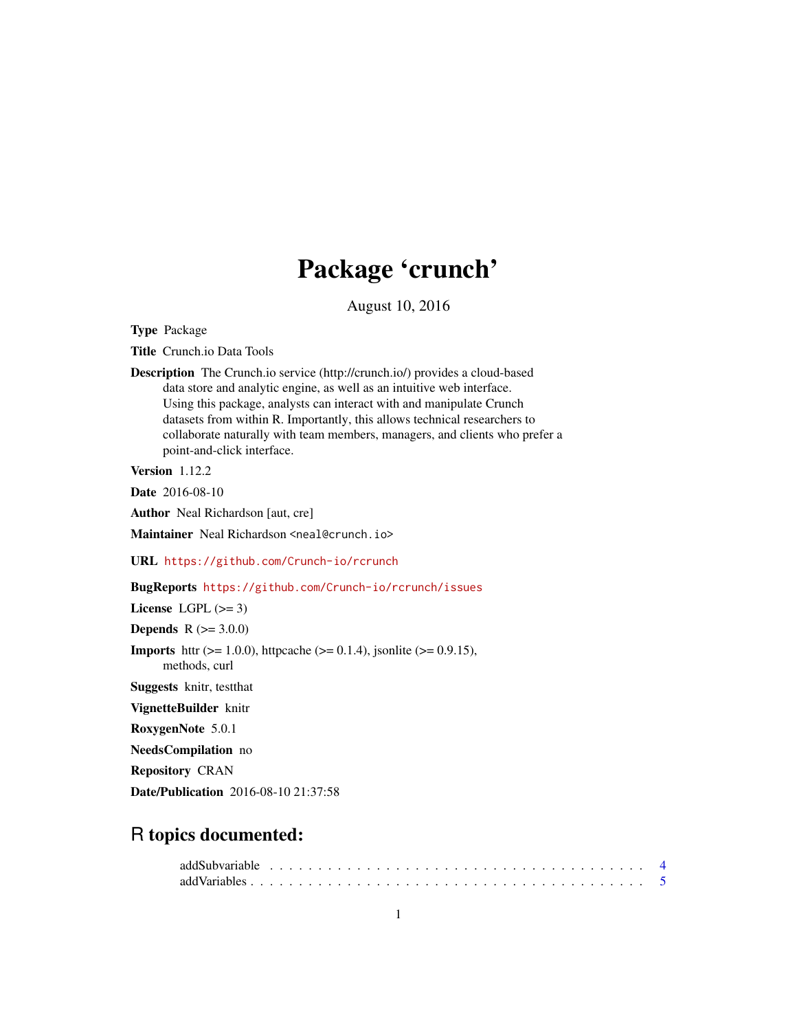# Package 'crunch'

August 10, 2016

**Type** Package

**Title** Crunch.io Data Tools

**Description** The Crunch.io service (http://crunch.io/) provides a cloud-based data store and analytic engine, as well as an intuitive web interface. Using this package, analysts can interact with and manipulate Crunch datasets from within R. Importantly, this allows technical researchers to collaborate naturally with team members, managers, and clients who prefer a point-and-click interface.

**Version** 1.12.2

**Date** 2016-08-10

**Author** Neal Richardson [aut, cre]

**Maintainer** Neal Richardson <neal@crunch.io>

**URL** https://github.com/Crunch-io/rcrunch

**BugReports** https://github.com/Crunch-io/rcrunch/issues

**License** LGPL (>= 3)

**Depends** R (>= 3.0.0)

**Imports** httr (>= 1.0.0), httpcache (>= 0.1.4), jsonlite (>= 0.9.15), methods, curl

**Suggests** knitr, testthat

**VignetteBuilder** knitr

**RoxygenNote** 5.0.1

**NeedsCompilation** no

**Repository** CRAN

**Date/Publication** 2016-08-10 21:37:58

## R topics documented:

addSubvariable . . . . . . . . . . . . . . . . . . . . . . . . . . . . . . . . . . . . . . . 4
addVariables . . . . . . . . . . . . . . . . . . . . . . . . . . . . . . . . . . . . . . . . 5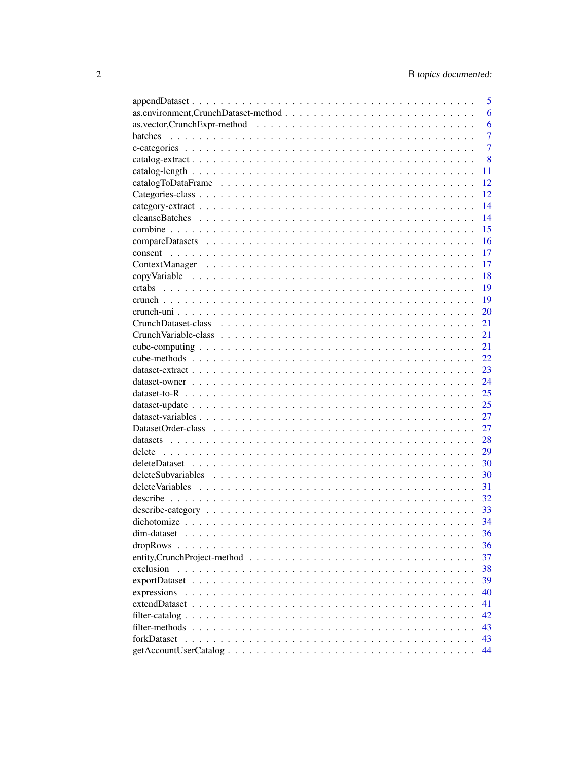| | |
|---|---|
| appendDataset | 5 |
| as.environment,CrunchDataset-method | 6 |
| as.vector,CrunchExpr-method | 6 |
| batches | 7 |
| c-categories | 7 |
| catalog-extract | 8 |
| catalog-length | 11 |
| catalogToDataFrame | 12 |
| Categories-class | 12 |
| category-extract | 14 |
| cleanseBatches | 14 |
| combine | 15 |
| compareDatasets | 16 |
| consent | 17 |
| ContextManager | 17 |
| copyVariable | 18 |
| crtabs | 19 |
| crunch | 19 |
| crunch-uni | 20 |
| CrunchDataset-class | 21 |
| CrunchVariable-class | 21 |
| cube-computing | 21 |
| cube-methods | 22 |
| dataset-extract | 23 |
| dataset-owner | 24 |
| dataset-to-R | 25 |
| dataset-update | 25 |
| dataset-variables | 27 |
| DatasetOrder-class | 27 |
| datasets | 28 |
| delete | 29 |
| deleteDataset | 30 |
| deleteSubvariables | 30 |
| deleteVariables | 31 |
| describe | 32 |
| describe-category | 33 |
| dichotomize | 34 |
| dim-dataset | 36 |
| dropRows | 36 |
| entity,CrunchProject-method | 37 |
| exclusion | 38 |
| exportDataset | 39 |
| expressions | 40 |
| extendDataset | 41 |
| filter-catalog | 42 |
| filter-methods | 43 |
| forkDataset | 43 |
| getAccountUserCatalog | 44 |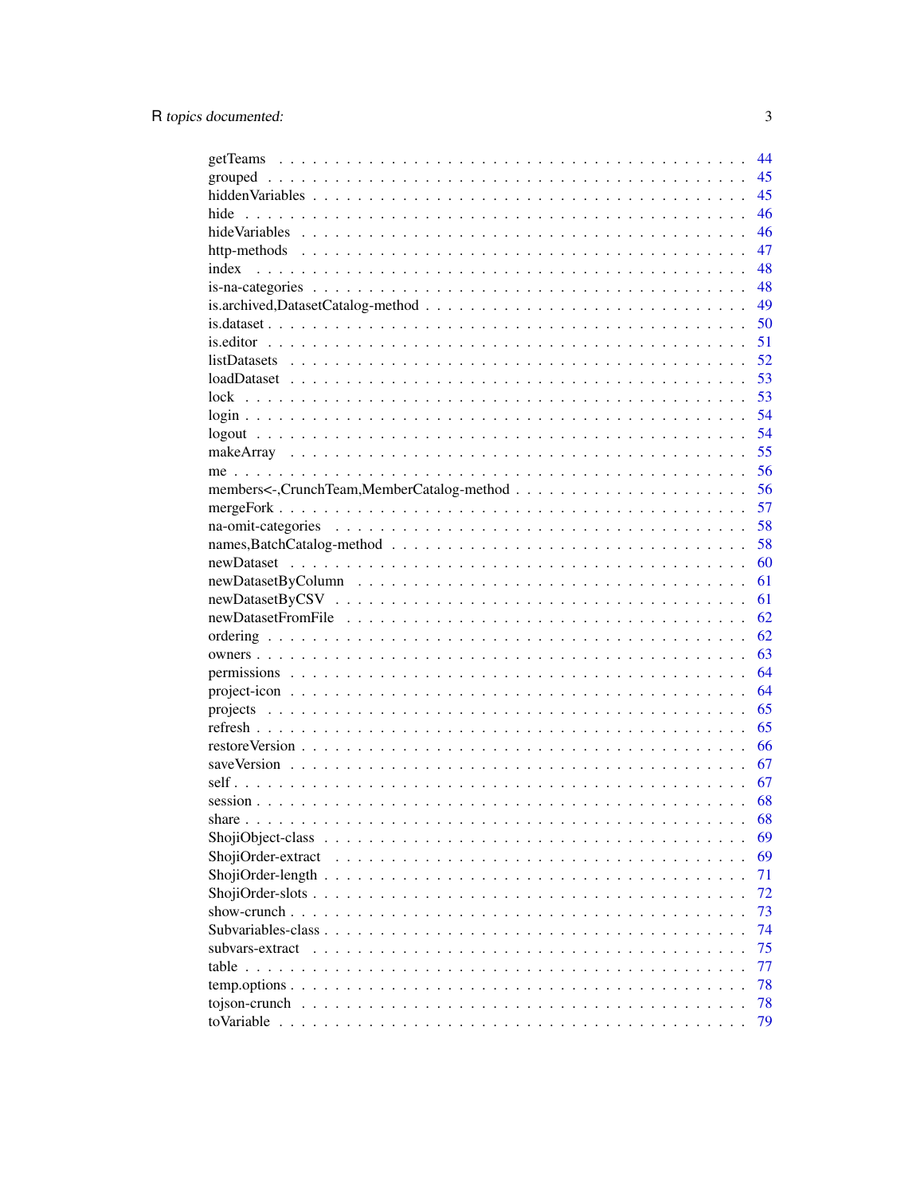| | |
|---|---|
| getTeams | 44 |
| grouped | 45 |
| hiddenVariables | 45 |
| hide | 46 |
| hideVariables | 46 |
| http-methods | 47 |
| index | 48 |
| is-na-categories | 48 |
| is.archived,DatasetCatalog-method | 49 |
| is.dataset | 50 |
| is.editor | 51 |
| listDatasets | 52 |
| loadDataset | 53 |
| lock | 53 |
| login | 54 |
| logout | 54 |
| makeArray | 55 |
| me | 56 |
| members<-,CrunchTeam,MemberCatalog-method | 56 |
| mergeFork | 57 |
| na-omit-categories | 58 |
| names,BatchCatalog-method | 58 |
| newDataset | 60 |
| newDatasetByColumn | 61 |
| newDatasetByCSV | 61 |
| newDatasetFromFile | 62 |
| ordering | 62 |
| owners | 63 |
| permissions | 64 |
| project-icon | 64 |
| projects | 65 |
| refresh | 65 |
| restoreVersion | 66 |
| saveVersion | 67 |
| self | 67 |
| session | 68 |
| share | 68 |
| ShojiObject-class | 69 |
| ShojiOrder-extract | 69 |
| ShojiOrder-length | 71 |
| ShojiOrder-slots | 72 |
| show-crunch | 73 |
| Subvariables-class | 74 |
| subvars-extract | 75 |
| table | 77 |
| temp.options | 78 |
| tojson-crunch | 78 |
| toVariable | 79 |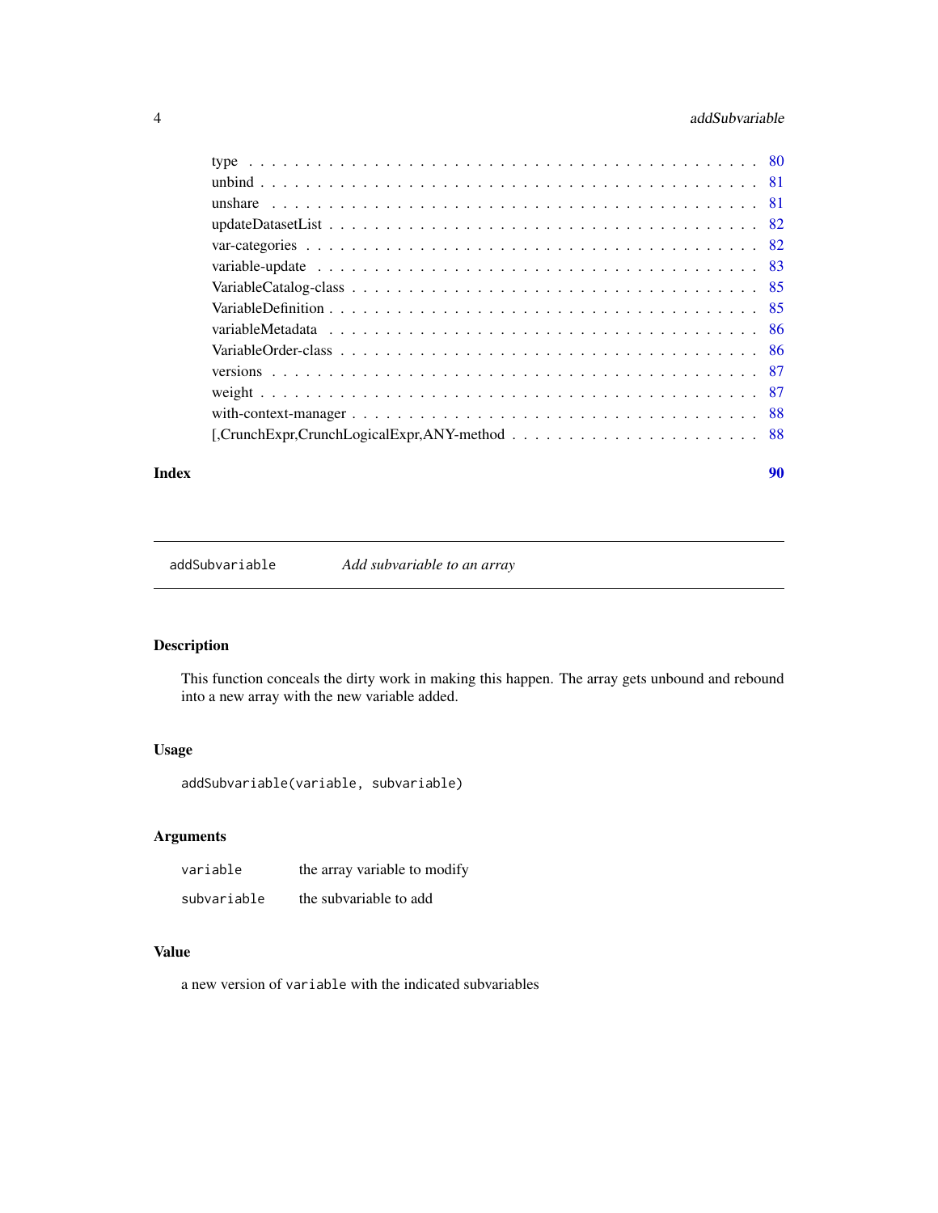type . . . . . . . . . . . . . . . . . . . . . . . . . . . . . . . . . . . . . . . . . 80
unbind . . . . . . . . . . . . . . . . . . . . . . . . . . . . . . . . . . . . . . . . 81
unshare . . . . . . . . . . . . . . . . . . . . . . . . . . . . . . . . . . . . . . . 81
updateDatasetList . . . . . . . . . . . . . . . . . . . . . . . . . . . . . . . . . . 82
var-categories . . . . . . . . . . . . . . . . . . . . . . . . . . . . . . . . . . . 82
variable-update . . . . . . . . . . . . . . . . . . . . . . . . . . . . . . . . . . 83
VariableCatalog-class . . . . . . . . . . . . . . . . . . . . . . . . . . . . . . . 85
VariableDefinition . . . . . . . . . . . . . . . . . . . . . . . . . . . . . . . . . 85
variableMetadata . . . . . . . . . . . . . . . . . . . . . . . . . . . . . . . . . 86
VariableOrder-class . . . . . . . . . . . . . . . . . . . . . . . . . . . . . . . . 86
versions . . . . . . . . . . . . . . . . . . . . . . . . . . . . . . . . . . . . . . 87
weight . . . . . . . . . . . . . . . . . . . . . . . . . . . . . . . . . . . . . . . 87
with-context-manager . . . . . . . . . . . . . . . . . . . . . . . . . . . . . . . 88
[,CrunchExpr,CrunchLogicalExpr,ANY-method . . . . . . . . . . . . . . . . . . . . . 88

**Index** 90

---

`addSubvariable` *Add subvariable to an array*

---

## Description

This function conceals the dirty work in making this happen. The array gets unbound and rebound into a new array with the new variable added.

## Usage

```
addSubvariable(variable, subvariable)
```

## Arguments

| | |
|---|---|
| `variable` | the array variable to modify |
| `subvariable` | the subvariable to add |

## Value

a new version of `variable` with the indicated subvariables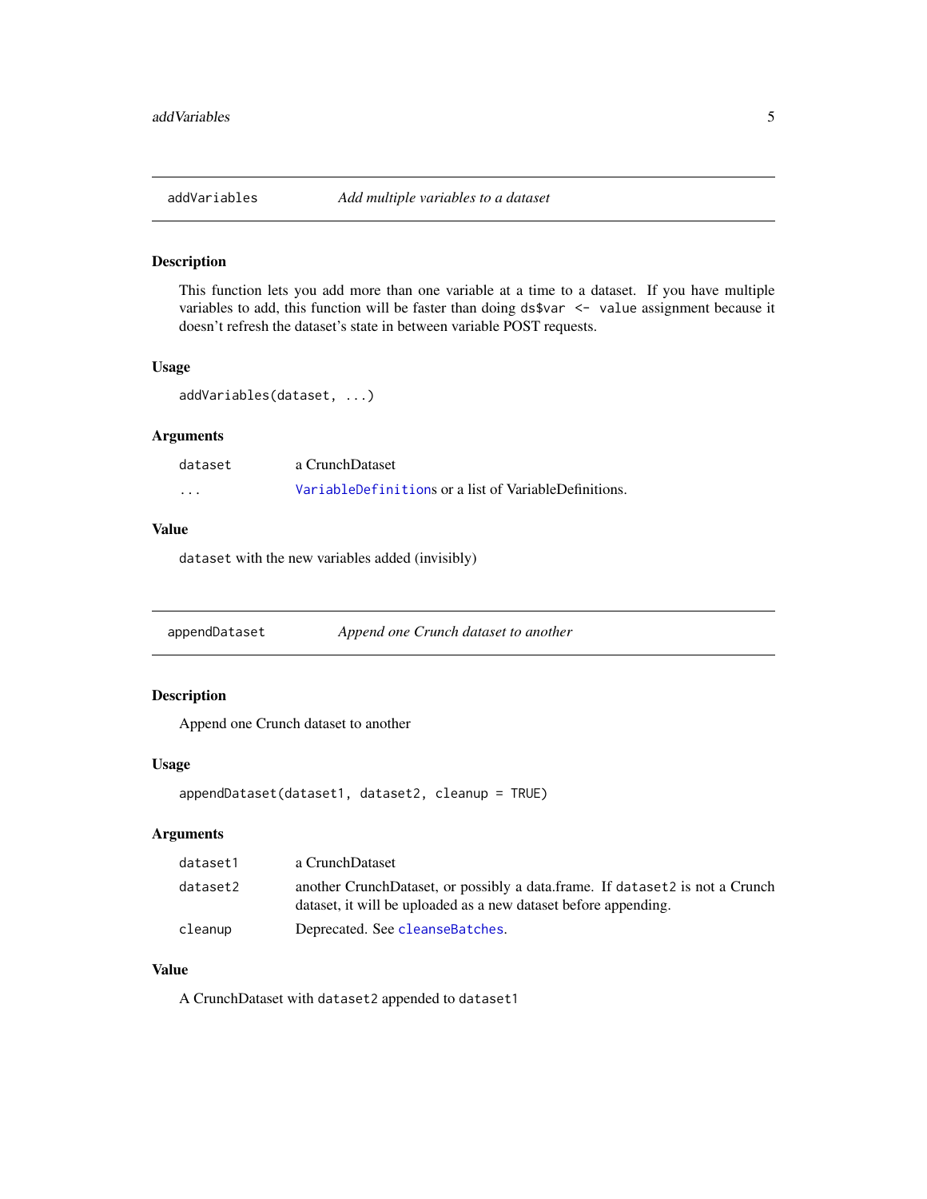## addVariables — *Add multiple variables to a dataset*

### Description

This function lets you add more than one variable at a time to a dataset. If you have multiple variables to add, this function will be faster than doing `ds$var <- value` assignment because it doesn't refresh the dataset's state in between variable POST requests.

### Usage

```
addVariables(dataset, ...)
```

### Arguments

| | |
|---|---|
| `dataset` | a CrunchDataset |
| `...` | `VariableDefinition`s or a list of VariableDefinitions. |

### Value

`dataset` with the new variables added (invisibly)

## appendDataset — *Append one Crunch dataset to another*

### Description

Append one Crunch dataset to another

### Usage

```
appendDataset(dataset1, dataset2, cleanup = TRUE)
```

### Arguments

| | |
|---|---|
| `dataset1` | a CrunchDataset |
| `dataset2` | another CrunchDataset, or possibly a data.frame. If `dataset2` is not a Crunch dataset, it will be uploaded as a new dataset before appending. |
| `cleanup` | Deprecated. See `cleanseBatches`. |

### Value

A CrunchDataset with `dataset2` appended to `dataset1`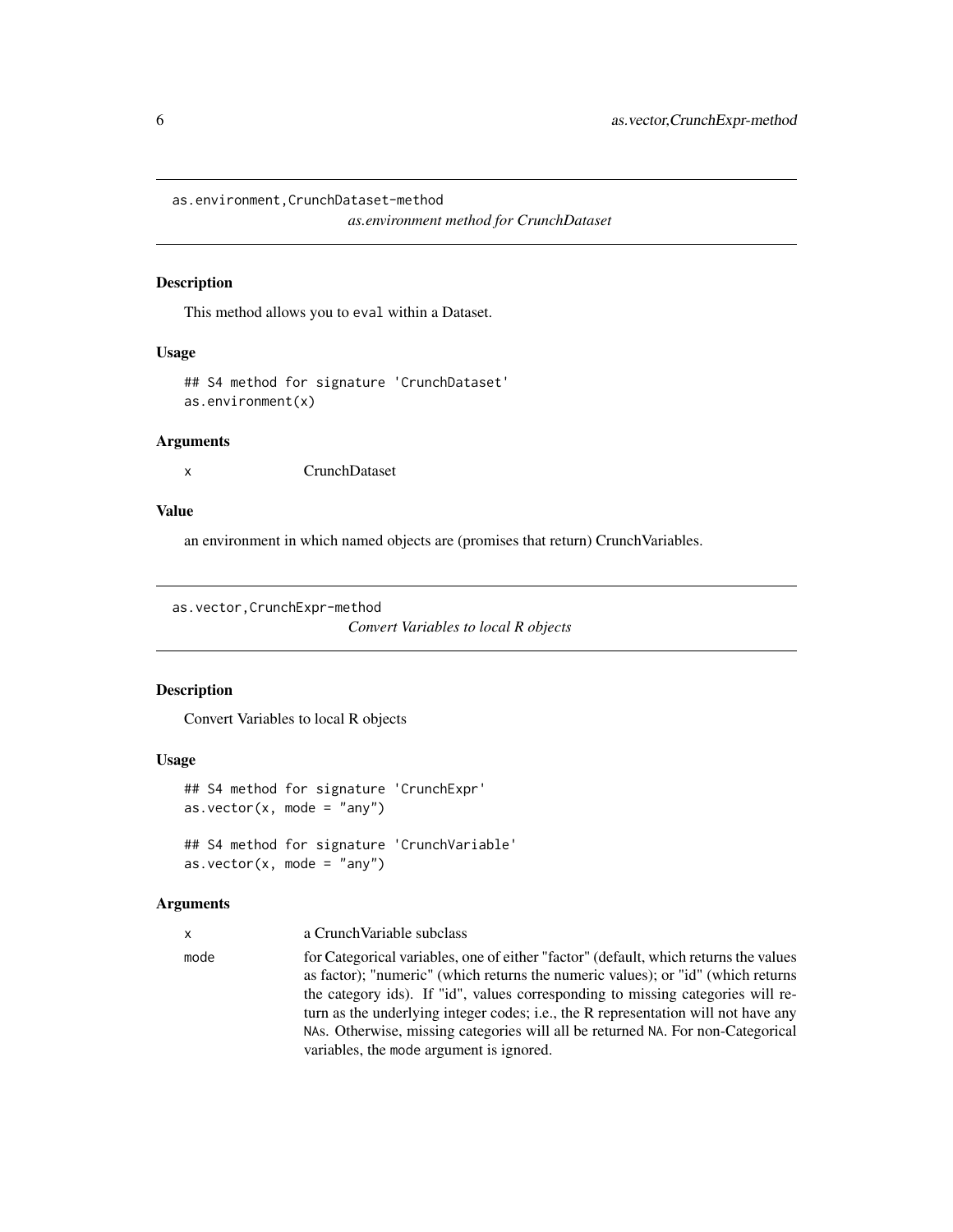## as.environment,CrunchDataset-method

*as.environment method for CrunchDataset*

### Description

This method allows you to `eval` within a Dataset.

### Usage

```
## S4 method for signature 'CrunchDataset'
as.environment(x)
```

### Arguments

| | |
|---|---|
| x | CrunchDataset |

### Value

an environment in which named objects are (promises that return) CrunchVariables.

## as.vector,CrunchExpr-method

*Convert Variables to local R objects*

### Description

Convert Variables to local R objects

### Usage

```
## S4 method for signature 'CrunchExpr'
as.vector(x, mode = "any")

## S4 method for signature 'CrunchVariable'
as.vector(x, mode = "any")
```

### Arguments

| | |
|---|---|
| x | a CrunchVariable subclass |
| mode | for Categorical variables, one of either "factor" (default, which returns the values as factor); "numeric" (which returns the numeric values); or "id" (which returns the category ids). If "id", values corresponding to missing categories will return as the underlying integer codes; i.e., the R representation will not have any `NA`s. Otherwise, missing categories will all be returned `NA`. For non-Categorical variables, the `mode` argument is ignored. |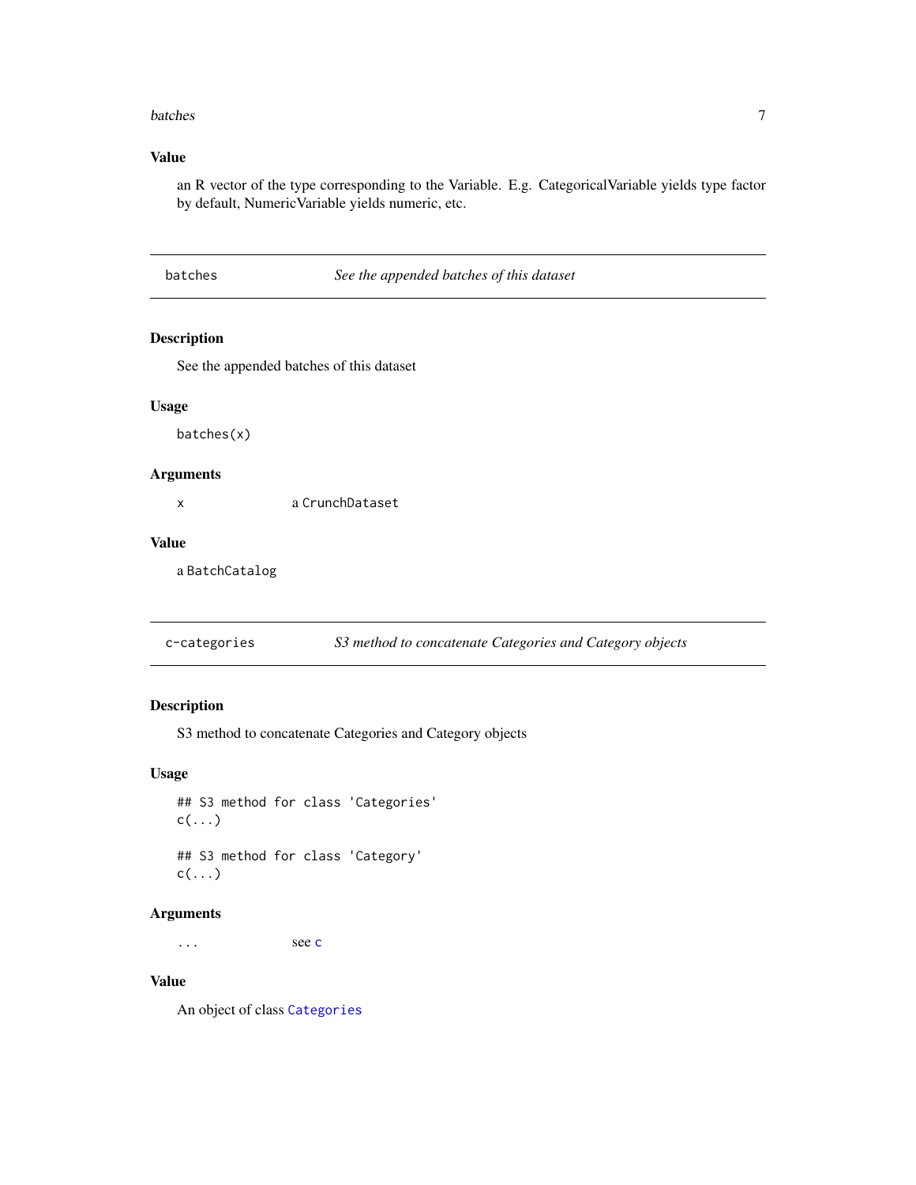### Value

an R vector of the type corresponding to the Variable. E.g. CategoricalVariable yields type factor by default, NumericVariable yields numeric, etc.

## batches — *See the appended batches of this dataset*

### Description

See the appended batches of this dataset

### Usage

```
batches(x)
```

### Arguments

| | |
|---|---|
| x | a `CrunchDataset` |

### Value

a `BatchCatalog`

## c-categories — *S3 method to concatenate Categories and Category objects*

### Description

S3 method to concatenate Categories and Category objects

### Usage

```
## S3 method for class 'Categories'
c(...)

## S3 method for class 'Category'
c(...)
```

### Arguments

| | |
|---|---|
| ... | see `c` |

### Value

An object of class `Categories`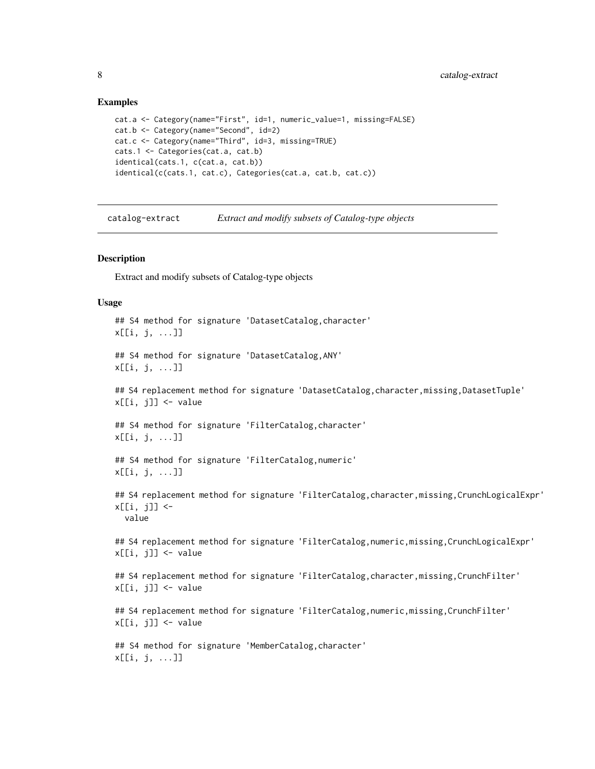### Examples

```
cat.a <- Category(name="First", id=1, numeric_value=1, missing=FALSE)
cat.b <- Category(name="Second", id=2)
cat.c <- Category(name="Third", id=3, missing=TRUE)
cats.1 <- Categories(cat.a, cat.b)
identical(cats.1, c(cat.a, cat.b))
identical(c(cats.1, cat.c), Categories(cat.a, cat.b, cat.c))
```

---

## catalog-extract    *Extract and modify subsets of Catalog-type objects*

---

### Description

Extract and modify subsets of Catalog-type objects

### Usage

```
## S4 method for signature 'DatasetCatalog,character'
x[[i, j, ...]]

## S4 method for signature 'DatasetCatalog,ANY'
x[[i, j, ...]]

## S4 replacement method for signature 'DatasetCatalog,character,missing,DatasetTuple'
x[[i, j]] <- value

## S4 method for signature 'FilterCatalog,character'
x[[i, j, ...]]

## S4 method for signature 'FilterCatalog,numeric'
x[[i, j, ...]]

## S4 replacement method for signature 'FilterCatalog,character,missing,CrunchLogicalExpr'
x[[i, j]] <-
  value

## S4 replacement method for signature 'FilterCatalog,numeric,missing,CrunchLogicalExpr'
x[[i, j]] <- value

## S4 replacement method for signature 'FilterCatalog,character,missing,CrunchFilter'
x[[i, j]] <- value

## S4 replacement method for signature 'FilterCatalog,numeric,missing,CrunchFilter'
x[[i, j]] <- value

## S4 method for signature 'MemberCatalog,character'
x[[i, j, ...]]
```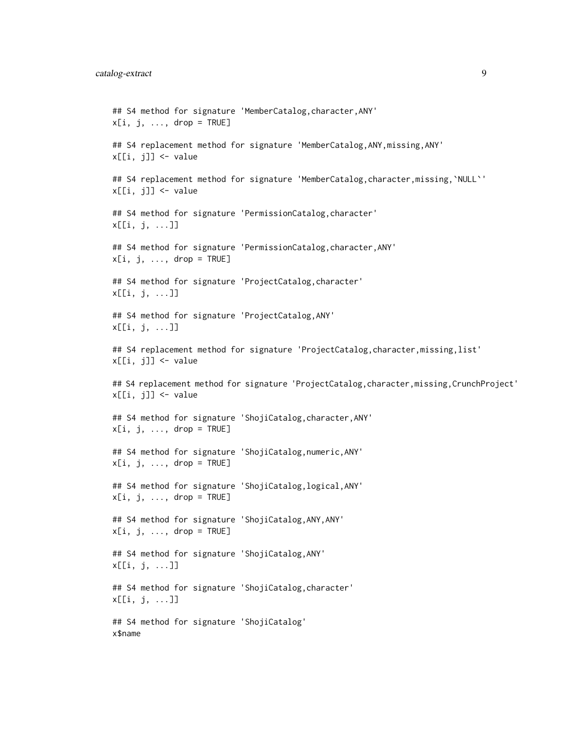```
## S4 method for signature 'MemberCatalog,character,ANY'
x[i, j, ..., drop = TRUE]

## S4 replacement method for signature 'MemberCatalog,ANY,missing,ANY'
x[[i, j]] <- value

## S4 replacement method for signature 'MemberCatalog,character,missing,`NULL`'
x[[i, j]] <- value

## S4 method for signature 'PermissionCatalog,character'
x[[i, j, ...]]

## S4 method for signature 'PermissionCatalog,character,ANY'
x[i, j, ..., drop = TRUE]

## S4 method for signature 'ProjectCatalog,character'
x[[i, j, ...]]

## S4 method for signature 'ProjectCatalog,ANY'
x[[i, j, ...]]

## S4 replacement method for signature 'ProjectCatalog,character,missing,list'
x[[i, j]] <- value

## S4 replacement method for signature 'ProjectCatalog,character,missing,CrunchProject'
x[[i, j]] <- value

## S4 method for signature 'ShojiCatalog,character,ANY'
x[i, j, ..., drop = TRUE]

## S4 method for signature 'ShojiCatalog,numeric,ANY'
x[i, j, ..., drop = TRUE]

## S4 method for signature 'ShojiCatalog,logical,ANY'
x[i, j, ..., drop = TRUE]

## S4 method for signature 'ShojiCatalog,ANY,ANY'
x[i, j, ..., drop = TRUE]

## S4 method for signature 'ShojiCatalog,ANY'
x[[i, j, ...]]

## S4 method for signature 'ShojiCatalog,character'
x[[i, j, ...]]

## S4 method for signature 'ShojiCatalog'
x$name
```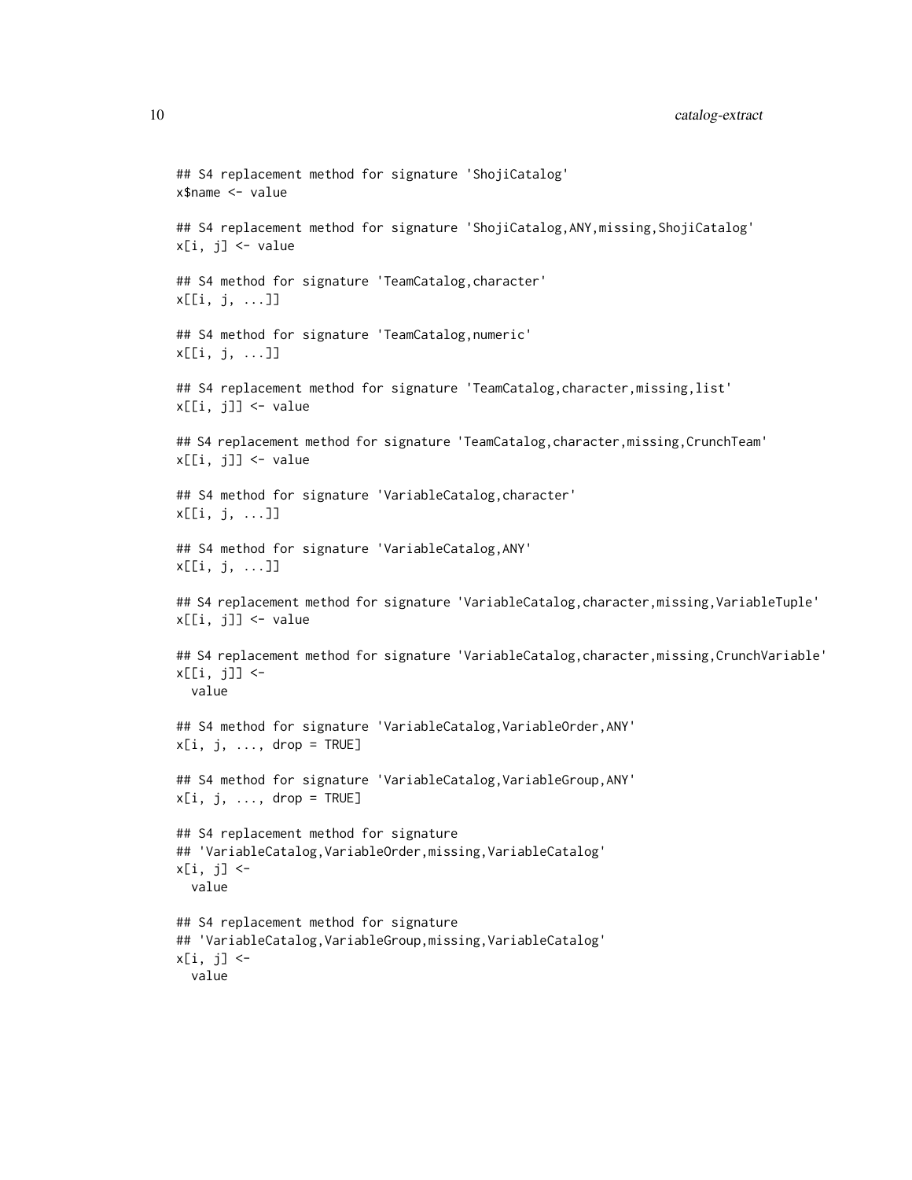```
## S4 replacement method for signature 'ShojiCatalog'
x$name <- value

## S4 replacement method for signature 'ShojiCatalog,ANY,missing,ShojiCatalog'
x[i, j] <- value

## S4 method for signature 'TeamCatalog,character'
x[[i, j, ...]]

## S4 method for signature 'TeamCatalog,numeric'
x[[i, j, ...]]

## S4 replacement method for signature 'TeamCatalog,character,missing,list'
x[[i, j]] <- value

## S4 replacement method for signature 'TeamCatalog,character,missing,CrunchTeam'
x[[i, j]] <- value

## S4 method for signature 'VariableCatalog,character'
x[[i, j, ...]]

## S4 method for signature 'VariableCatalog,ANY'
x[[i, j, ...]]

## S4 replacement method for signature 'VariableCatalog,character,missing,VariableTuple'
x[[i, j]] <- value

## S4 replacement method for signature 'VariableCatalog,character,missing,CrunchVariable'
x[[i, j]] <-
  value

## S4 method for signature 'VariableCatalog,VariableOrder,ANY'
x[i, j, ..., drop = TRUE]

## S4 method for signature 'VariableCatalog,VariableGroup,ANY'
x[i, j, ..., drop = TRUE]

## S4 replacement method for signature
## 'VariableCatalog,VariableOrder,missing,VariableCatalog'
x[i, j] <-
  value

## S4 replacement method for signature
## 'VariableCatalog,VariableGroup,missing,VariableCatalog'
x[i, j] <-
  value
```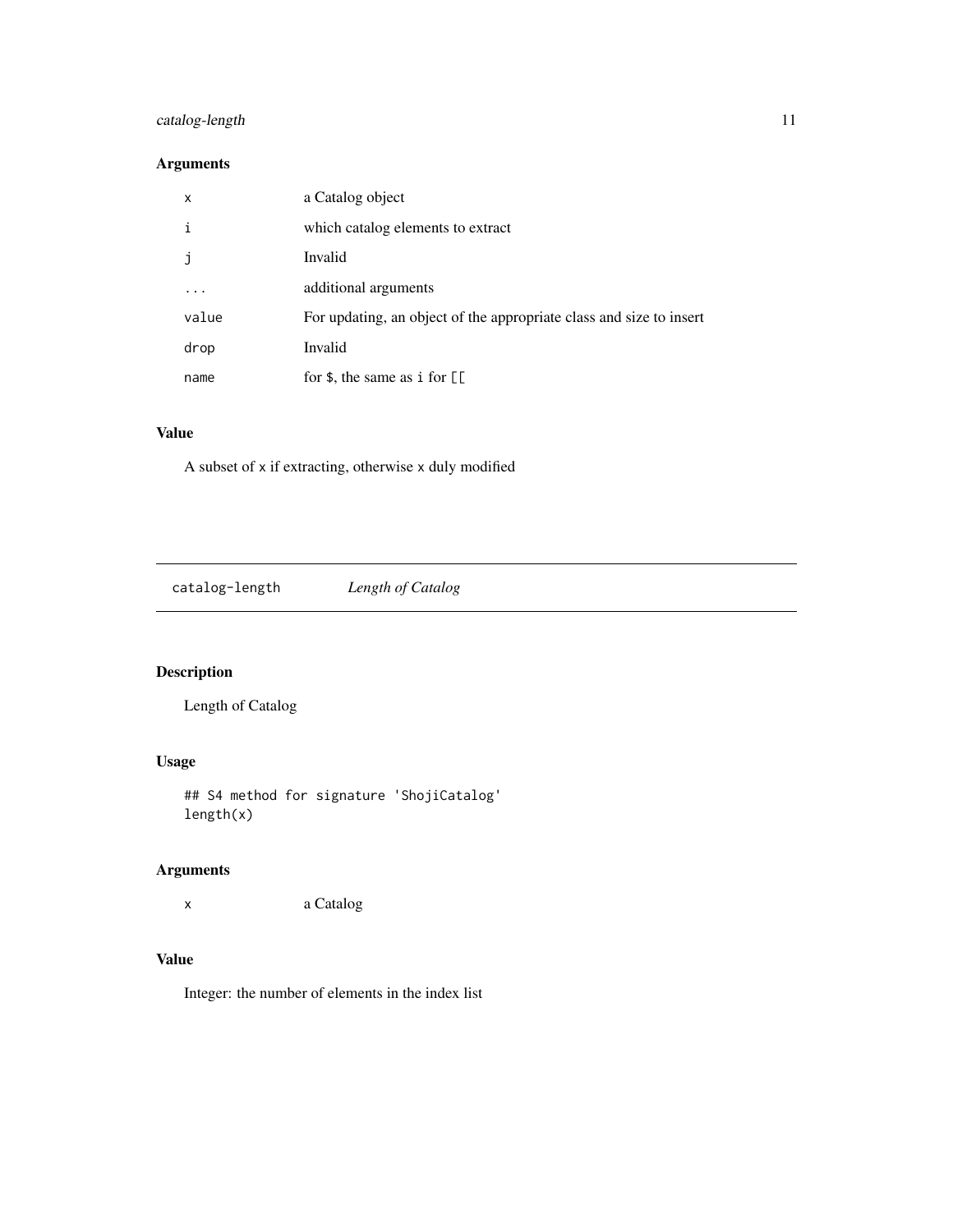## Arguments

| | |
|---|---|
| `x` | a Catalog object |
| `i` | which catalog elements to extract |
| `j` | Invalid |
| `...` | additional arguments |
| `value` | For updating, an object of the appropriate class and size to insert |
| `drop` | Invalid |
| `name` | for `$`, the same as `i` for `[[` |

## Value

A subset of `x` if extracting, otherwise `x` duly modified

---

# catalog-length    *Length of Catalog*

---

## Description

Length of Catalog

## Usage

```
## S4 method for signature 'ShojiCatalog'
length(x)
```

## Arguments

| | |
|---|---|
| `x` | a Catalog |

## Value

Integer: the number of elements in the index list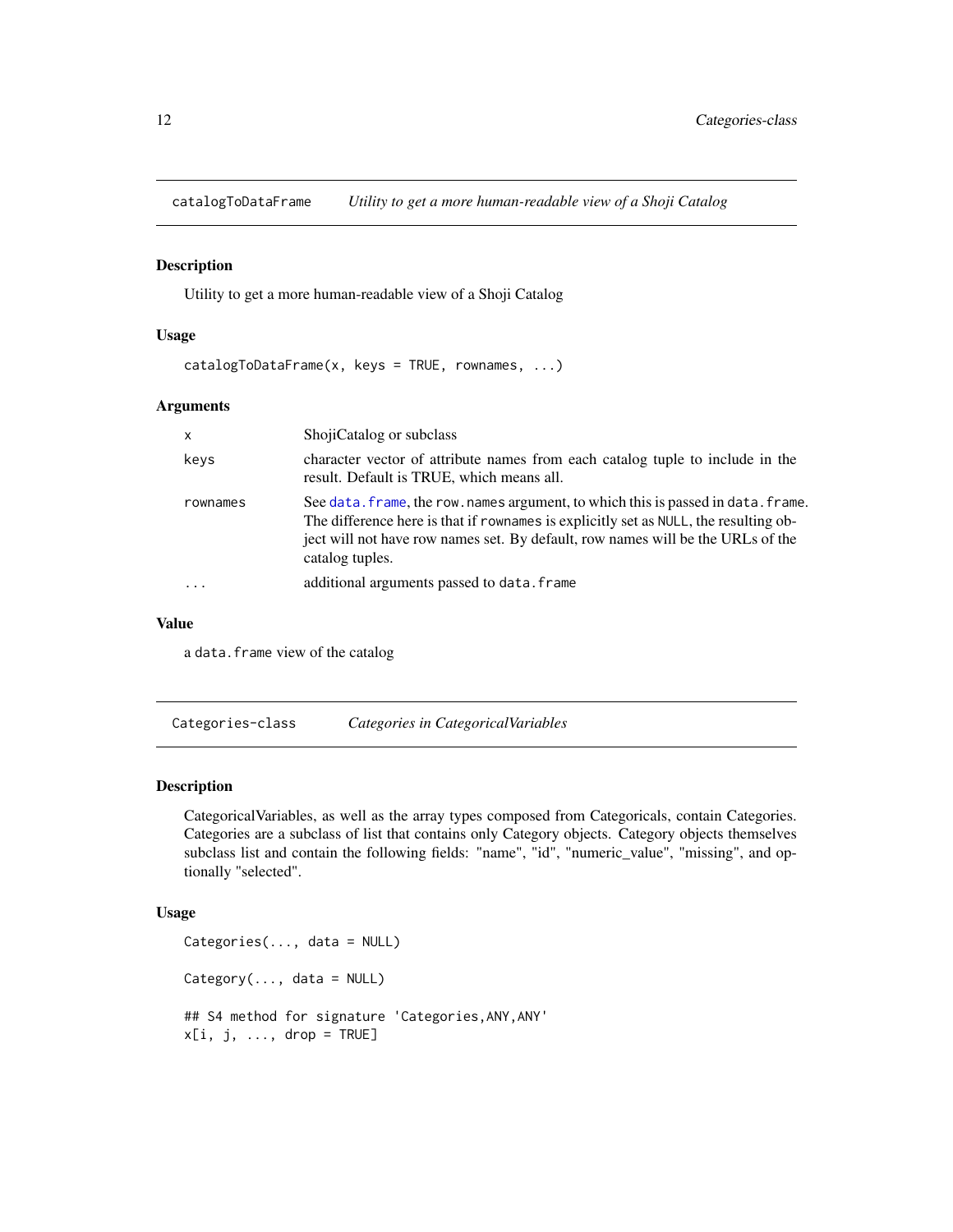## catalogToDataFrame — *Utility to get a more human-readable view of a Shoji Catalog*

### Description

Utility to get a more human-readable view of a Shoji Catalog

### Usage

```
catalogToDataFrame(x, keys = TRUE, rownames, ...)
```

### Arguments

| | |
|---|---|
| `x` | ShojiCatalog or subclass |
| `keys` | character vector of attribute names from each catalog tuple to include in the result. Default is TRUE, which means all. |
| `rownames` | See `data.frame`, the `row.names` argument, to which this is passed in `data.frame`. The difference here is that if `rownames` is explicitly set as `NULL`, the resulting object will not have row names set. By default, row names will be the URLs of the catalog tuples. |
| `...` | additional arguments passed to `data.frame` |

### Value

a `data.frame` view of the catalog

## Categories-class — *Categories in CategoricalVariables*

### Description

CategoricalVariables, as well as the array types composed from Categoricals, contain Categories. Categories are a subclass of list that contains only Category objects. Category objects themselves subclass list and contain the following fields: "name", "id", "numeric_value", "missing", and optionally "selected".

### Usage

```
Categories(..., data = NULL)

Category(..., data = NULL)

## S4 method for signature 'Categories,ANY,ANY'
x[i, j, ..., drop = TRUE]
```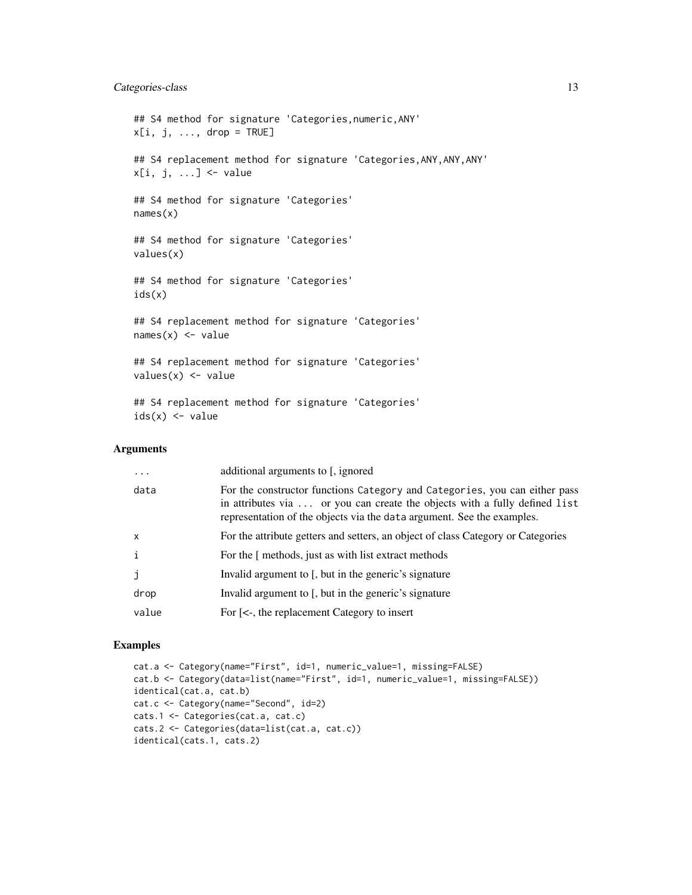```
## S4 method for signature 'Categories,numeric,ANY'
x[i, j, ..., drop = TRUE]

## S4 replacement method for signature 'Categories,ANY,ANY,ANY'
x[i, j, ...] <- value

## S4 method for signature 'Categories'
names(x)

## S4 method for signature 'Categories'
values(x)

## S4 method for signature 'Categories'
ids(x)

## S4 replacement method for signature 'Categories'
names(x) <- value

## S4 replacement method for signature 'Categories'
values(x) <- value

## S4 replacement method for signature 'Categories'
ids(x) <- value
```

### Arguments

| | |
|---|---|
| `...` | additional arguments to [, ignored |
| `data` | For the constructor functions `Category` and `Categories`, you can either pass in attributes via `...` or you can create the objects with a fully defined `list` representation of the objects via the `data` argument. See the examples. |
| `x` | For the attribute getters and setters, an object of class Category or Categories |
| `i` | For the [ methods, just as with list extract methods |
| `j` | Invalid argument to [, but in the generic's signature |
| `drop` | Invalid argument to [, but in the generic's signature |
| `value` | For [<-, the replacement Category to insert |

### Examples

```
cat.a <- Category(name="First", id=1, numeric_value=1, missing=FALSE)
cat.b <- Category(data=list(name="First", id=1, numeric_value=1, missing=FALSE))
identical(cat.a, cat.b)
cat.c <- Category(name="Second", id=2)
cats.1 <- Categories(cat.a, cat.c)
cats.2 <- Categories(data=list(cat.a, cat.c))
identical(cats.1, cats.2)
```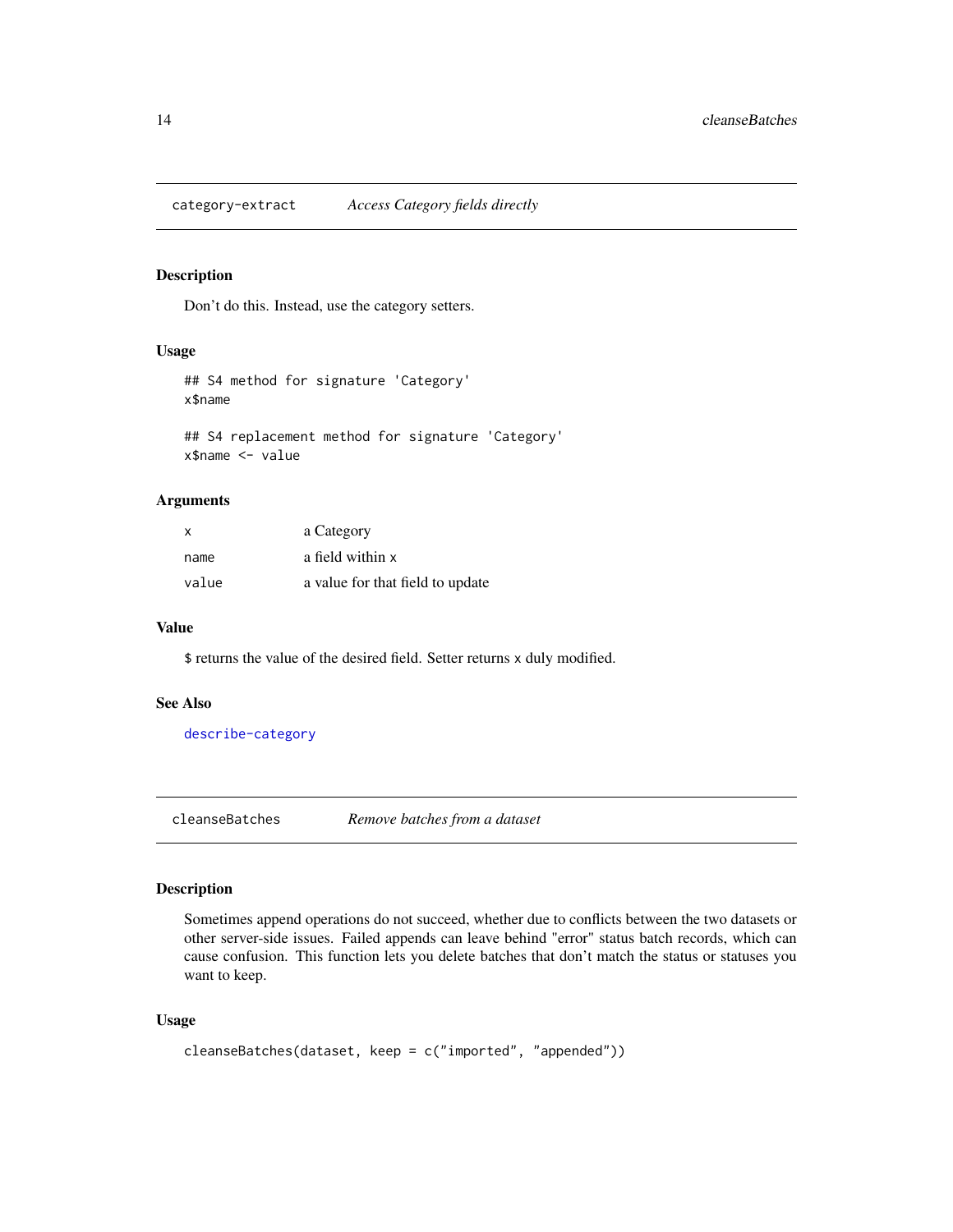## category-extract — *Access Category fields directly*

### Description

Don't do this. Instead, use the category setters.

### Usage

```
## S4 method for signature 'Category'
x$name

## S4 replacement method for signature 'Category'
x$name <- value
```

### Arguments

| | |
|---|---|
| `x` | a Category |
| `name` | a field within `x` |
| `value` | a value for that field to update |

### Value

`$` returns the value of the desired field. Setter returns `x` duly modified.

### See Also

describe-category

## cleanseBatches — *Remove batches from a dataset*

### Description

Sometimes append operations do not succeed, whether due to conflicts between the two datasets or other server-side issues. Failed appends can leave behind "error" status batch records, which can cause confusion. This function lets you delete batches that don't match the status or statuses you want to keep.

### Usage

```
cleanseBatches(dataset, keep = c("imported", "appended"))
```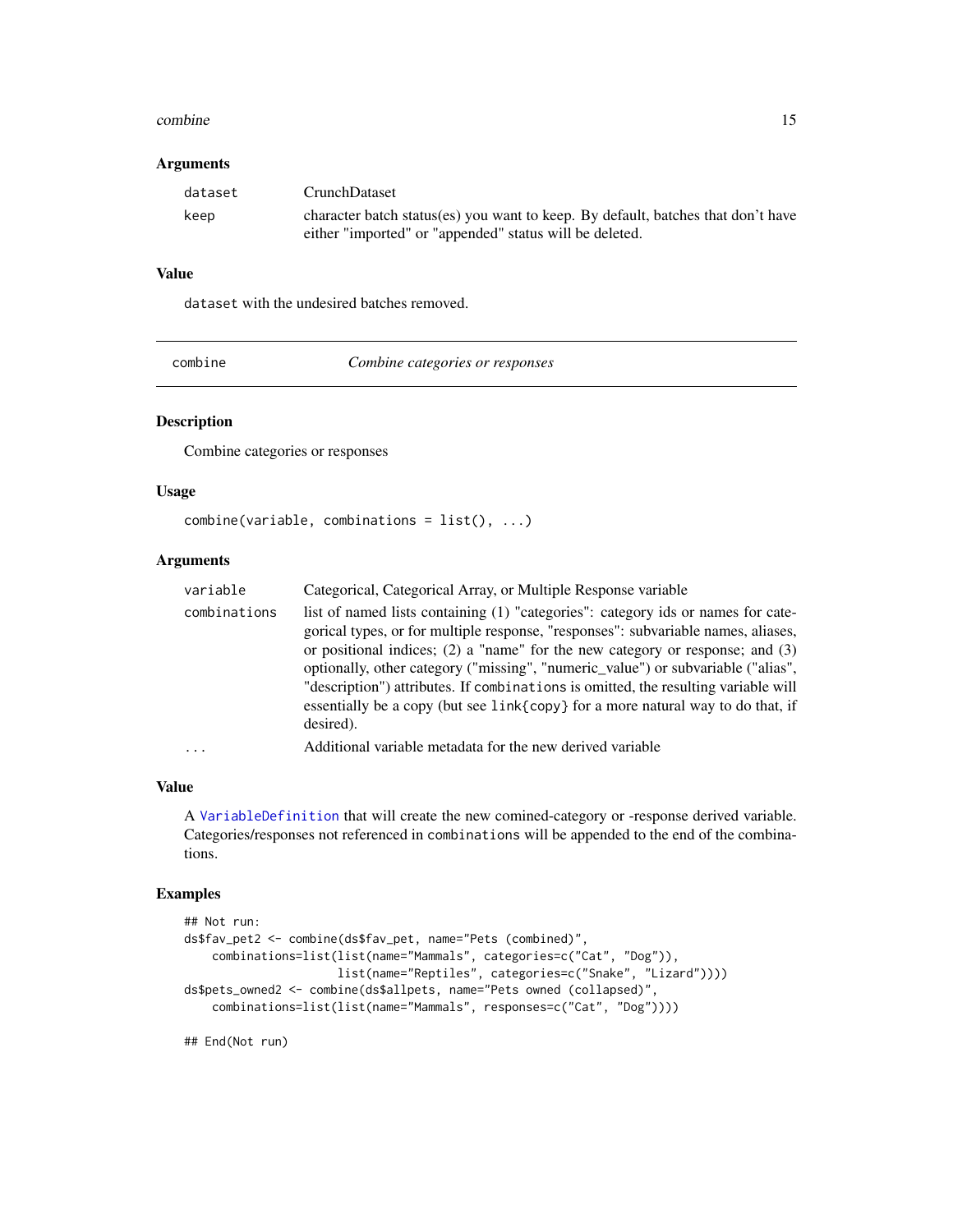### Arguments

| | |
|---|---|
| dataset | CrunchDataset |
| keep | character batch status(es) you want to keep. By default, batches that don't have either "imported" or "appended" status will be deleted. |

### Value

dataset with the undesired batches removed.

---

## combine — *Combine categories or responses*

### Description

Combine categories or responses

### Usage

```
combine(variable, combinations = list(), ...)
```

### Arguments

| | |
|---|---|
| variable | Categorical, Categorical Array, or Multiple Response variable |
| combinations | list of named lists containing (1) "categories": category ids or names for categorical types, or for multiple response, "responses": subvariable names, aliases, or positional indices; (2) a "name" for the new category or response; and (3) optionally, other category ("missing", "numeric_value") or subvariable ("alias", "description") attributes. If combinations is omitted, the resulting variable will essentially be a copy (but see link{copy} for a more natural way to do that, if desired). |
| ... | Additional variable metadata for the new derived variable |

### Value

A VariableDefinition that will create the new comined-category or -response derived variable. Categories/responses not referenced in combinations will be appended to the end of the combinations.

### Examples

```
## Not run:
ds$fav_pet2 <- combine(ds$fav_pet, name="Pets (combined)",
    combinations=list(list(name="Mammals", categories=c("Cat", "Dog")),
                      list(name="Reptiles", categories=c("Snake", "Lizard"))))
ds$pets_owned2 <- combine(ds$allpets, name="Pets owned (collapsed)",
    combinations=list(list(name="Mammals", responses=c("Cat", "Dog"))))

## End(Not run)
```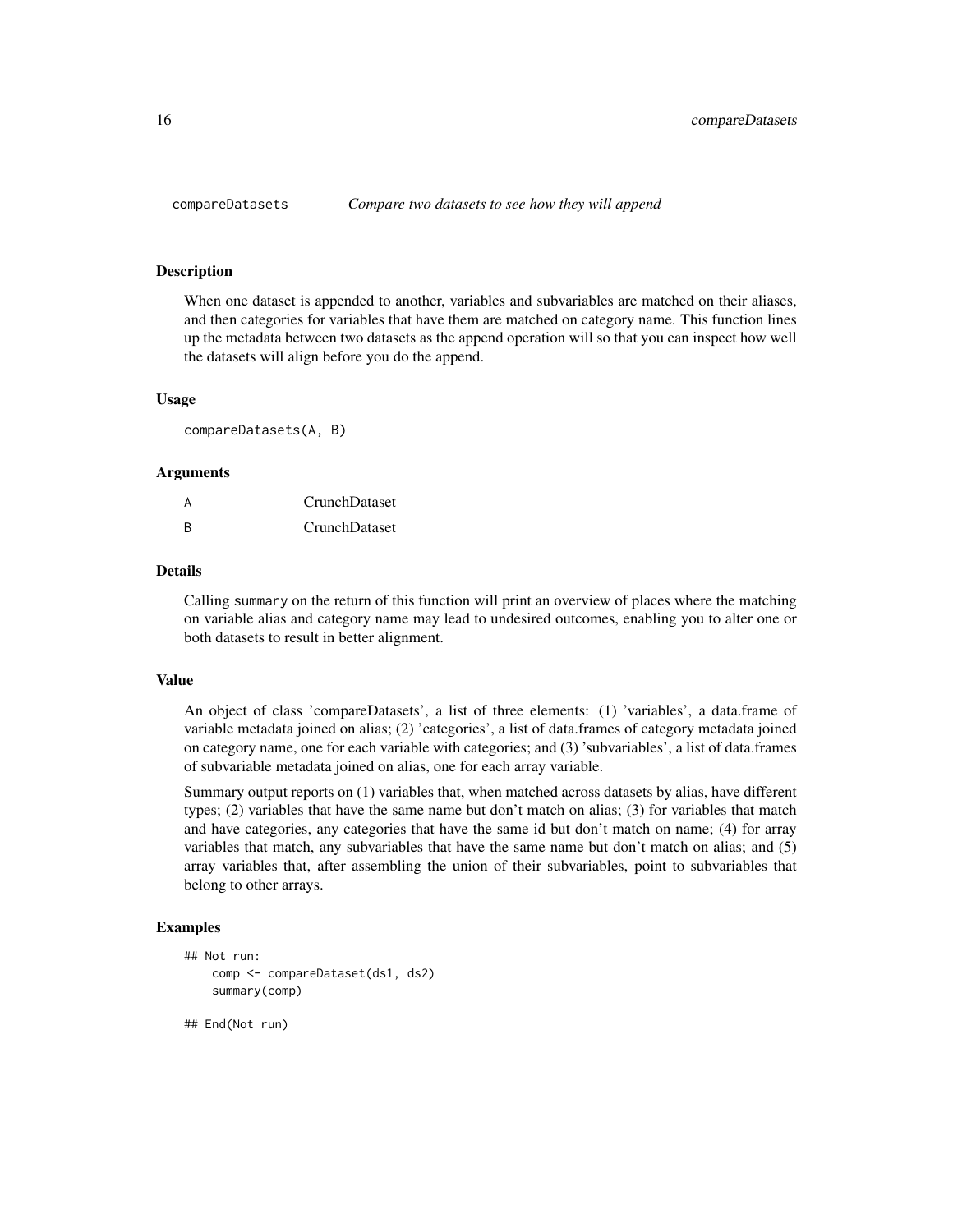## compareDatasets    *Compare two datasets to see how they will append*

### Description

When one dataset is appended to another, variables and subvariables are matched on their aliases, and then categories for variables that have them are matched on category name. This function lines up the metadata between two datasets as the append operation will so that you can inspect how well the datasets will align before you do the append.

### Usage

```
compareDatasets(A, B)
```

### Arguments

| | |
|---|---|
| A | CrunchDataset |
| B | CrunchDataset |

### Details

Calling `summary` on the return of this function will print an overview of places where the matching on variable alias and category name may lead to undesired outcomes, enabling you to alter one or both datasets to result in better alignment.

### Value

An object of class 'compareDatasets', a list of three elements: (1) 'variables', a data.frame of variable metadata joined on alias; (2) 'categories', a list of data.frames of category metadata joined on category name, one for each variable with categories; and (3) 'subvariables', a list of data.frames of subvariable metadata joined on alias, one for each array variable.

Summary output reports on (1) variables that, when matched across datasets by alias, have different types; (2) variables that have the same name but don't match on alias; (3) for variables that match and have categories, any categories that have the same id but don't match on name; (4) for array variables that match, any subvariables that have the same name but don't match on alias; and (5) array variables that, after assembling the union of their subvariables, point to subvariables that belong to other arrays.

### Examples

```
## Not run:
    comp <- compareDataset(ds1, ds2)
    summary(comp)

## End(Not run)
```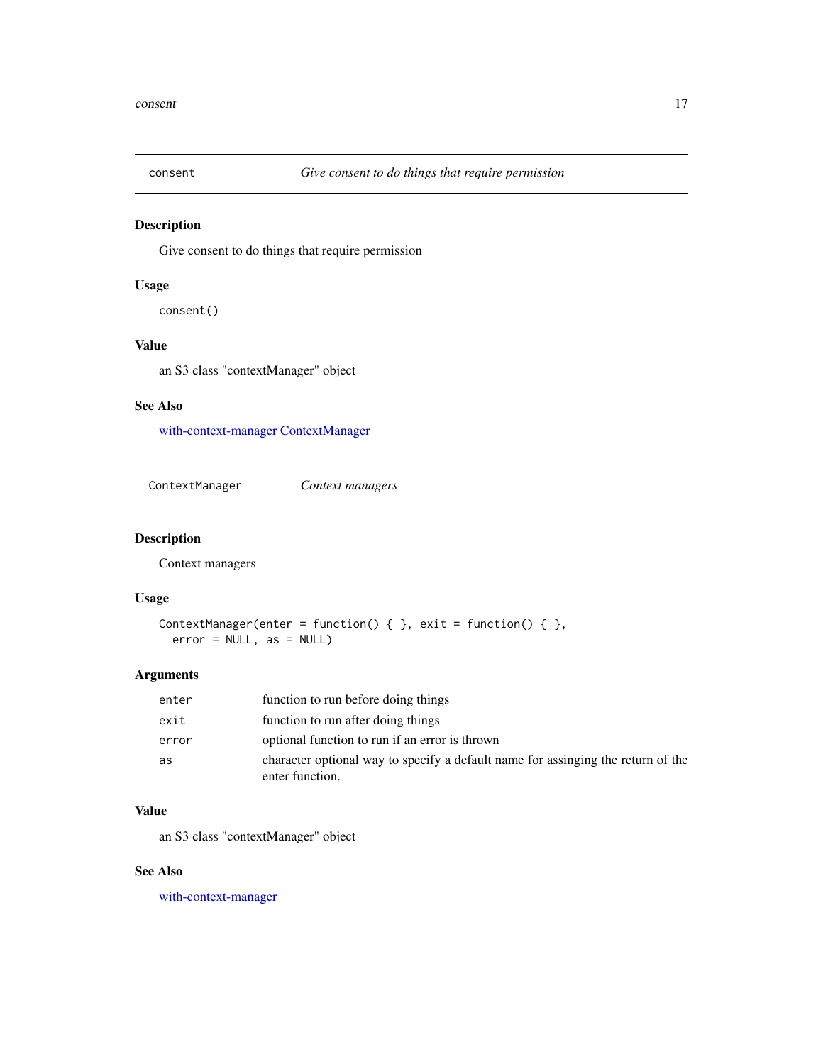## consent — *Give consent to do things that require permission*

### Description

Give consent to do things that require permission

### Usage

```
consent()
```

### Value

an S3 class "contextManager" object

### See Also

with-context-manager ContextManager

## ContextManager — *Context managers*

### Description

Context managers

### Usage

```
ContextManager(enter = function() { }, exit = function() { },
  error = NULL, as = NULL)
```

### Arguments

| | |
|---|---|
| enter | function to run before doing things |
| exit | function to run after doing things |
| error | optional function to run if an error is thrown |
| as | character optional way to specify a default name for assinging the return of the enter function. |

### Value

an S3 class "contextManager" object

### See Also

with-context-manager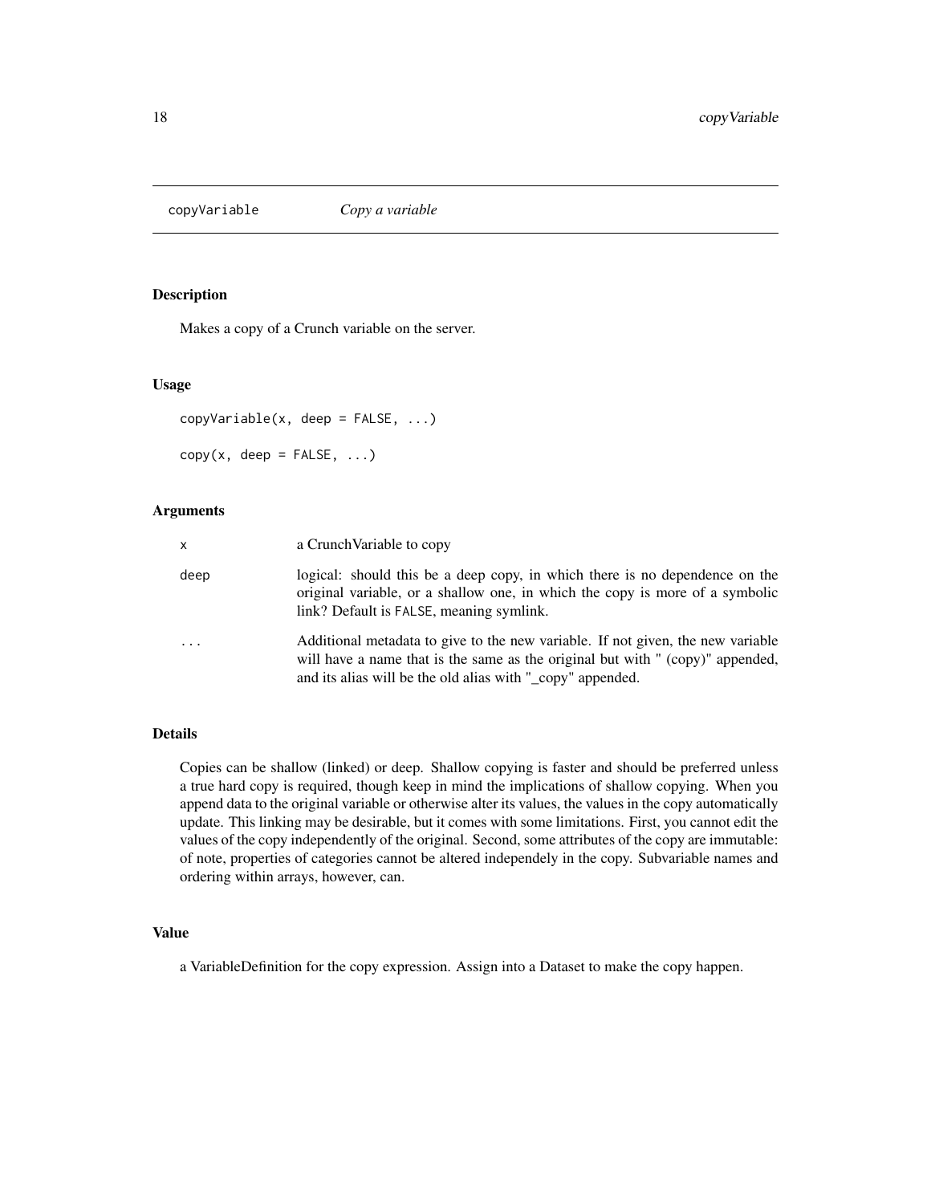## copyVariable *Copy a variable*

### Description

Makes a copy of a Crunch variable on the server.

### Usage

```
copyVariable(x, deep = FALSE, ...)

copy(x, deep = FALSE, ...)
```

### Arguments

| | |
|---|---|
| `x` | a CrunchVariable to copy |
| `deep` | logical: should this be a deep copy, in which there is no dependence on the original variable, or a shallow one, in which the copy is more of a symbolic link? Default is `FALSE`, meaning symlink. |
| `...` | Additional metadata to give to the new variable. If not given, the new variable will have a name that is the same as the original but with " (copy)" appended, and its alias will be the old alias with "_copy" appended. |

### Details

Copies can be shallow (linked) or deep. Shallow copying is faster and should be preferred unless a true hard copy is required, though keep in mind the implications of shallow copying. When you append data to the original variable or otherwise alter its values, the values in the copy automatically update. This linking may be desirable, but it comes with some limitations. First, you cannot edit the values of the copy independently of the original. Second, some attributes of the copy are immutable: of note, properties of categories cannot be altered independely in the copy. Subvariable names and ordering within arrays, however, can.

### Value

a VariableDefinition for the copy expression. Assign into a Dataset to make the copy happen.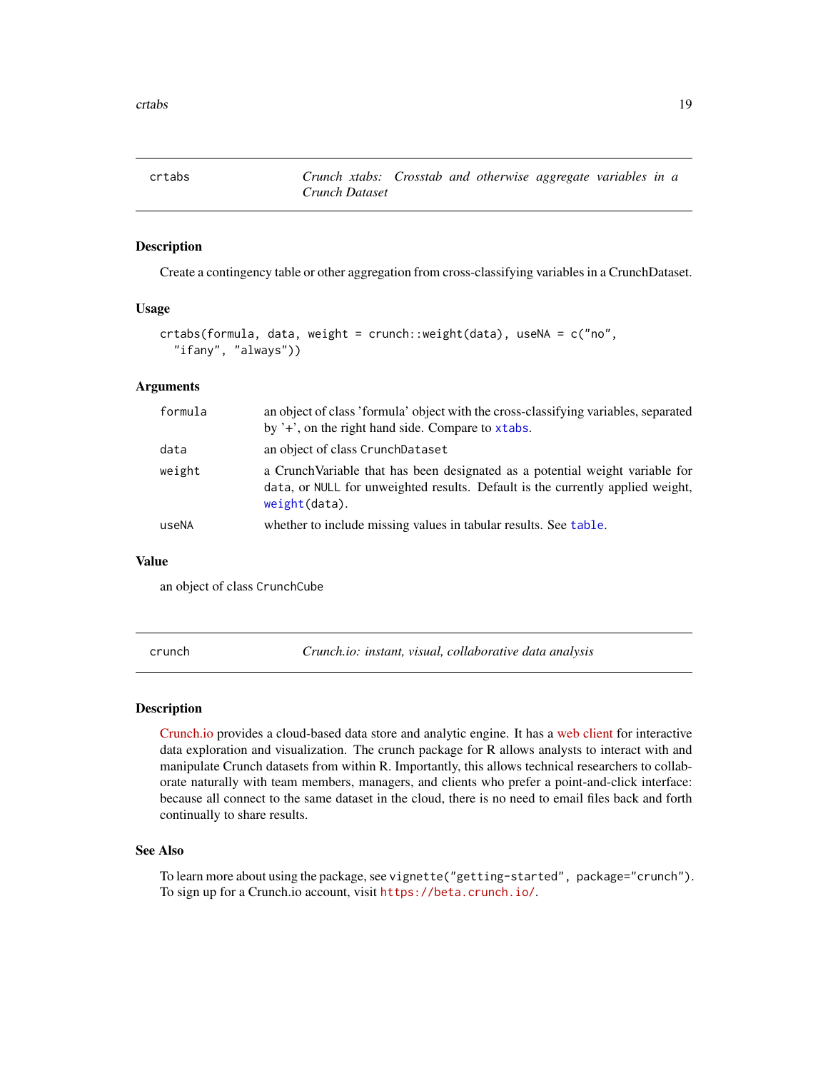## crtabs — *Crunch xtabs: Crosstab and otherwise aggregate variables in a Crunch Dataset*

### Description

Create a contingency table or other aggregation from cross-classifying variables in a CrunchDataset.

### Usage

```
crtabs(formula, data, weight = crunch::weight(data), useNA = c("no",
  "ifany", "always"))
```

### Arguments

| | |
|---|---|
| `formula` | an object of class 'formula' object with the cross-classifying variables, separated by '+', on the right hand side. Compare to `xtabs`. |
| `data` | an object of class `CrunchDataset` |
| `weight` | a CrunchVariable that has been designated as a potential weight variable for `data`, or `NULL` for unweighted results. Default is the currently applied weight, `weight(data)`. |
| `useNA` | whether to include missing values in tabular results. See `table`. |

### Value

an object of class `CrunchCube`

## crunch — *Crunch.io: instant, visual, collaborative data analysis*

### Description

Crunch.io provides a cloud-based data store and analytic engine. It has a web client for interactive data exploration and visualization. The crunch package for R allows analysts to interact with and manipulate Crunch datasets from within R. Importantly, this allows technical researchers to collaborate naturally with team members, managers, and clients who prefer a point-and-click interface: because all connect to the same dataset in the cloud, there is no need to email files back and forth continually to share results.

### See Also

To learn more about using the package, see `vignette("getting-started", package="crunch")`. To sign up for a Crunch.io account, visit `https://beta.crunch.io/`.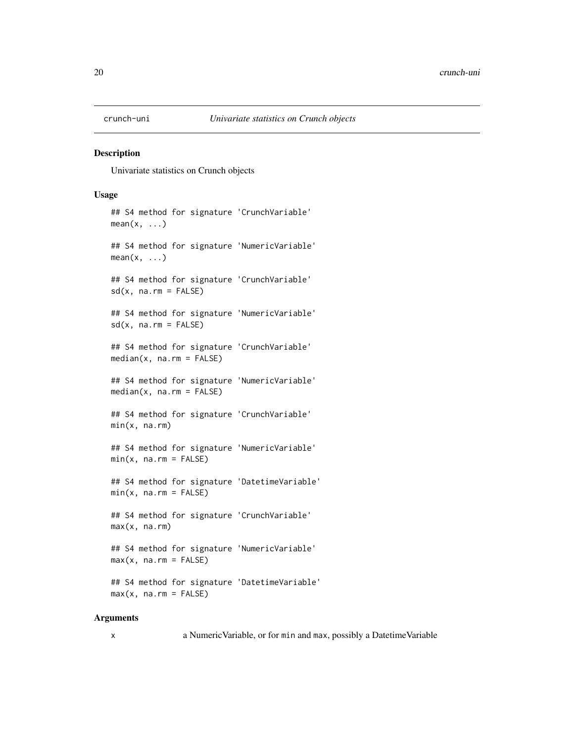`crunch-uni` *Univariate statistics on Crunch objects*

## Description

Univariate statistics on Crunch objects

## Usage

```
## S4 method for signature 'CrunchVariable'
mean(x, ...)

## S4 method for signature 'NumericVariable'
mean(x, ...)

## S4 method for signature 'CrunchVariable'
sd(x, na.rm = FALSE)

## S4 method for signature 'NumericVariable'
sd(x, na.rm = FALSE)

## S4 method for signature 'CrunchVariable'
median(x, na.rm = FALSE)

## S4 method for signature 'NumericVariable'
median(x, na.rm = FALSE)

## S4 method for signature 'CrunchVariable'
min(x, na.rm)

## S4 method for signature 'NumericVariable'
min(x, na.rm = FALSE)

## S4 method for signature 'DatetimeVariable'
min(x, na.rm = FALSE)

## S4 method for signature 'CrunchVariable'
max(x, na.rm)

## S4 method for signature 'NumericVariable'
max(x, na.rm = FALSE)

## S4 method for signature 'DatetimeVariable'
max(x, na.rm = FALSE)
```

## Arguments

| | |
|---|---|
| x | a NumericVariable, or for `min` and `max`, possibly a DatetimeVariable |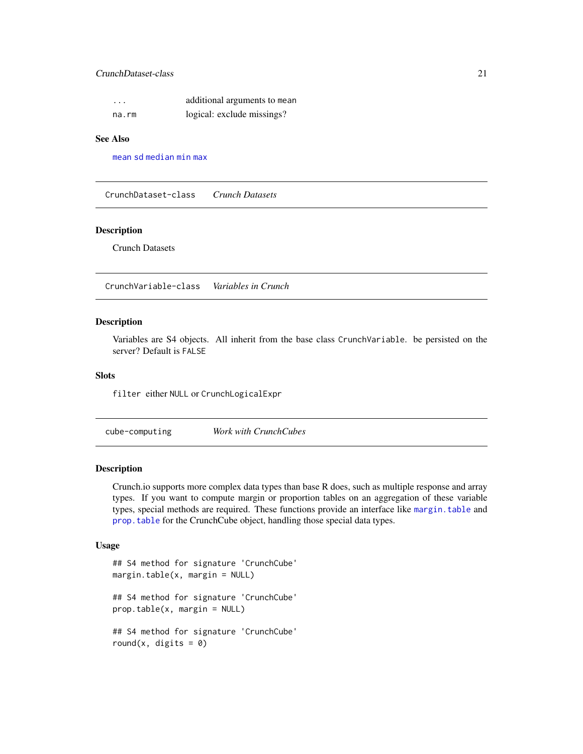| | |
|---|---|
| `...` | additional arguments to `mean` |
| `na.rm` | logical: exclude missings? |

## See Also

`mean` `sd` `median` `min` `max`

---

# CrunchDataset-class — *Crunch Datasets*

## Description

Crunch Datasets

---

# CrunchVariable-class — *Variables in Crunch*

## Description

Variables are S4 objects. All inherit from the base class `CrunchVariable`. be persisted on the server? Default is `FALSE`

## Slots

`filter` either `NULL` or `CrunchLogicalExpr`

---

# cube-computing — *Work with CrunchCubes*

## Description

Crunch.io supports more complex data types than base R does, such as multiple response and array types. If you want to compute margin or proportion tables on an aggregation of these variable types, special methods are required. These functions provide an interface like `margin.table` and `prop.table` for the CrunchCube object, handling those special data types.

## Usage

```
## S4 method for signature 'CrunchCube'
margin.table(x, margin = NULL)

## S4 method for signature 'CrunchCube'
prop.table(x, margin = NULL)

## S4 method for signature 'CrunchCube'
round(x, digits = 0)
```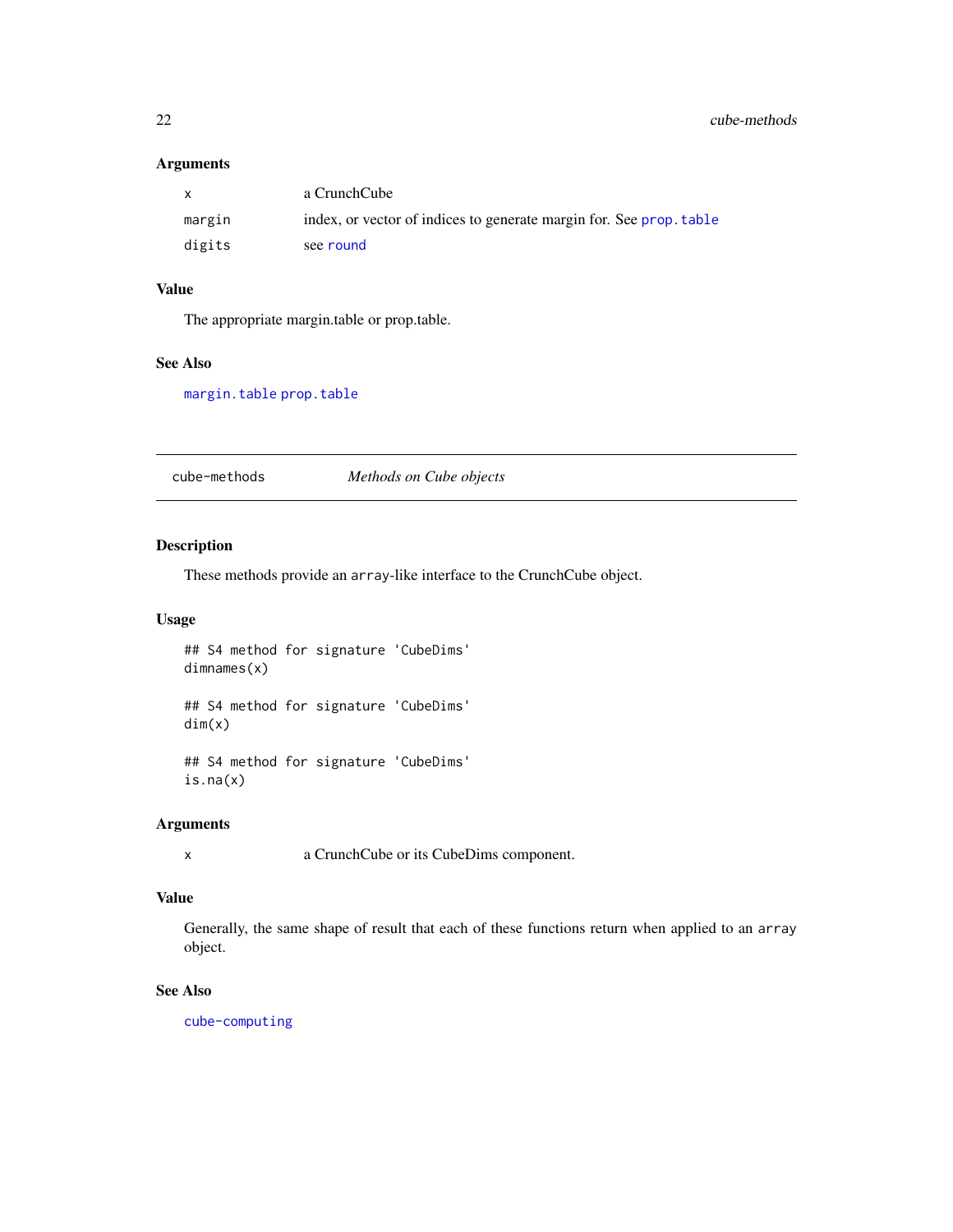### Arguments

| | |
|---|---|
| x | a CrunchCube |
| margin | index, or vector of indices to generate margin for. See prop.table |
| digits | see round |

### Value

The appropriate margin.table or prop.table.

### See Also

margin.table prop.table

---

## cube-methods — *Methods on Cube objects*

---

### Description

These methods provide an array-like interface to the CrunchCube object.

### Usage

```
## S4 method for signature 'CubeDims'
dimnames(x)

## S4 method for signature 'CubeDims'
dim(x)

## S4 method for signature 'CubeDims'
is.na(x)
```

### Arguments

| | |
|---|---|
| x | a CrunchCube or its CubeDims component. |

### Value

Generally, the same shape of result that each of these functions return when applied to an array object.

### See Also

cube-computing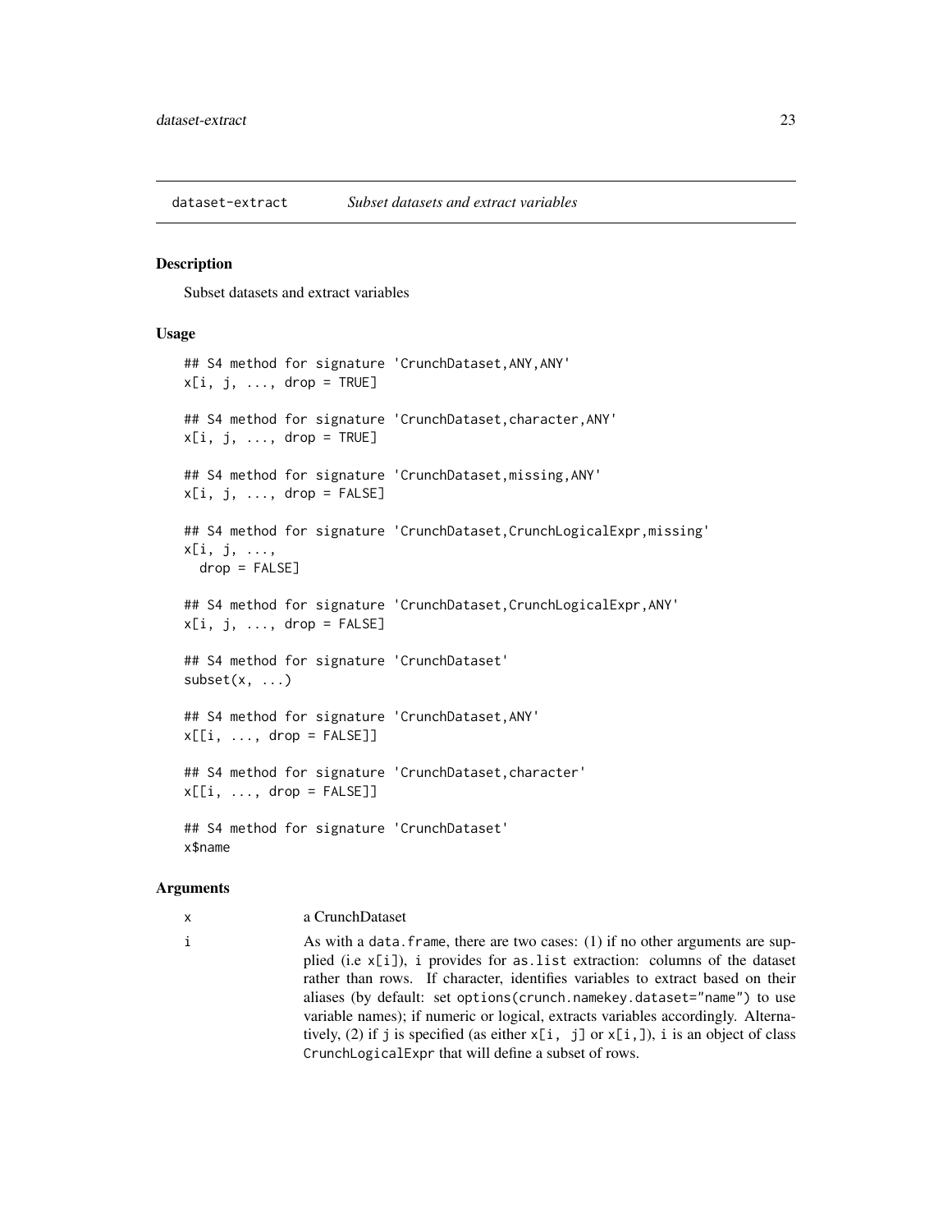## dataset-extract    *Subset datasets and extract variables*

### Description

Subset datasets and extract variables

### Usage

```
## S4 method for signature 'CrunchDataset,ANY,ANY'
x[i, j, ..., drop = TRUE]

## S4 method for signature 'CrunchDataset,character,ANY'
x[i, j, ..., drop = TRUE]

## S4 method for signature 'CrunchDataset,missing,ANY'
x[i, j, ..., drop = FALSE]

## S4 method for signature 'CrunchDataset,CrunchLogicalExpr,missing'
x[i, j, ...,
  drop = FALSE]

## S4 method for signature 'CrunchDataset,CrunchLogicalExpr,ANY'
x[i, j, ..., drop = FALSE]

## S4 method for signature 'CrunchDataset'
subset(x, ...)

## S4 method for signature 'CrunchDataset,ANY'
x[[i, ..., drop = FALSE]]

## S4 method for signature 'CrunchDataset,character'
x[[i, ..., drop = FALSE]]

## S4 method for signature 'CrunchDataset'
x$name
```

### Arguments

| | |
|---|---|
| x | a CrunchDataset |
| i | As with a `data.frame`, there are two cases: (1) if no other arguments are supplied (i.e `x[i]`), `i` provides for `as.list` extraction: columns of the dataset rather than rows. If character, identifies variables to extract based on their aliases (by default: set `options(crunch.namekey.dataset="name")` to use variable names); if numeric or logical, extracts variables accordingly. Alternatively, (2) if `j` is specified (as either `x[i, j]` or `x[i,]`), `i` is an object of class `CrunchLogicalExpr` that will define a subset of rows. |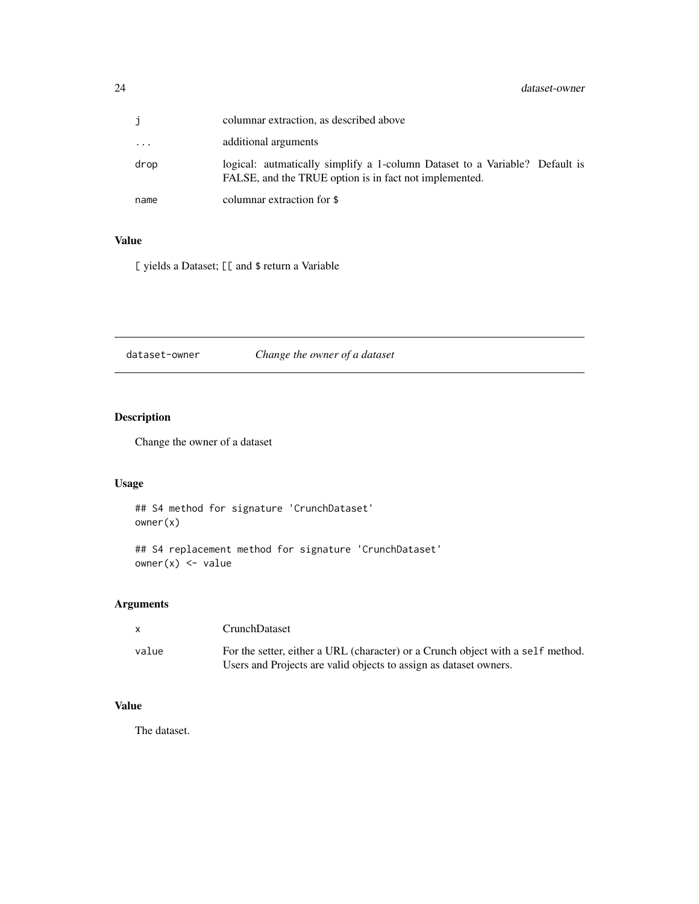| | |
|---|---|
| j | columnar extraction, as described above |
| ... | additional arguments |
| drop | logical: autmatically simplify a 1-column Dataset to a Variable? Default is FALSE, and the TRUE option is in fact not implemented. |
| name | columnar extraction for $ |

### Value

[ yields a Dataset; [[ and $ return a Variable

---

## dataset-owner    *Change the owner of a dataset*

---

### Description

Change the owner of a dataset

### Usage

```
## S4 method for signature 'CrunchDataset'
owner(x)

## S4 replacement method for signature 'CrunchDataset'
owner(x) <- value
```

### Arguments

| | |
|---|---|
| x | CrunchDataset |
| value | For the setter, either a URL (character) or a Crunch object with a self method. Users and Projects are valid objects to assign as dataset owners. |

### Value

The dataset.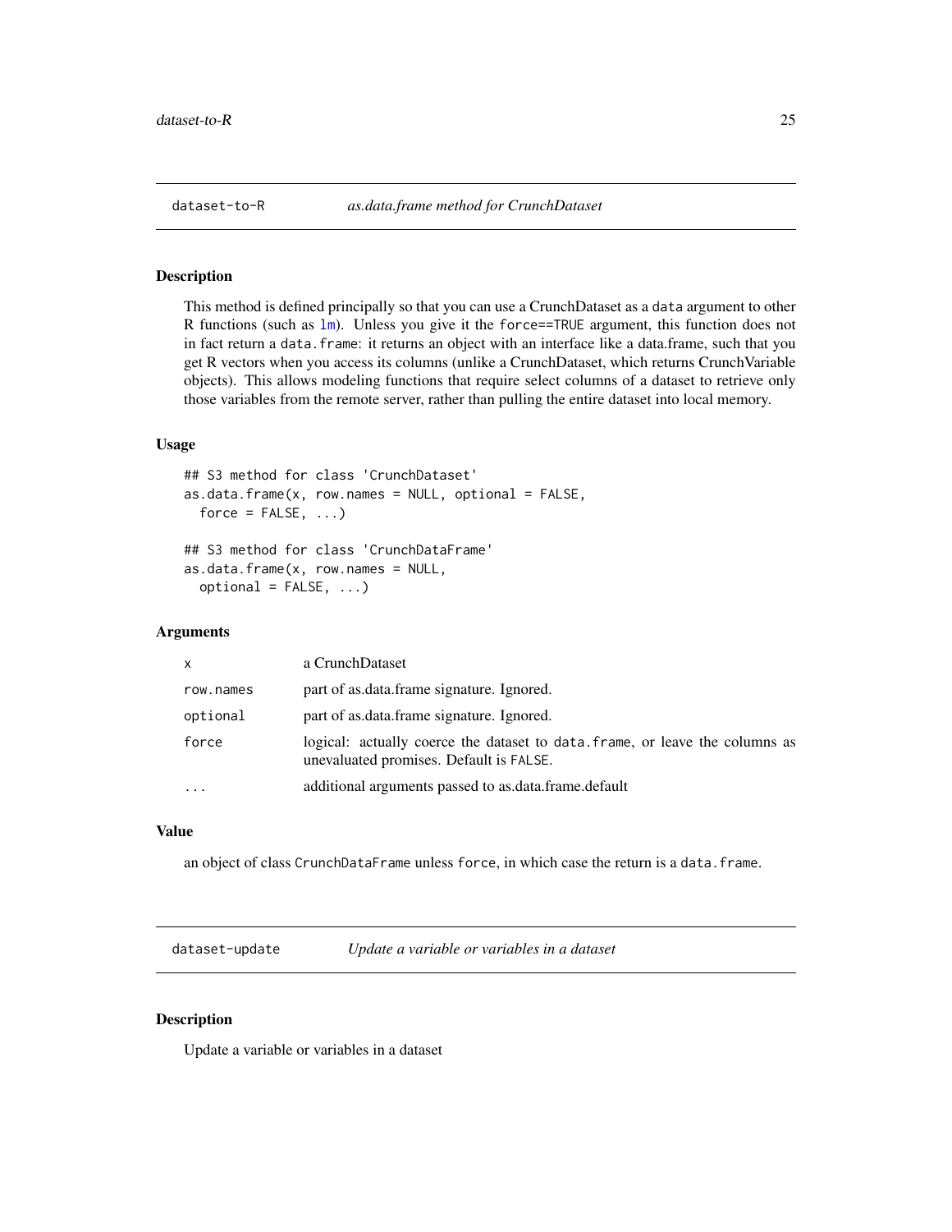## dataset-to-R — *as.data.frame method for CrunchDataset*

### Description

This method is defined principally so that you can use a CrunchDataset as a `data` argument to other R functions (such as `lm`). Unless you give it the `force==TRUE` argument, this function does not in fact return a `data.frame`: it returns an object with an interface like a data.frame, such that you get R vectors when you access its columns (unlike a CrunchDataset, which returns CrunchVariable objects). This allows modeling functions that require select columns of a dataset to retrieve only those variables from the remote server, rather than pulling the entire dataset into local memory.

### Usage

```
## S3 method for class 'CrunchDataset'
as.data.frame(x, row.names = NULL, optional = FALSE,
  force = FALSE, ...)

## S3 method for class 'CrunchDataFrame'
as.data.frame(x, row.names = NULL,
  optional = FALSE, ...)
```

### Arguments

| | |
|---|---|
| `x` | a CrunchDataset |
| `row.names` | part of as.data.frame signature. Ignored. |
| `optional` | part of as.data.frame signature. Ignored. |
| `force` | logical: actually coerce the dataset to `data.frame`, or leave the columns as unevaluated promises. Default is `FALSE`. |
| `...` | additional arguments passed to as.data.frame.default |

### Value

an object of class `CrunchDataFrame` unless `force`, in which case the return is a `data.frame`.

## dataset-update — *Update a variable or variables in a dataset*

### Description

Update a variable or variables in a dataset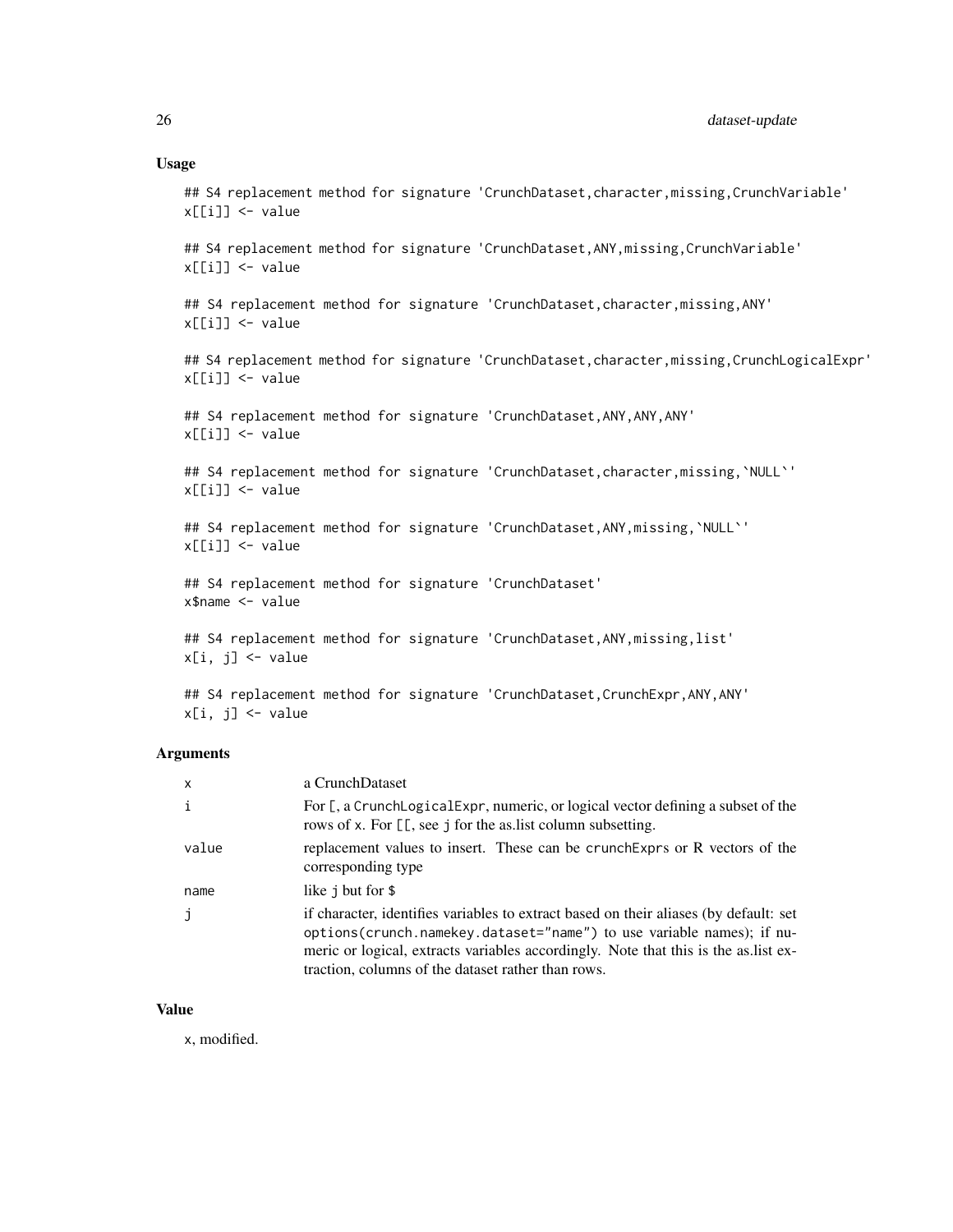### Usage

```
## S4 replacement method for signature 'CrunchDataset,character,missing,CrunchVariable'
x[[i]] <- value

## S4 replacement method for signature 'CrunchDataset,ANY,missing,CrunchVariable'
x[[i]] <- value

## S4 replacement method for signature 'CrunchDataset,character,missing,ANY'
x[[i]] <- value

## S4 replacement method for signature 'CrunchDataset,character,missing,CrunchLogicalExpr'
x[[i]] <- value

## S4 replacement method for signature 'CrunchDataset,ANY,ANY,ANY'
x[[i]] <- value

## S4 replacement method for signature 'CrunchDataset,character,missing,`NULL`'
x[[i]] <- value

## S4 replacement method for signature 'CrunchDataset,ANY,missing,`NULL`'
x[[i]] <- value

## S4 replacement method for signature 'CrunchDataset'
x$name <- value

## S4 replacement method for signature 'CrunchDataset,ANY,missing,list'
x[i, j] <- value

## S4 replacement method for signature 'CrunchDataset,CrunchExpr,ANY,ANY'
x[i, j] <- value
```

### Arguments

| | |
|---|---|
| x | a CrunchDataset |
| i | For [, a CrunchLogicalExpr, numeric, or logical vector defining a subset of the rows of x. For [[, see j for the as.list column subsetting. |
| value | replacement values to insert. These can be crunchExprs or R vectors of the corresponding type |
| name | like j but for $ |
| j | if character, identifies variables to extract based on their aliases (by default: set options(crunch.namekey.dataset="name") to use variable names); if numeric or logical, extracts variables accordingly. Note that this is the as.list extraction, columns of the dataset rather than rows. |

### Value

x, modified.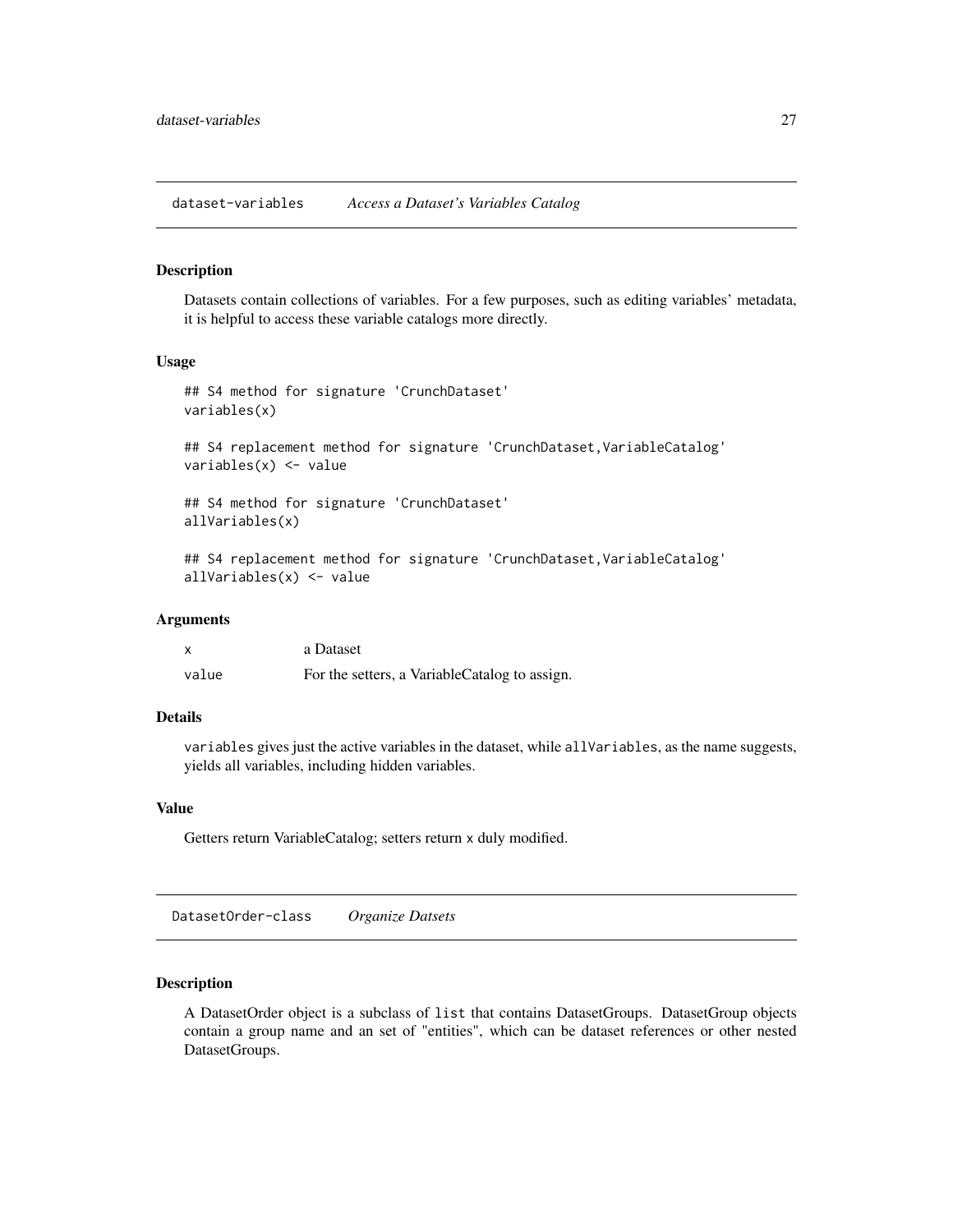## dataset-variables *Access a Dataset's Variables Catalog*

### Description

Datasets contain collections of variables. For a few purposes, such as editing variables' metadata, it is helpful to access these variable catalogs more directly.

### Usage

```
## S4 method for signature 'CrunchDataset'
variables(x)

## S4 replacement method for signature 'CrunchDataset,VariableCatalog'
variables(x) <- value

## S4 method for signature 'CrunchDataset'
allVariables(x)

## S4 replacement method for signature 'CrunchDataset,VariableCatalog'
allVariables(x) <- value
```

### Arguments

| | |
|---|---|
| `x` | a Dataset |
| `value` | For the setters, a VariableCatalog to assign. |

### Details

`variables` gives just the active variables in the dataset, while `allVariables`, as the name suggests, yields all variables, including hidden variables.

### Value

Getters return VariableCatalog; setters return `x` duly modified.

## DatasetOrder-class *Organize Datsets*

### Description

A DatasetOrder object is a subclass of `list` that contains DatasetGroups. DatasetGroup objects contain a group name and an set of "entities", which can be dataset references or other nested DatasetGroups.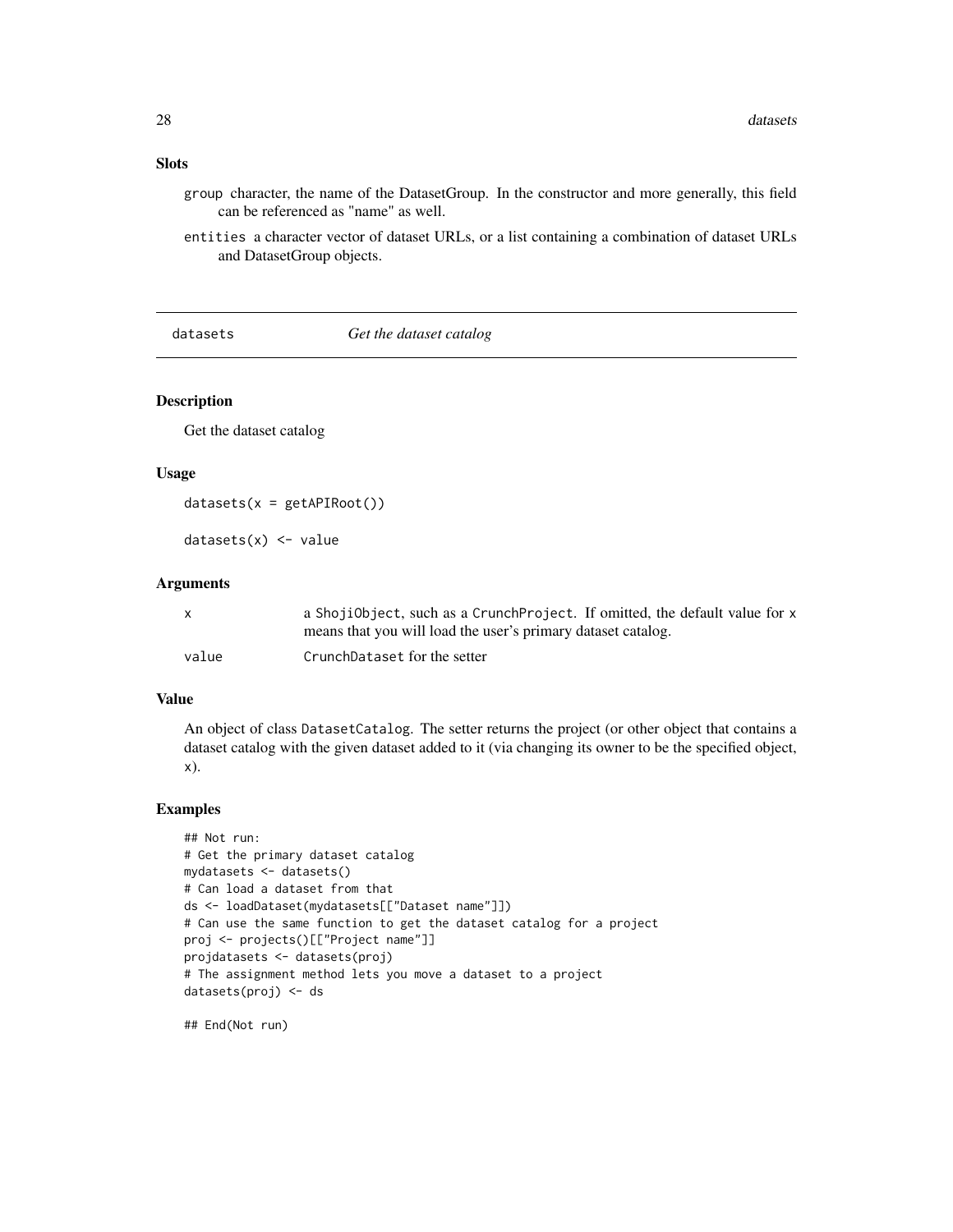### Slots

`group` character, the name of the DatasetGroup. In the constructor and more generally, this field can be referenced as "name" as well.

`entities` a character vector of dataset URLs, or a list containing a combination of dataset URLs and DatasetGroup objects.

---

## datasets — *Get the dataset catalog*

### Description

Get the dataset catalog

### Usage

```
datasets(x = getAPIRoot())

datasets(x) <- value
```

### Arguments

| | |
|---|---|
| `x` | a `ShojiObject`, such as a `CrunchProject`. If omitted, the default value for `x` means that you will load the user's primary dataset catalog. |
| `value` | `CrunchDataset` for the setter |

### Value

An object of class `DatasetCatalog`. The setter returns the project (or other object that contains a dataset catalog with the given dataset added to it (via changing its owner to be the specified object, `x`).

### Examples

```
## Not run:
# Get the primary dataset catalog
mydatasets <- datasets()
# Can load a dataset from that
ds <- loadDataset(mydatasets[["Dataset name"]])
# Can use the same function to get the dataset catalog for a project
proj <- projects()[["Project name"]]
projdatasets <- datasets(proj)
# The assignment method lets you move a dataset to a project
datasets(proj) <- ds

## End(Not run)
```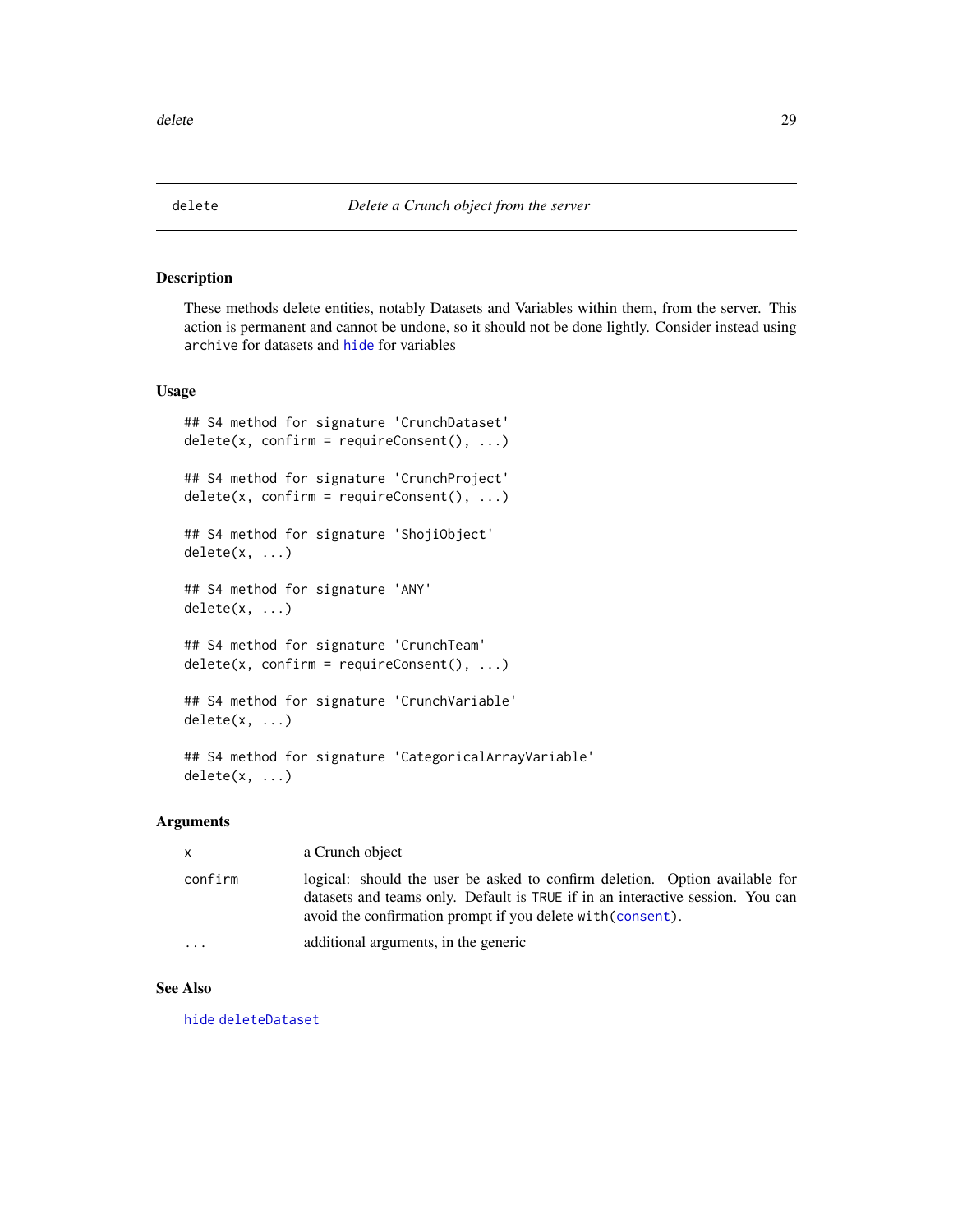# delete — *Delete a Crunch object from the server*

## Description

These methods delete entities, notably Datasets and Variables within them, from the server. This action is permanent and cannot be undone, so it should not be done lightly. Consider instead using `archive` for datasets and `hide` for variables

## Usage

```
## S4 method for signature 'CrunchDataset'
delete(x, confirm = requireConsent(), ...)

## S4 method for signature 'CrunchProject'
delete(x, confirm = requireConsent(), ...)

## S4 method for signature 'ShojiObject'
delete(x, ...)

## S4 method for signature 'ANY'
delete(x, ...)

## S4 method for signature 'CrunchTeam'
delete(x, confirm = requireConsent(), ...)

## S4 method for signature 'CrunchVariable'
delete(x, ...)

## S4 method for signature 'CategoricalArrayVariable'
delete(x, ...)
```

## Arguments

| | |
|---|---|
| `x` | a Crunch object |
| `confirm` | logical: should the user be asked to confirm deletion. Option available for datasets and teams only. Default is `TRUE` if in an interactive session. You can avoid the confirmation prompt if you delete `with(consent)`. |
| `...` | additional arguments, in the generic |

## See Also

`hide` `deleteDataset`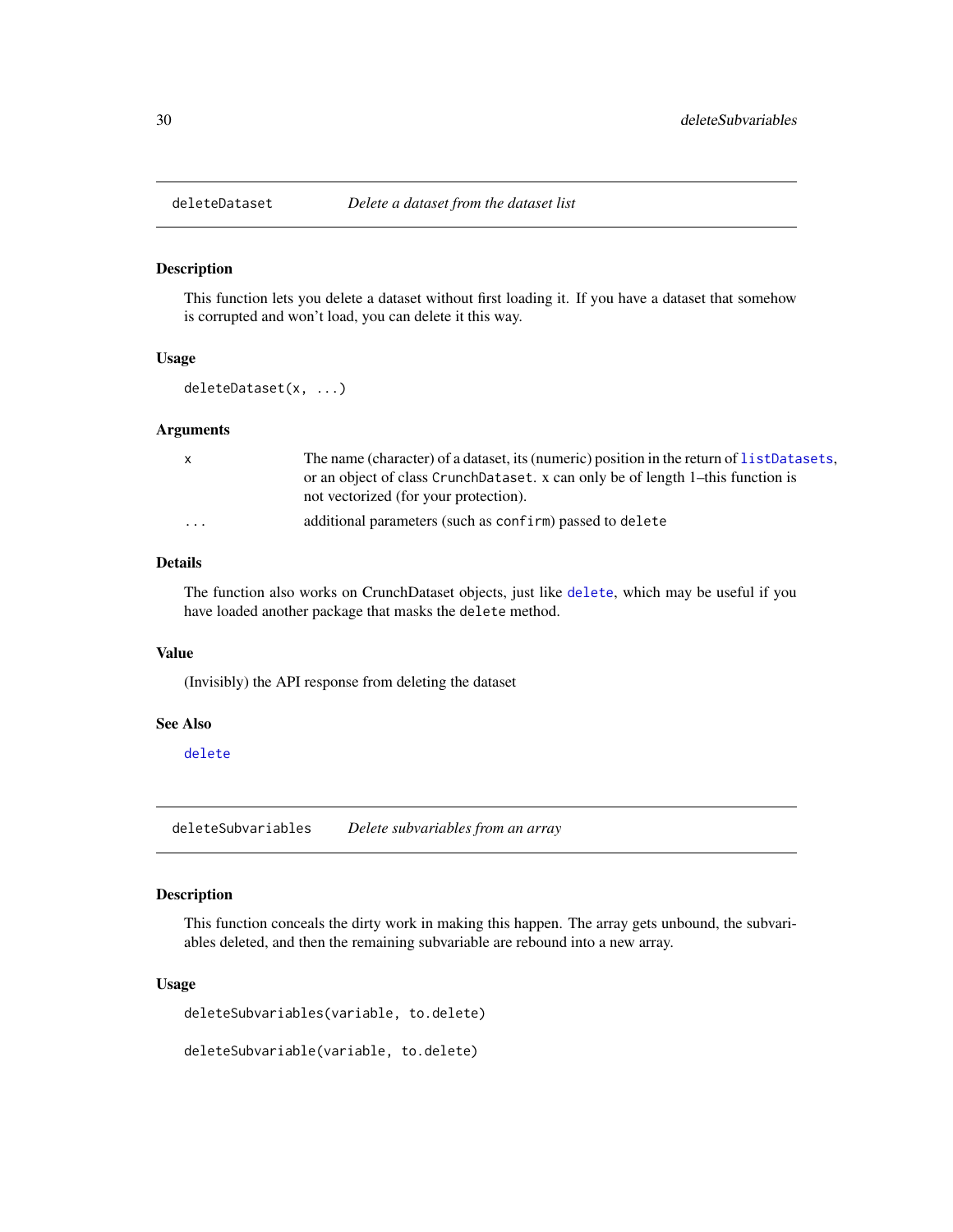## deleteDataset — *Delete a dataset from the dataset list*

### Description

This function lets you delete a dataset without first loading it. If you have a dataset that somehow is corrupted and won't load, you can delete it this way.

### Usage

```
deleteDataset(x, ...)
```

### Arguments

| | |
|---|---|
| `x` | The name (character) of a dataset, its (numeric) position in the return of `listDatasets`, or an object of class `CrunchDataset`. x can only be of length 1–this function is not vectorized (for your protection). |
| `...` | additional parameters (such as `confirm`) passed to `delete` |

### Details

The function also works on CrunchDataset objects, just like `delete`, which may be useful if you have loaded another package that masks the `delete` method.

### Value

(Invisibly) the API response from deleting the dataset

### See Also

`delete`

## deleteSubvariables — *Delete subvariables from an array*

### Description

This function conceals the dirty work in making this happen. The array gets unbound, the subvariables deleted, and then the remaining subvariable are rebound into a new array.

### Usage

```
deleteSubvariables(variable, to.delete)

deleteSubvariable(variable, to.delete)
```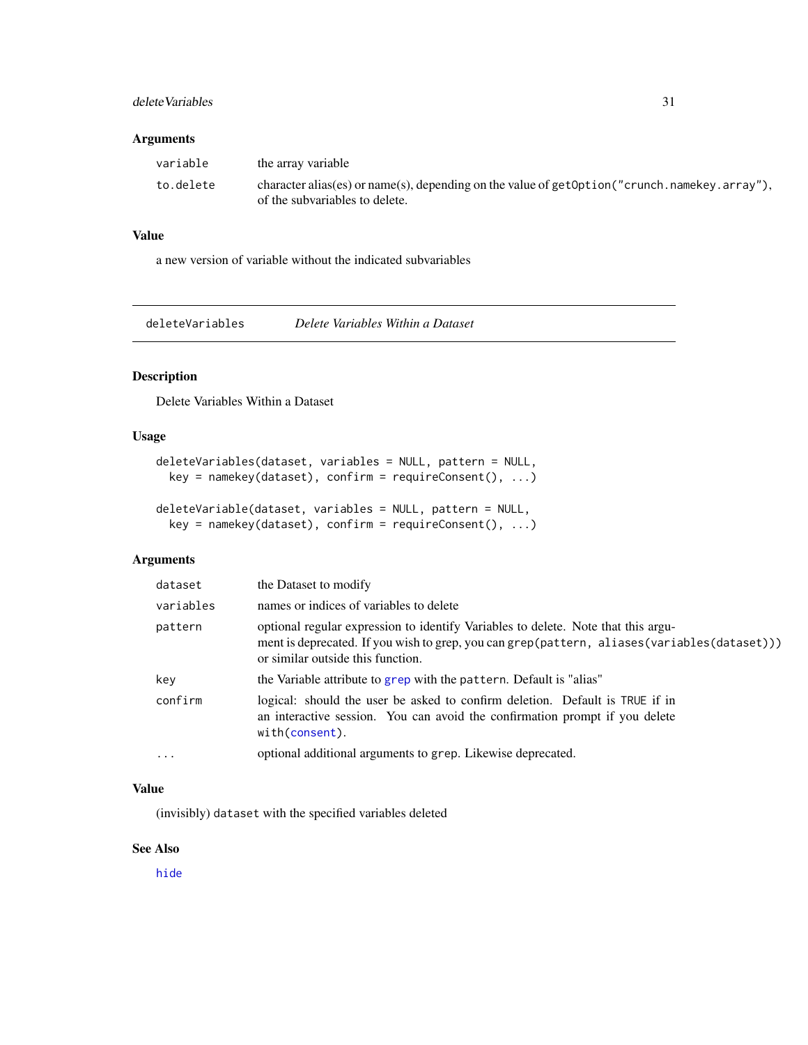### Arguments

| | |
|---|---|
| `variable` | the array variable |
| `to.delete` | character alias(es) or name(s), depending on the value of `getOption("crunch.namekey.array")`, of the subvariables to delete. |

### Value

a new version of variable without the indicated subvariables

---

## deleteVariables — *Delete Variables Within a Dataset*

---

### Description

Delete Variables Within a Dataset

### Usage

```
deleteVariables(dataset, variables = NULL, pattern = NULL,
  key = namekey(dataset), confirm = requireConsent(), ...)

deleteVariable(dataset, variables = NULL, pattern = NULL,
  key = namekey(dataset), confirm = requireConsent(), ...)
```

### Arguments

| | |
|---|---|
| `dataset` | the Dataset to modify |
| `variables` | names or indices of variables to delete |
| `pattern` | optional regular expression to identify Variables to delete. Note that this argument is deprecated. If you wish to grep, you can `grep(pattern, aliases(variables(dataset)))` or similar outside this function. |
| `key` | the Variable attribute to `grep` with the `pattern`. Default is "alias" |
| `confirm` | logical: should the user be asked to confirm deletion. Default is `TRUE` if in an interactive session. You can avoid the confirmation prompt if you delete `with(consent)`. |
| `...` | optional additional arguments to `grep`. Likewise deprecated. |

### Value

(invisibly) `dataset` with the specified variables deleted

### See Also

`hide`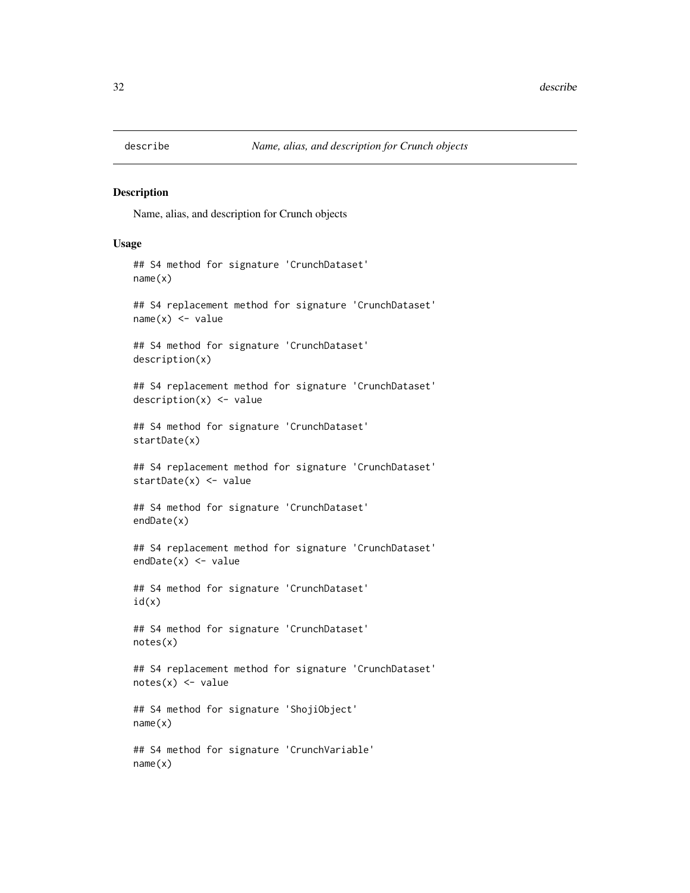describe *Name, alias, and description for Crunch objects*

## Description

Name, alias, and description for Crunch objects

## Usage

```
## S4 method for signature 'CrunchDataset'
name(x)

## S4 replacement method for signature 'CrunchDataset'
name(x) <- value

## S4 method for signature 'CrunchDataset'
description(x)

## S4 replacement method for signature 'CrunchDataset'
description(x) <- value

## S4 method for signature 'CrunchDataset'
startDate(x)

## S4 replacement method for signature 'CrunchDataset'
startDate(x) <- value

## S4 method for signature 'CrunchDataset'
endDate(x)

## S4 replacement method for signature 'CrunchDataset'
endDate(x) <- value

## S4 method for signature 'CrunchDataset'
id(x)

## S4 method for signature 'CrunchDataset'
notes(x)

## S4 replacement method for signature 'CrunchDataset'
notes(x) <- value

## S4 method for signature 'ShojiObject'
name(x)

## S4 method for signature 'CrunchVariable'
name(x)
```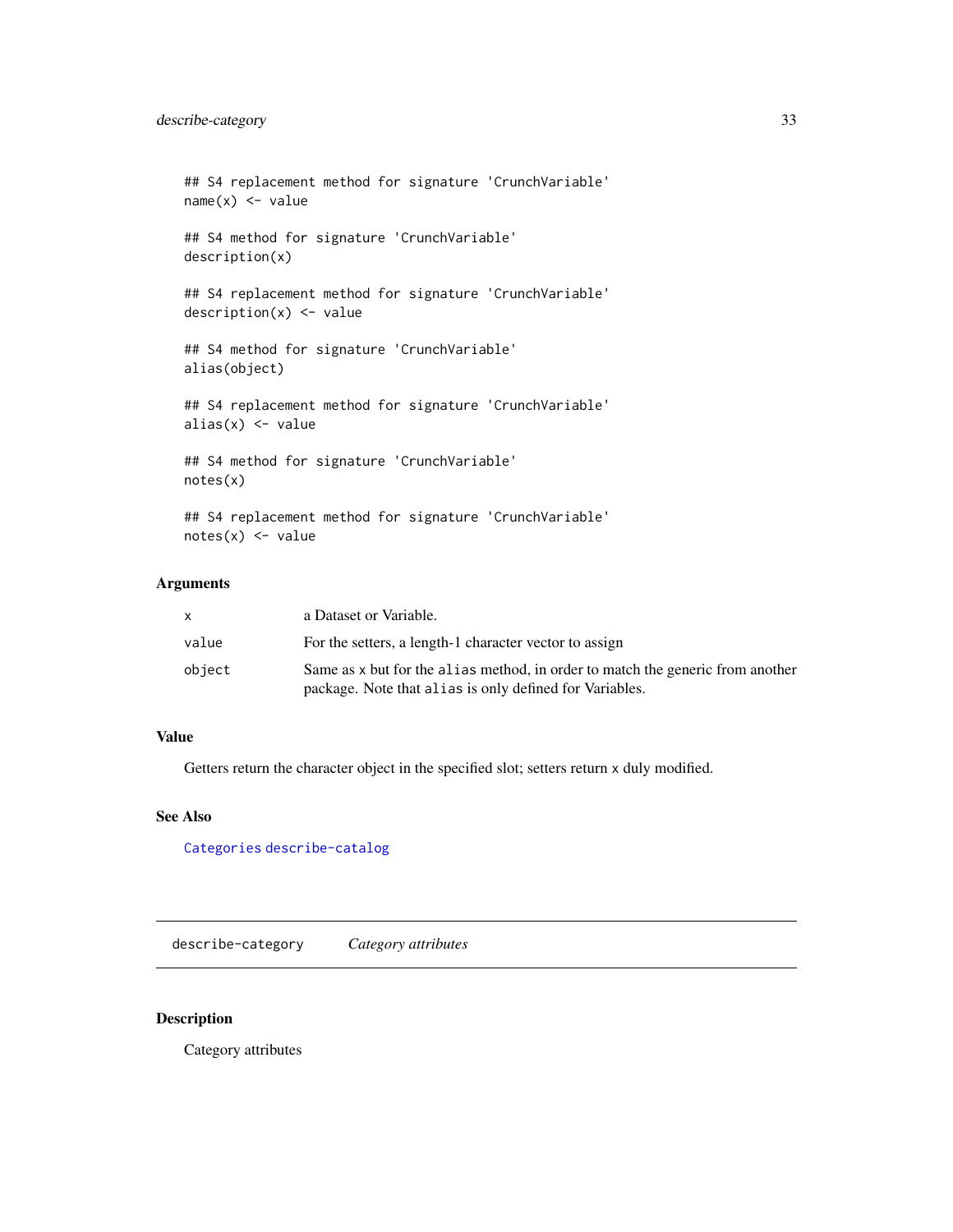```
## S4 replacement method for signature 'CrunchVariable'
name(x) <- value

## S4 method for signature 'CrunchVariable'
description(x)

## S4 replacement method for signature 'CrunchVariable'
description(x) <- value

## S4 method for signature 'CrunchVariable'
alias(object)

## S4 replacement method for signature 'CrunchVariable'
alias(x) <- value

## S4 method for signature 'CrunchVariable'
notes(x)

## S4 replacement method for signature 'CrunchVariable'
notes(x) <- value
```

### Arguments

| | |
|---|---|
| `x` | a Dataset or Variable. |
| `value` | For the setters, a length-1 character vector to assign |
| `object` | Same as `x` but for the `alias` method, in order to match the generic from another package. Note that `alias` is only defined for Variables. |

### Value

Getters return the character object in the specified slot; setters return `x` duly modified.

### See Also

`Categories` `describe-catalog`

---

## `describe-category` *Category attributes*

### Description

Category attributes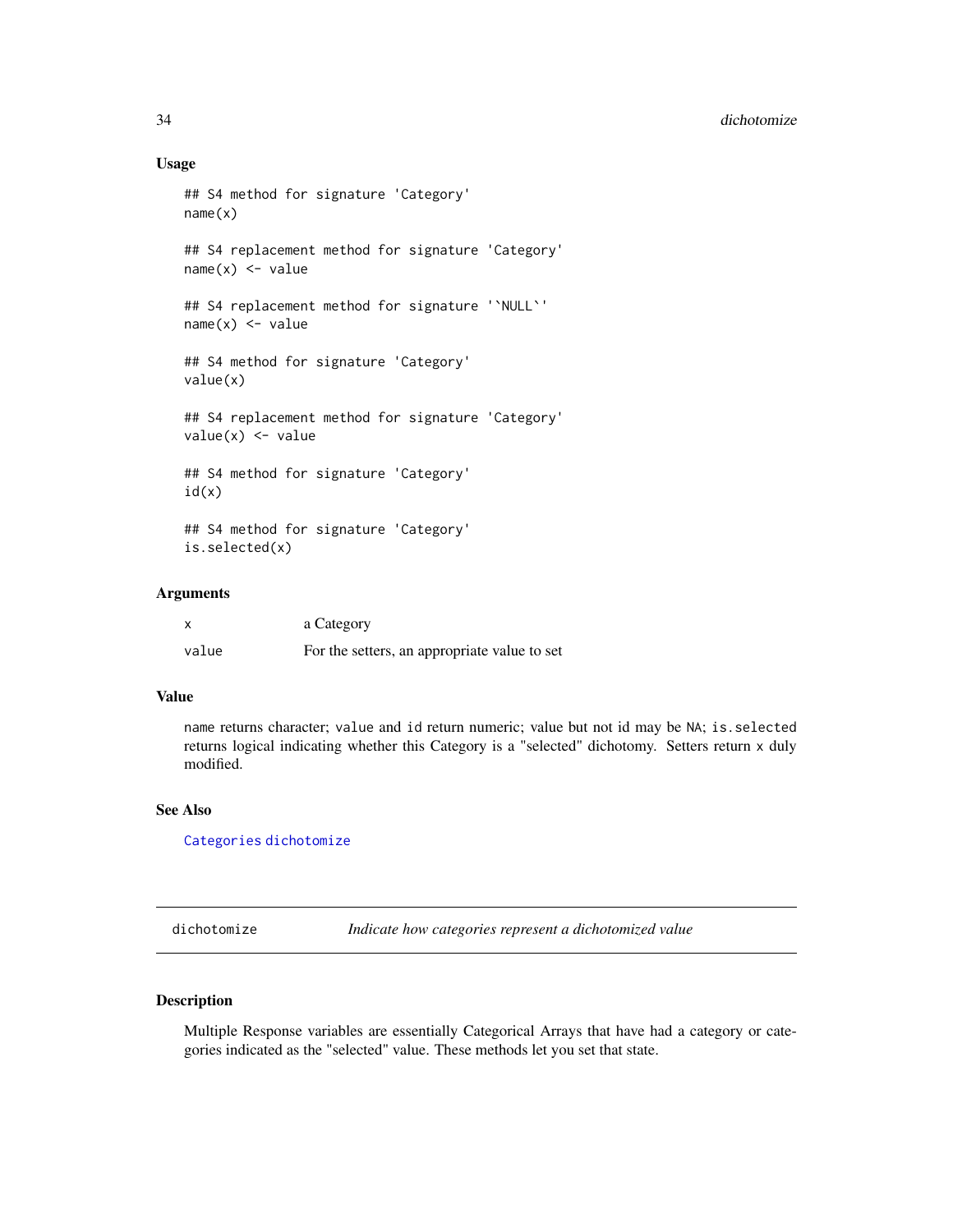### Usage

```
## S4 method for signature 'Category'
name(x)

## S4 replacement method for signature 'Category'
name(x) <- value

## S4 replacement method for signature '`NULL`'
name(x) <- value

## S4 method for signature 'Category'
value(x)

## S4 replacement method for signature 'Category'
value(x) <- value

## S4 method for signature 'Category'
id(x)

## S4 method for signature 'Category'
is.selected(x)
```

### Arguments

| | |
|---|---|
| `x` | a Category |
| `value` | For the setters, an appropriate value to set |

### Value

`name` returns character; `value` and `id` return numeric; value but not id may be `NA`; `is.selected` returns logical indicating whether this Category is a "selected" dichotomy. Setters return `x` duly modified.

### See Also

`Categories` `dichotomize`

---

## `dichotomize` *Indicate how categories represent a dichotomized value*

### Description

Multiple Response variables are essentially Categorical Arrays that have had a category or categories indicated as the "selected" value. These methods let you set that state.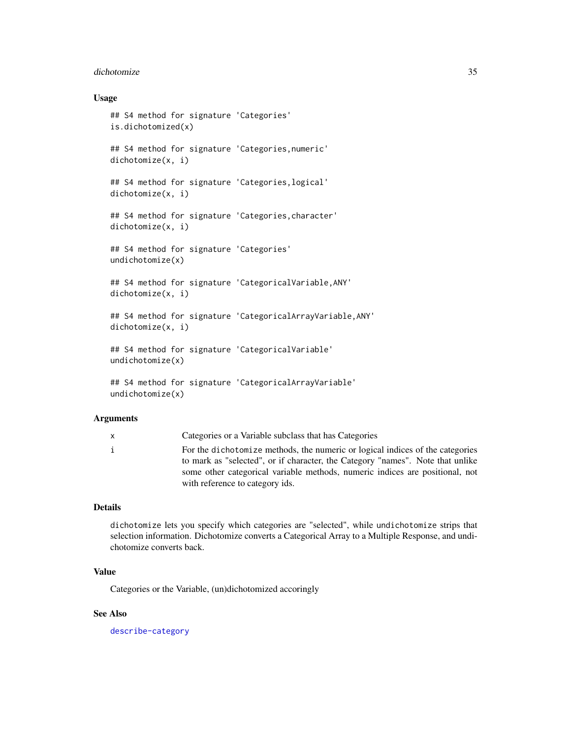### Usage

```
## S4 method for signature 'Categories'
is.dichotomized(x)

## S4 method for signature 'Categories,numeric'
dichotomize(x, i)

## S4 method for signature 'Categories,logical'
dichotomize(x, i)

## S4 method for signature 'Categories,character'
dichotomize(x, i)

## S4 method for signature 'Categories'
undichotomize(x)

## S4 method for signature 'CategoricalVariable,ANY'
dichotomize(x, i)

## S4 method for signature 'CategoricalArrayVariable,ANY'
dichotomize(x, i)

## S4 method for signature 'CategoricalVariable'
undichotomize(x)

## S4 method for signature 'CategoricalArrayVariable'
undichotomize(x)
```

### Arguments

| | |
|---|---|
| x | Categories or a Variable subclass that has Categories |
| i | For the `dichotomize` methods, the numeric or logical indices of the categories to mark as "selected", or if character, the Category "names". Note that unlike some other categorical variable methods, numeric indices are positional, not with reference to category ids. |

### Details

`dichotomize` lets you specify which categories are "selected", while `undichotomize` strips that selection information. Dichotomize converts a Categorical Array to a Multiple Response, and undichotomize converts back.

### Value

Categories or the Variable, (un)dichotomized accoringly

### See Also

`describe-category`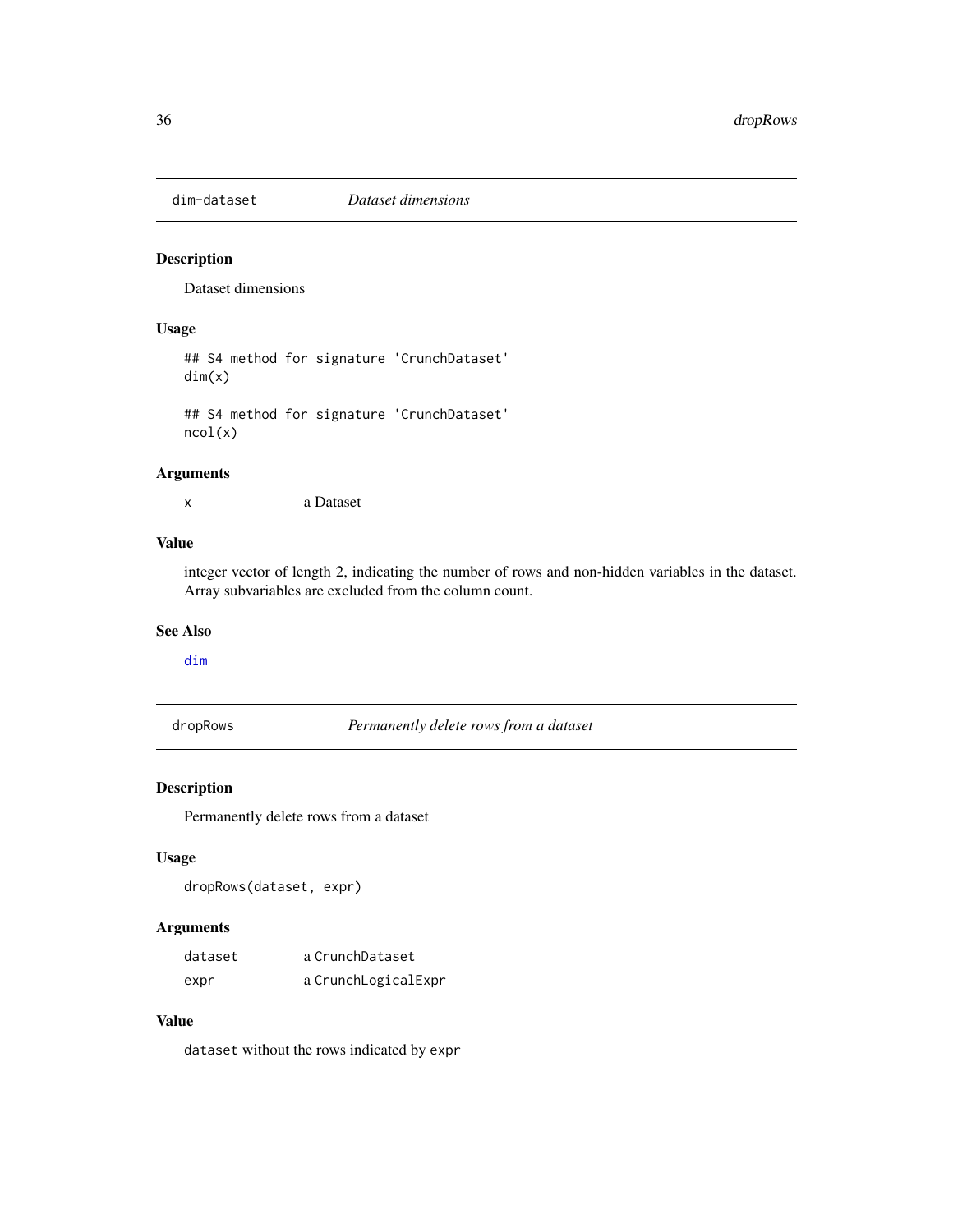## dim-dataset — *Dataset dimensions*

### Description

Dataset dimensions

### Usage

```
## S4 method for signature 'CrunchDataset'
dim(x)

## S4 method for signature 'CrunchDataset'
ncol(x)
```

### Arguments

| | |
|---|---|
| `x` | a Dataset |

### Value

integer vector of length 2, indicating the number of rows and non-hidden variables in the dataset. Array subvariables are excluded from the column count.

### See Also

`dim`

## dropRows — *Permanently delete rows from a dataset*

### Description

Permanently delete rows from a dataset

### Usage

```
dropRows(dataset, expr)
```

### Arguments

| | |
|---|---|
| `dataset` | a `CrunchDataset` |
| `expr` | a `CrunchLogicalExpr` |

### Value

`dataset` without the rows indicated by `expr`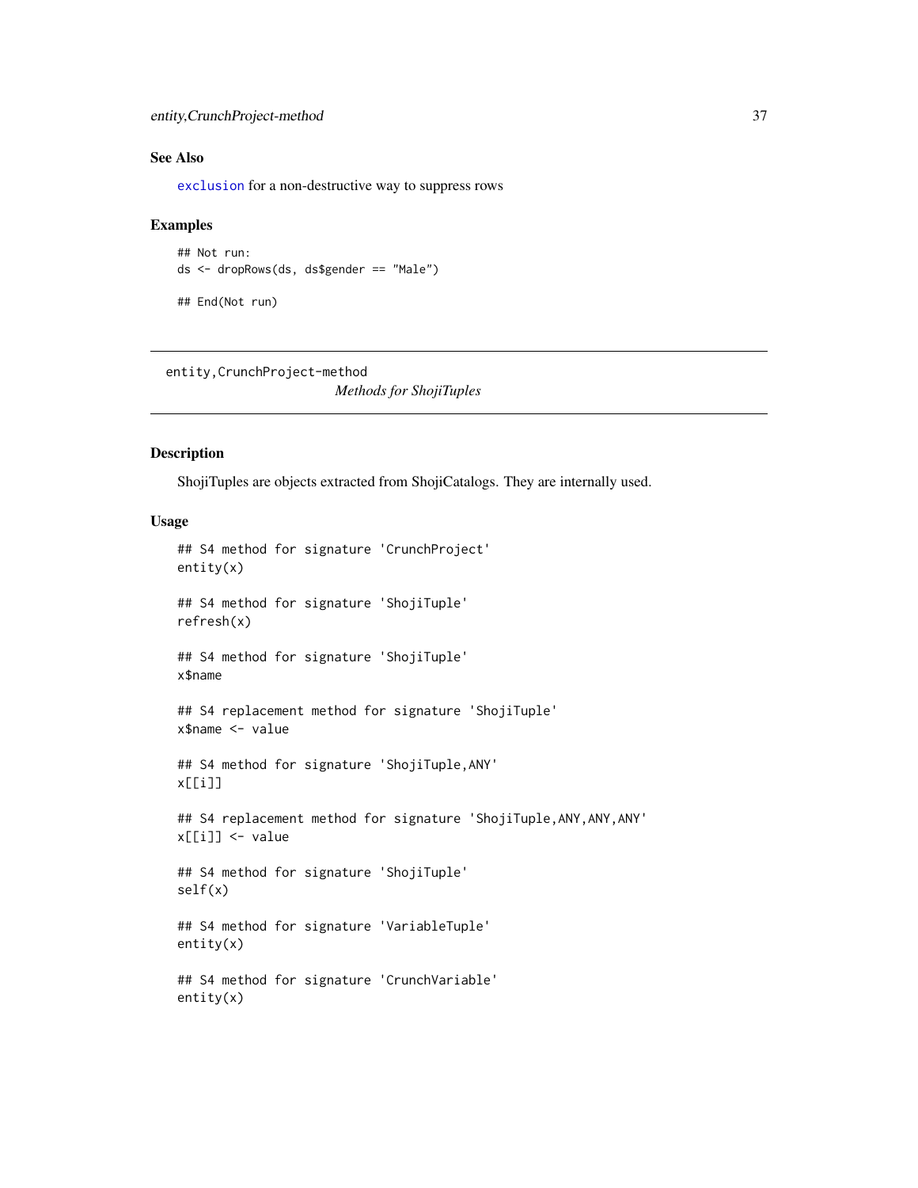## See Also

`exclusion` for a non-destructive way to suppress rows

## Examples

```
## Not run:
ds <- dropRows(ds, ds$gender == "Male")

## End(Not run)
```

---

`entity,CrunchProject-method`
*Methods for ShojiTuples*

---

## Description

ShojiTuples are objects extracted from ShojiCatalogs. They are internally used.

## Usage

```
## S4 method for signature 'CrunchProject'
entity(x)

## S4 method for signature 'ShojiTuple'
refresh(x)

## S4 method for signature 'ShojiTuple'
x$name

## S4 replacement method for signature 'ShojiTuple'
x$name <- value

## S4 method for signature 'ShojiTuple,ANY'
x[[i]]

## S4 replacement method for signature 'ShojiTuple,ANY,ANY,ANY'
x[[i]] <- value

## S4 method for signature 'ShojiTuple'
self(x)

## S4 method for signature 'VariableTuple'
entity(x)

## S4 method for signature 'CrunchVariable'
entity(x)
```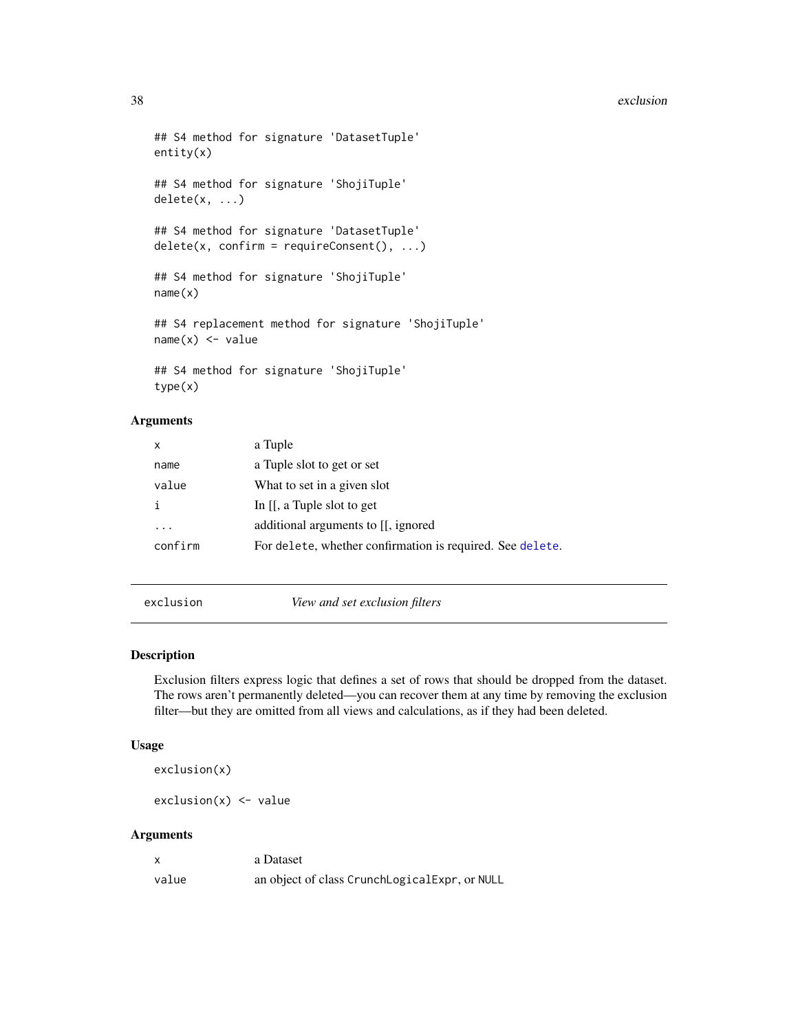```
## S4 method for signature 'DatasetTuple'
entity(x)

## S4 method for signature 'ShojiTuple'
delete(x, ...)

## S4 method for signature 'DatasetTuple'
delete(x, confirm = requireConsent(), ...)

## S4 method for signature 'ShojiTuple'
name(x)

## S4 replacement method for signature 'ShojiTuple'
name(x) <- value

## S4 method for signature 'ShojiTuple'
type(x)
```

### Arguments

| | |
|---|---|
| `x` | a Tuple |
| `name` | a Tuple slot to get or set |
| `value` | What to set in a given slot |
| `i` | In [[, a Tuple slot to get |
| `...` | additional arguments to [[, ignored |
| `confirm` | For `delete`, whether confirmation is required. See `delete`. |

---

## exclusion — *View and set exclusion filters*

### Description

Exclusion filters express logic that defines a set of rows that should be dropped from the dataset. The rows aren't permanently deleted—you can recover them at any time by removing the exclusion filter—but they are omitted from all views and calculations, as if they had been deleted.

### Usage

```
exclusion(x)

exclusion(x) <- value
```

### Arguments

| | |
|---|---|
| `x` | a Dataset |
| `value` | an object of class `CrunchLogicalExpr`, or `NULL` |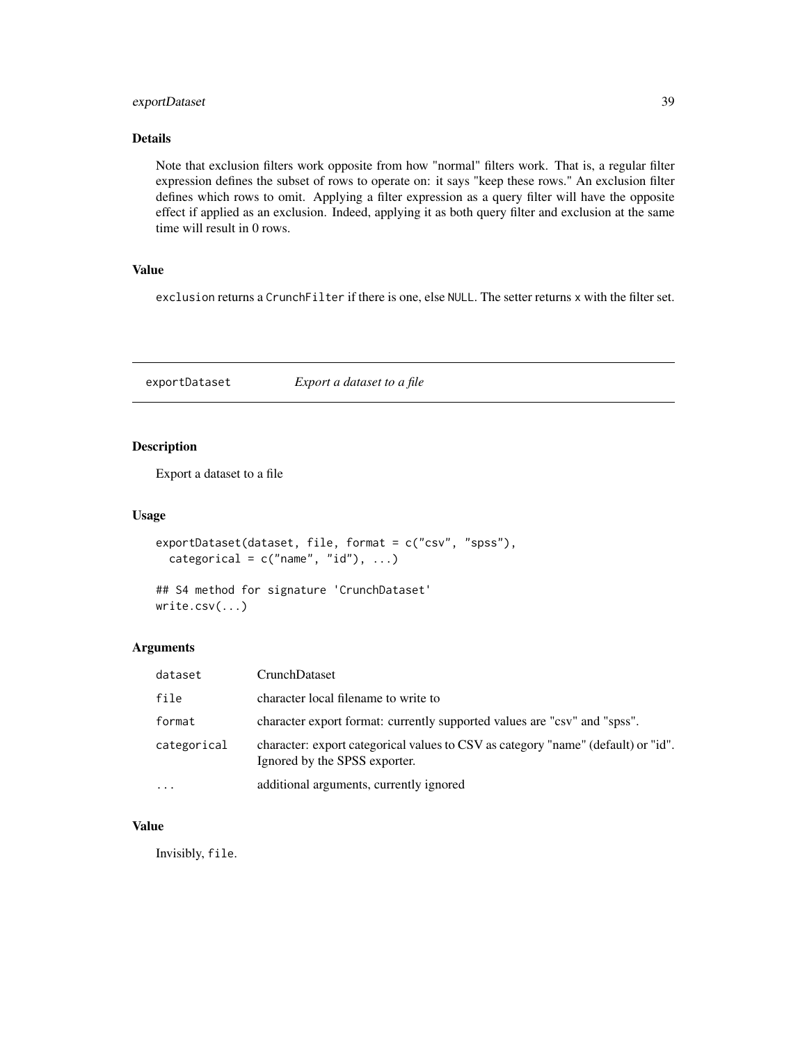## Details

Note that exclusion filters work opposite from how "normal" filters work. That is, a regular filter expression defines the subset of rows to operate on: it says "keep these rows." An exclusion filter defines which rows to omit. Applying a filter expression as a query filter will have the opposite effect if applied as an exclusion. Indeed, applying it as both query filter and exclusion at the same time will result in 0 rows.

## Value

`exclusion` returns a `CrunchFilter` if there is one, else `NULL`. The setter returns `x` with the filter set.

---

# exportDataset *Export a dataset to a file*

## Description

Export a dataset to a file

## Usage

```
exportDataset(dataset, file, format = c("csv", "spss"),
  categorical = c("name", "id"), ...)

## S4 method for signature 'CrunchDataset'
write.csv(...)
```

## Arguments

| | |
|---|---|
| `dataset` | CrunchDataset |
| `file` | character local filename to write to |
| `format` | character export format: currently supported values are "csv" and "spss". |
| `categorical` | character: export categorical values to CSV as category "name" (default) or "id". Ignored by the SPSS exporter. |
| `...` | additional arguments, currently ignored |

## Value

Invisibly, `file`.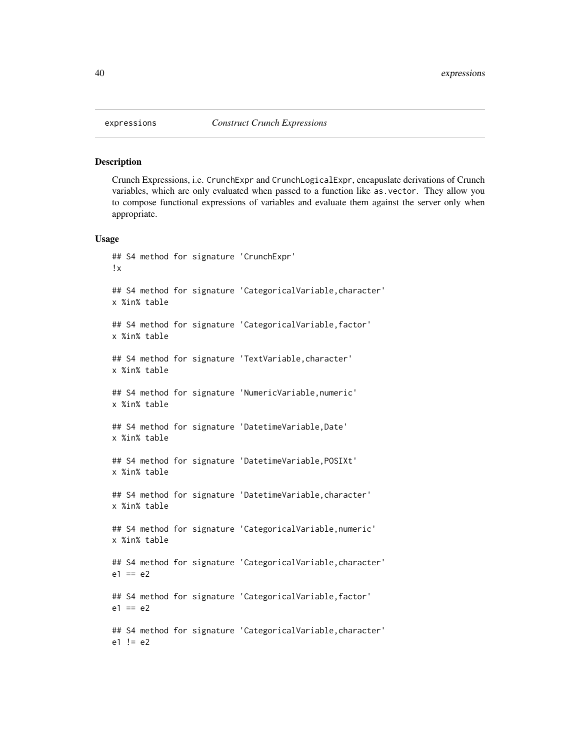expressions *Construct Crunch Expressions*

## Description

Crunch Expressions, i.e. `CrunchExpr` and `CrunchLogicalExpr`, encapuslate derivations of Crunch variables, which are only evaluated when passed to a function like `as.vector`. They allow you to compose functional expressions of variables and evaluate them against the server only when appropriate.

## Usage

```
## S4 method for signature 'CrunchExpr'
!x

## S4 method for signature 'CategoricalVariable,character'
x %in% table

## S4 method for signature 'CategoricalVariable,factor'
x %in% table

## S4 method for signature 'TextVariable,character'
x %in% table

## S4 method for signature 'NumericVariable,numeric'
x %in% table

## S4 method for signature 'DatetimeVariable,Date'
x %in% table

## S4 method for signature 'DatetimeVariable,POSIXt'
x %in% table

## S4 method for signature 'DatetimeVariable,character'
x %in% table

## S4 method for signature 'CategoricalVariable,numeric'
x %in% table

## S4 method for signature 'CategoricalVariable,character'
e1 == e2

## S4 method for signature 'CategoricalVariable,factor'
e1 == e2

## S4 method for signature 'CategoricalVariable,character'
e1 != e2
```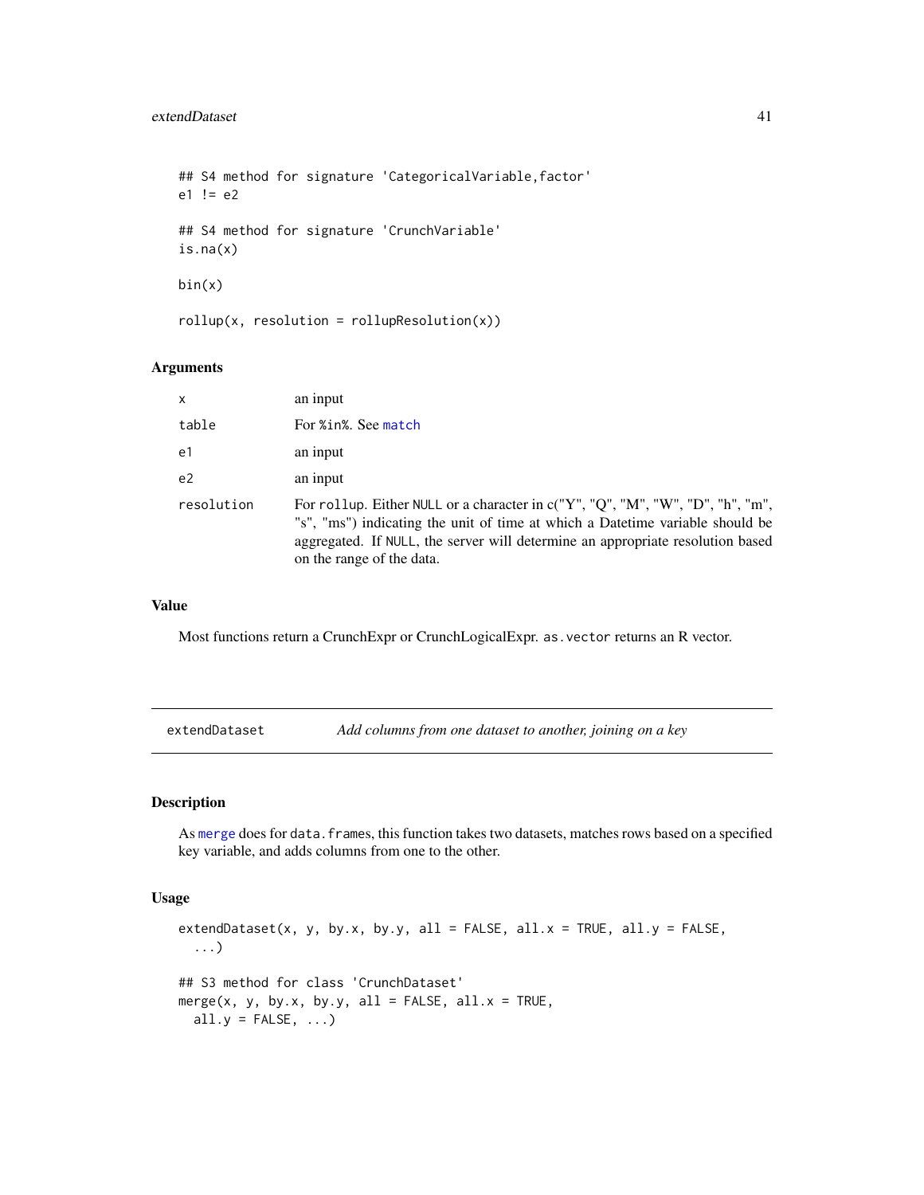```
## S4 method for signature 'CategoricalVariable,factor'
e1 != e2

## S4 method for signature 'CrunchVariable'
is.na(x)

bin(x)

rollup(x, resolution = rollupResolution(x))
```

### Arguments

| | |
|---|---|
| `x` | an input |
| `table` | For `%in%`. See `match` |
| `e1` | an input |
| `e2` | an input |
| `resolution` | For `rollup`. Either `NULL` or a character in c("Y", "Q", "M", "W", "D", "h", "m", "s", "ms") indicating the unit of time at which a Datetime variable should be aggregated. If `NULL`, the server will determine an appropriate resolution based on the range of the data. |

### Value

Most functions return a CrunchExpr or CrunchLogicalExpr. `as.vector` returns an R vector.

---

## extendDataset — *Add columns from one dataset to another, joining on a key*

---

### Description

As `merge` does for `data.frames`, this function takes two datasets, matches rows based on a specified key variable, and adds columns from one to the other.

### Usage

```
extendDataset(x, y, by.x, by.y, all = FALSE, all.x = TRUE, all.y = FALSE,
  ...)

## S3 method for class 'CrunchDataset'
merge(x, y, by.x, by.y, all = FALSE, all.x = TRUE,
  all.y = FALSE, ...)
```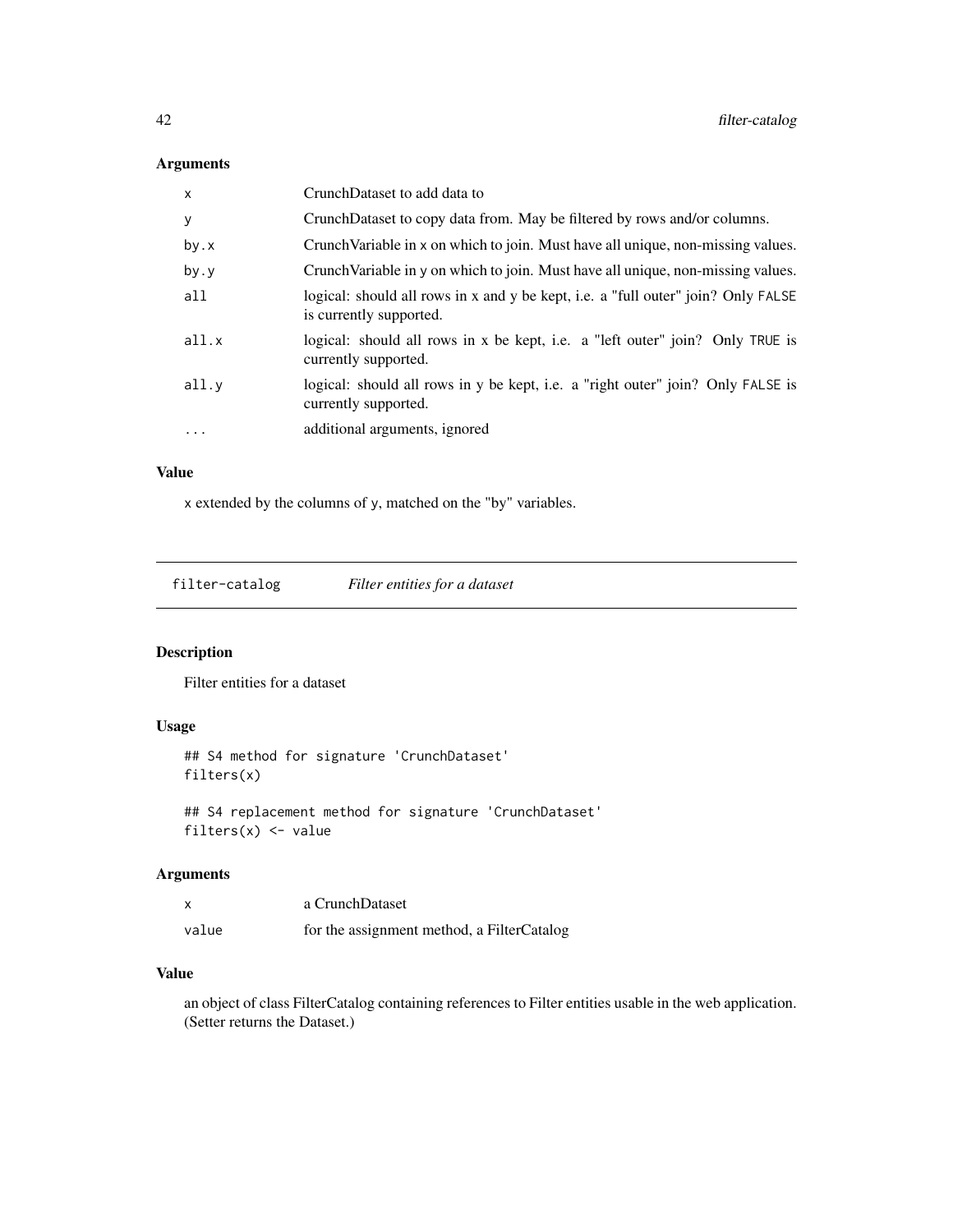### Arguments

| | |
|---|---|
| x | CrunchDataset to add data to |
| y | CrunchDataset to copy data from. May be filtered by rows and/or columns. |
| by.x | CrunchVariable in x on which to join. Must have all unique, non-missing values. |
| by.y | CrunchVariable in y on which to join. Must have all unique, non-missing values. |
| all | logical: should all rows in x and y be kept, i.e. a "full outer" join? Only FALSE is currently supported. |
| all.x | logical: should all rows in x be kept, i.e. a "left outer" join? Only TRUE is currently supported. |
| all.y | logical: should all rows in y be kept, i.e. a "right outer" join? Only FALSE is currently supported. |
| ... | additional arguments, ignored |

### Value

x extended by the columns of y, matched on the "by" variables.

---

## filter-catalog *Filter entities for a dataset*

### Description

Filter entities for a dataset

### Usage

```
## S4 method for signature 'CrunchDataset'
filters(x)

## S4 replacement method for signature 'CrunchDataset'
filters(x) <- value
```

### Arguments

| | |
|---|---|
| x | a CrunchDataset |
| value | for the assignment method, a FilterCatalog |

### Value

an object of class FilterCatalog containing references to Filter entities usable in the web application. (Setter returns the Dataset.)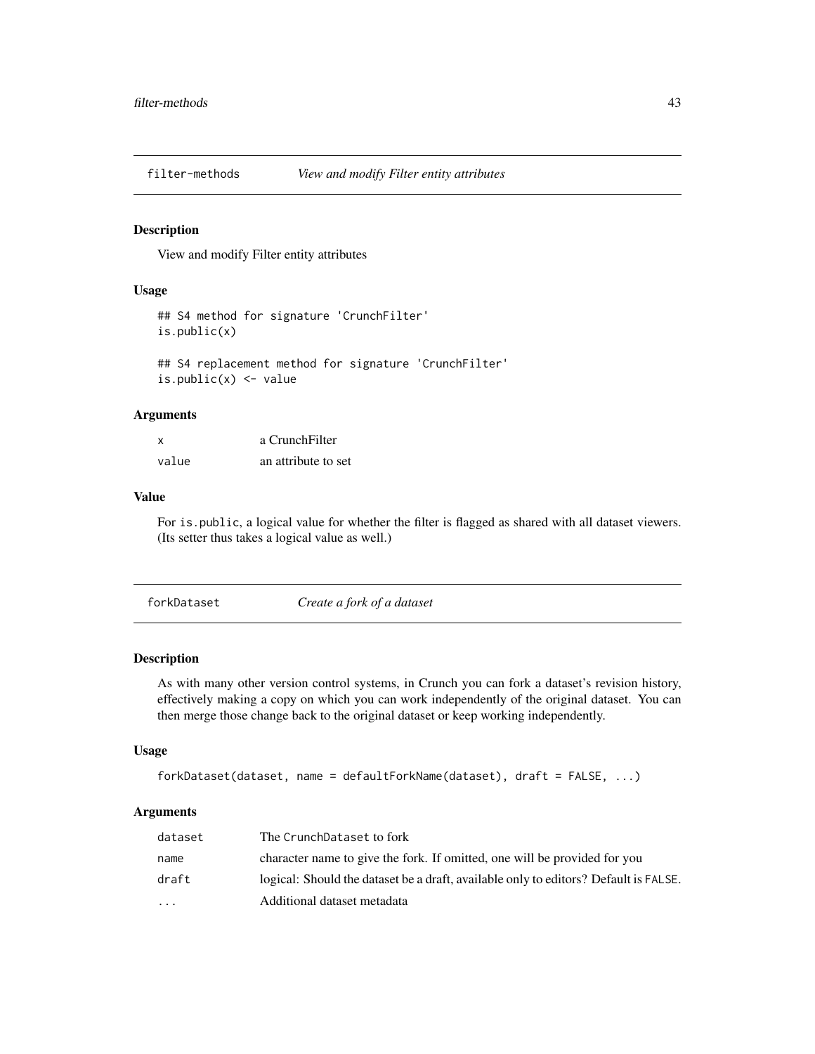## filter-methods *View and modify Filter entity attributes*

### Description

View and modify Filter entity attributes

### Usage

```
## S4 method for signature 'CrunchFilter'
is.public(x)

## S4 replacement method for signature 'CrunchFilter'
is.public(x) <- value
```

### Arguments

| | |
|---|---|
| x | a CrunchFilter |
| value | an attribute to set |

### Value

For `is.public`, a logical value for whether the filter is flagged as shared with all dataset viewers. (Its setter thus takes a logical value as well.)

## forkDataset *Create a fork of a dataset*

### Description

As with many other version control systems, in Crunch you can fork a dataset's revision history, effectively making a copy on which you can work independently of the original dataset. You can then merge those change back to the original dataset or keep working independently.

### Usage

```
forkDataset(dataset, name = defaultForkName(dataset), draft = FALSE, ...)
```

### Arguments

| | |
|---|---|
| dataset | The `CrunchDataset` to fork |
| name | character name to give the fork. If omitted, one will be provided for you |
| draft | logical: Should the dataset be a draft, available only to editors? Default is `FALSE`. |
| ... | Additional dataset metadata |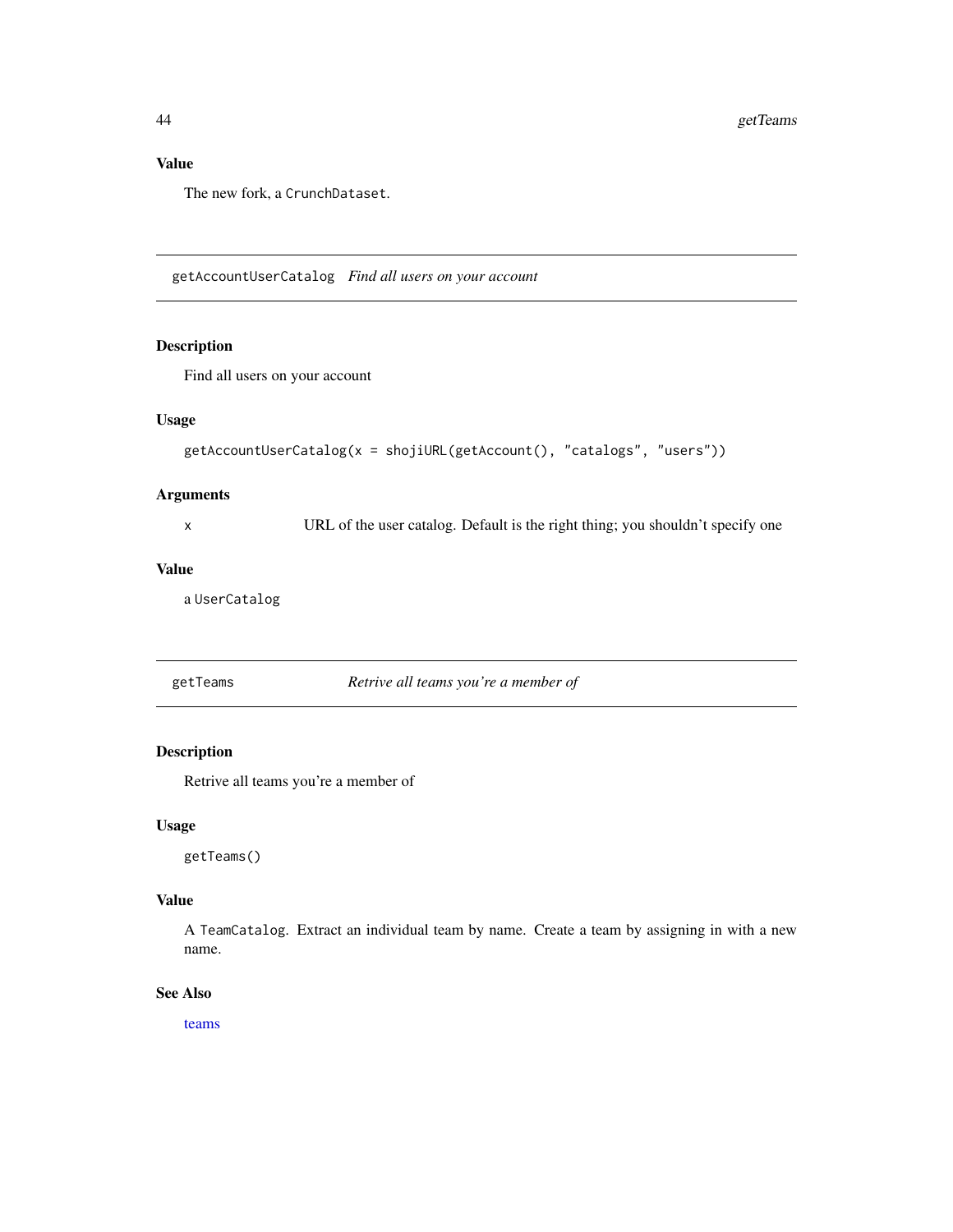### Value

The new fork, a `CrunchDataset`.

---

## getAccountUserCatalog *Find all users on your account*

### Description

Find all users on your account

### Usage

```
getAccountUserCatalog(x = shojiURL(getAccount(), "catalogs", "users"))
```

### Arguments

| | |
|---|---|
| x | URL of the user catalog. Default is the right thing; you shouldn't specify one |

### Value

a `UserCatalog`

---

## getTeams *Retrive all teams you're a member of*

### Description

Retrive all teams you're a member of

### Usage

```
getTeams()
```

### Value

A `TeamCatalog`. Extract an individual team by name. Create a team by assigning in with a new name.

### See Also

teams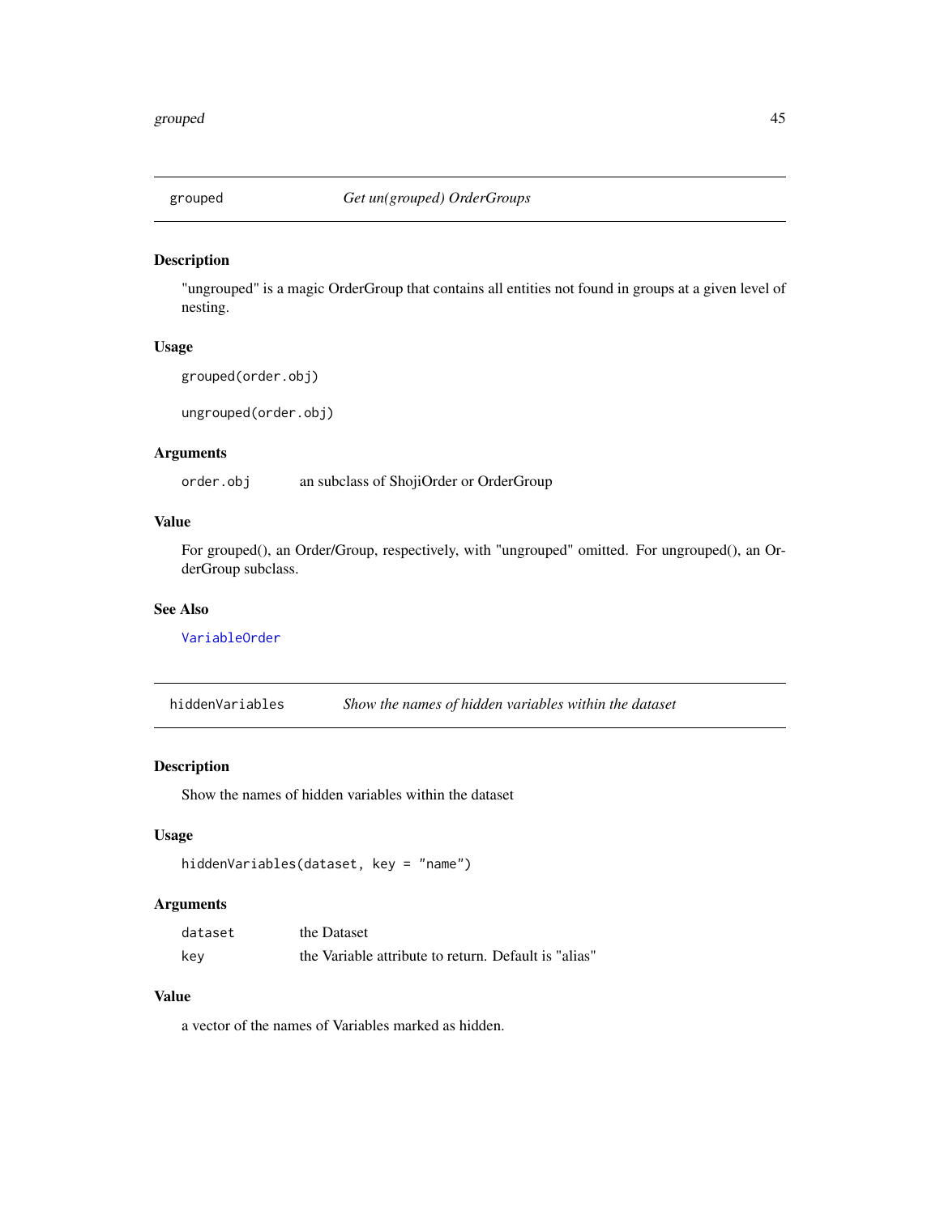## grouped — *Get un(grouped) OrderGroups*

### Description

"ungrouped" is a magic OrderGroup that contains all entities not found in groups at a given level of nesting.

### Usage

```
grouped(order.obj)

ungrouped(order.obj)
```

### Arguments

| | |
|---|---|
| `order.obj` | an subclass of ShojiOrder or OrderGroup |

### Value

For grouped(), an Order/Group, respectively, with "ungrouped" omitted. For ungrouped(), an OrderGroup subclass.

### See Also

VariableOrder

## hiddenVariables — *Show the names of hidden variables within the dataset*

### Description

Show the names of hidden variables within the dataset

### Usage

```
hiddenVariables(dataset, key = "name")
```

### Arguments

| | |
|---|---|
| `dataset` | the Dataset |
| `key` | the Variable attribute to return. Default is "alias" |

### Value

a vector of the names of Variables marked as hidden.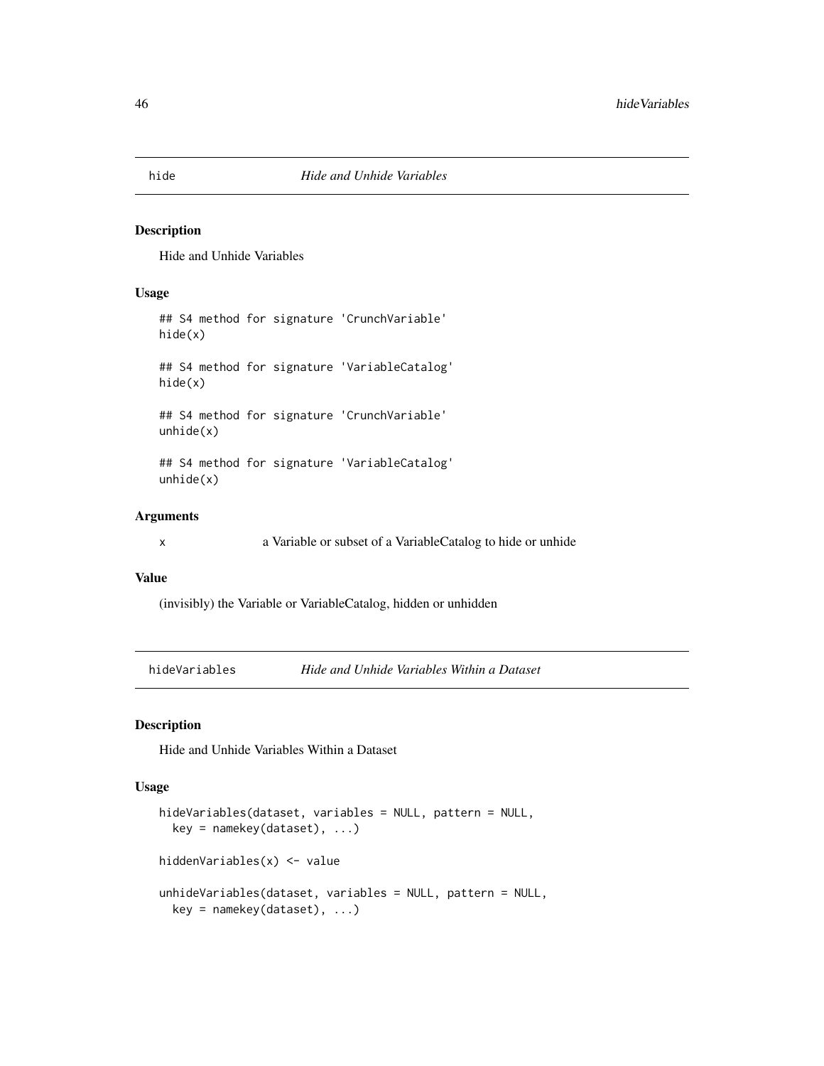## hide — *Hide and Unhide Variables*

### Description

Hide and Unhide Variables

### Usage

```
## S4 method for signature 'CrunchVariable'
hide(x)

## S4 method for signature 'VariableCatalog'
hide(x)

## S4 method for signature 'CrunchVariable'
unhide(x)

## S4 method for signature 'VariableCatalog'
unhide(x)
```

### Arguments

| | |
|---|---|
| x | a Variable or subset of a VariableCatalog to hide or unhide |

### Value

(invisibly) the Variable or VariableCatalog, hidden or unhidden

## hideVariables — *Hide and Unhide Variables Within a Dataset*

### Description

Hide and Unhide Variables Within a Dataset

### Usage

```
hideVariables(dataset, variables = NULL, pattern = NULL,
  key = namekey(dataset), ...)

hiddenVariables(x) <- value

unhideVariables(dataset, variables = NULL, pattern = NULL,
  key = namekey(dataset), ...)
```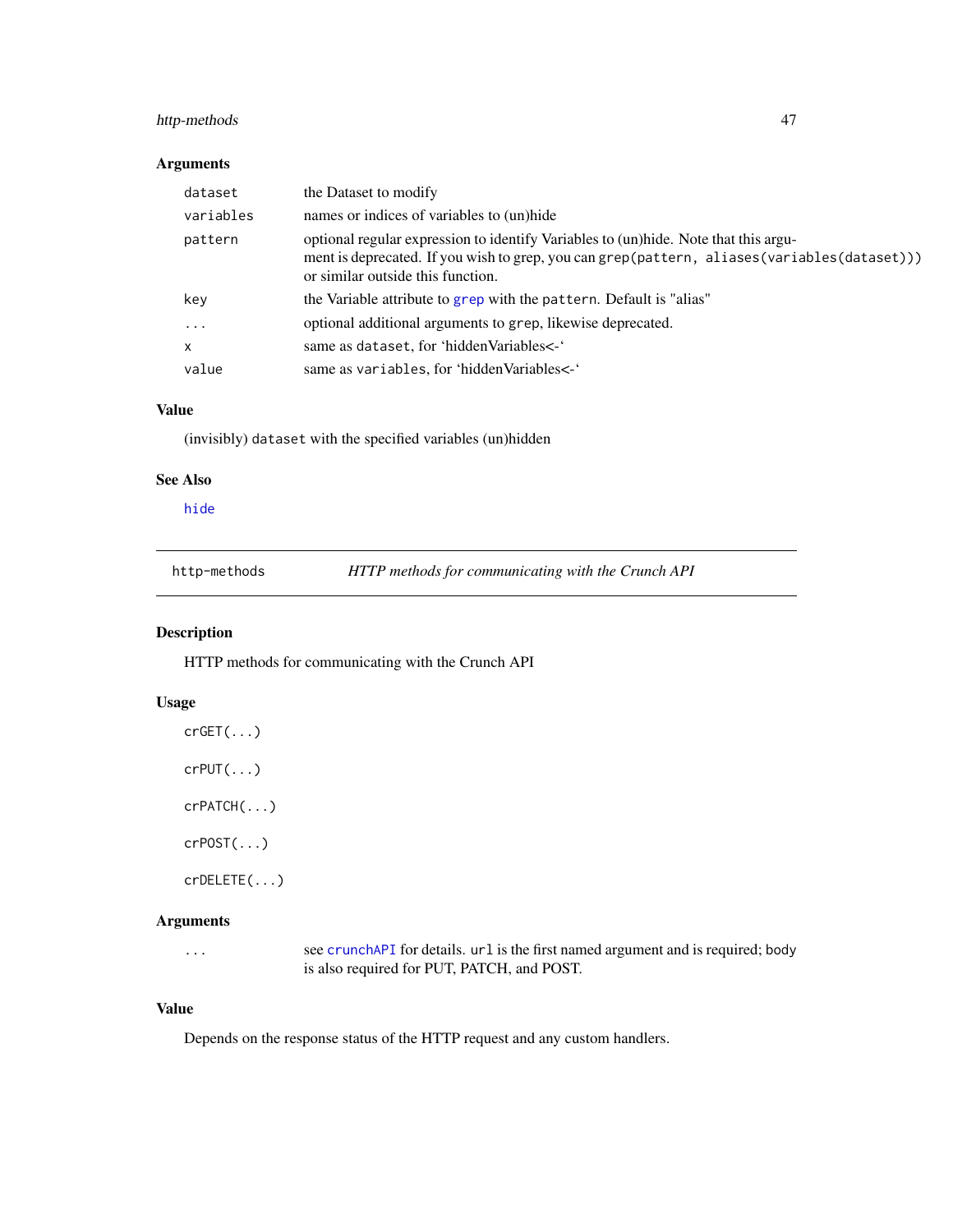### Arguments

| | |
|---|---|
| `dataset` | the Dataset to modify |
| `variables` | names or indices of variables to (un)hide |
| `pattern` | optional regular expression to identify Variables to (un)hide. Note that this argument is deprecated. If you wish to grep, you can `grep(pattern, aliases(variables(dataset)))` or similar outside this function. |
| `key` | the Variable attribute to `grep` with the `pattern`. Default is "alias" |
| `...` | optional additional arguments to `grep`, likewise deprecated. |
| `x` | same as `dataset`, for 'hiddenVariables<-' |
| `value` | same as `variables`, for 'hiddenVariables<-' |

### Value

(invisibly) `dataset` with the specified variables (un)hidden

### See Also

`hide`

---

## http-methods — *HTTP methods for communicating with the Crunch API*

---

### Description

HTTP methods for communicating with the Crunch API

### Usage

```
crGET(...)

crPUT(...)

crPATCH(...)

crPOST(...)

crDELETE(...)
```

### Arguments

| | |
|---|---|
| `...` | see `crunchAPI` for details. `url` is the first named argument and is required; `body` is also required for PUT, PATCH, and POST. |

### Value

Depends on the response status of the HTTP request and any custom handlers.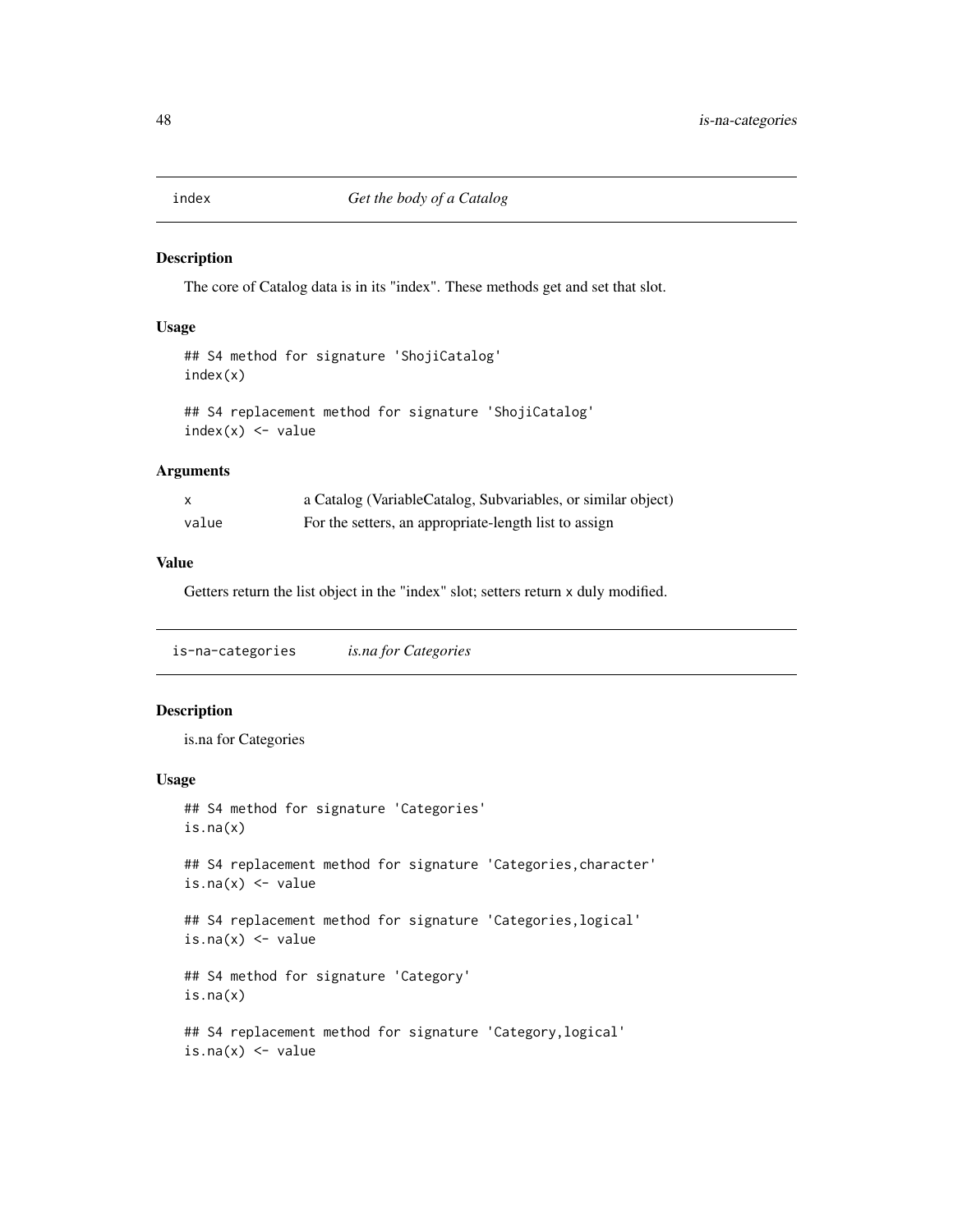# index — *Get the body of a Catalog*

## Description

The core of Catalog data is in its "index". These methods get and set that slot.

## Usage

```
## S4 method for signature 'ShojiCatalog'
index(x)

## S4 replacement method for signature 'ShojiCatalog'
index(x) <- value
```

## Arguments

| | |
|---|---|
| x | a Catalog (VariableCatalog, Subvariables, or similar object) |
| value | For the setters, an appropriate-length list to assign |

## Value

Getters return the list object in the "index" slot; setters return x duly modified.

# is-na-categories — *is.na for Categories*

## Description

is.na for Categories

## Usage

```
## S4 method for signature 'Categories'
is.na(x)

## S4 replacement method for signature 'Categories,character'
is.na(x) <- value

## S4 replacement method for signature 'Categories,logical'
is.na(x) <- value

## S4 method for signature 'Category'
is.na(x)

## S4 replacement method for signature 'Category,logical'
is.na(x) <- value
```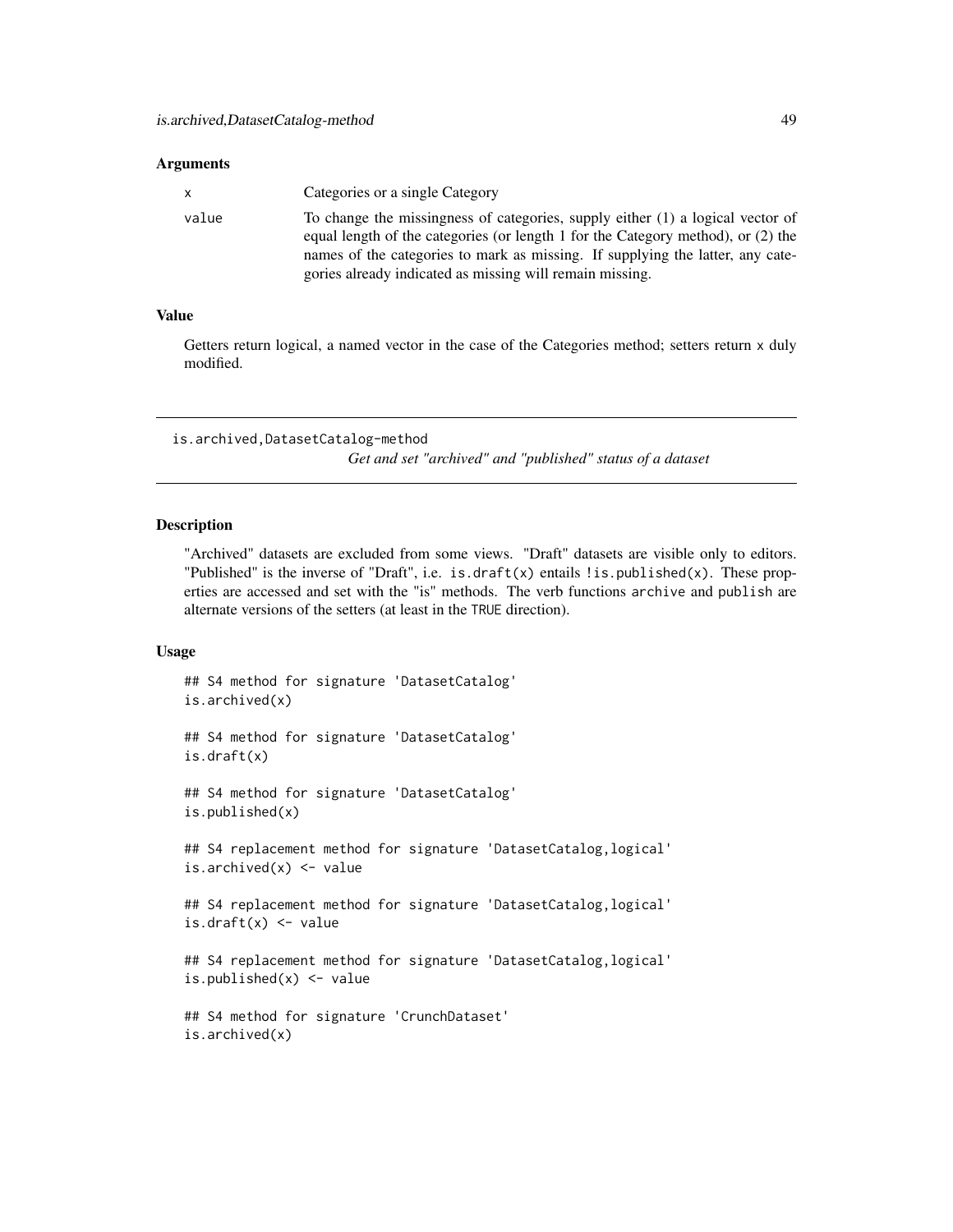### Arguments

| | |
|---|---|
| x | Categories or a single Category |
| value | To change the missingness of categories, supply either (1) a logical vector of equal length of the categories (or length 1 for the Category method), or (2) the names of the categories to mark as missing. If supplying the latter, any categories already indicated as missing will remain missing. |

### Value

Getters return logical, a named vector in the case of the Categories method; setters return x duly modified.

---

## is.archived,DatasetCatalog-method

*Get and set "archived" and "published" status of a dataset*

---

### Description

"Archived" datasets are excluded from some views. "Draft" datasets are visible only to editors. "Published" is the inverse of "Draft", i.e. is.draft(x) entails !is.published(x). These properties are accessed and set with the "is" methods. The verb functions archive and publish are alternate versions of the setters (at least in the TRUE direction).

### Usage

```
## S4 method for signature 'DatasetCatalog'
is.archived(x)

## S4 method for signature 'DatasetCatalog'
is.draft(x)

## S4 method for signature 'DatasetCatalog'
is.published(x)

## S4 replacement method for signature 'DatasetCatalog,logical'
is.archived(x) <- value

## S4 replacement method for signature 'DatasetCatalog,logical'
is.draft(x) <- value

## S4 replacement method for signature 'DatasetCatalog,logical'
is.published(x) <- value

## S4 method for signature 'CrunchDataset'
is.archived(x)
```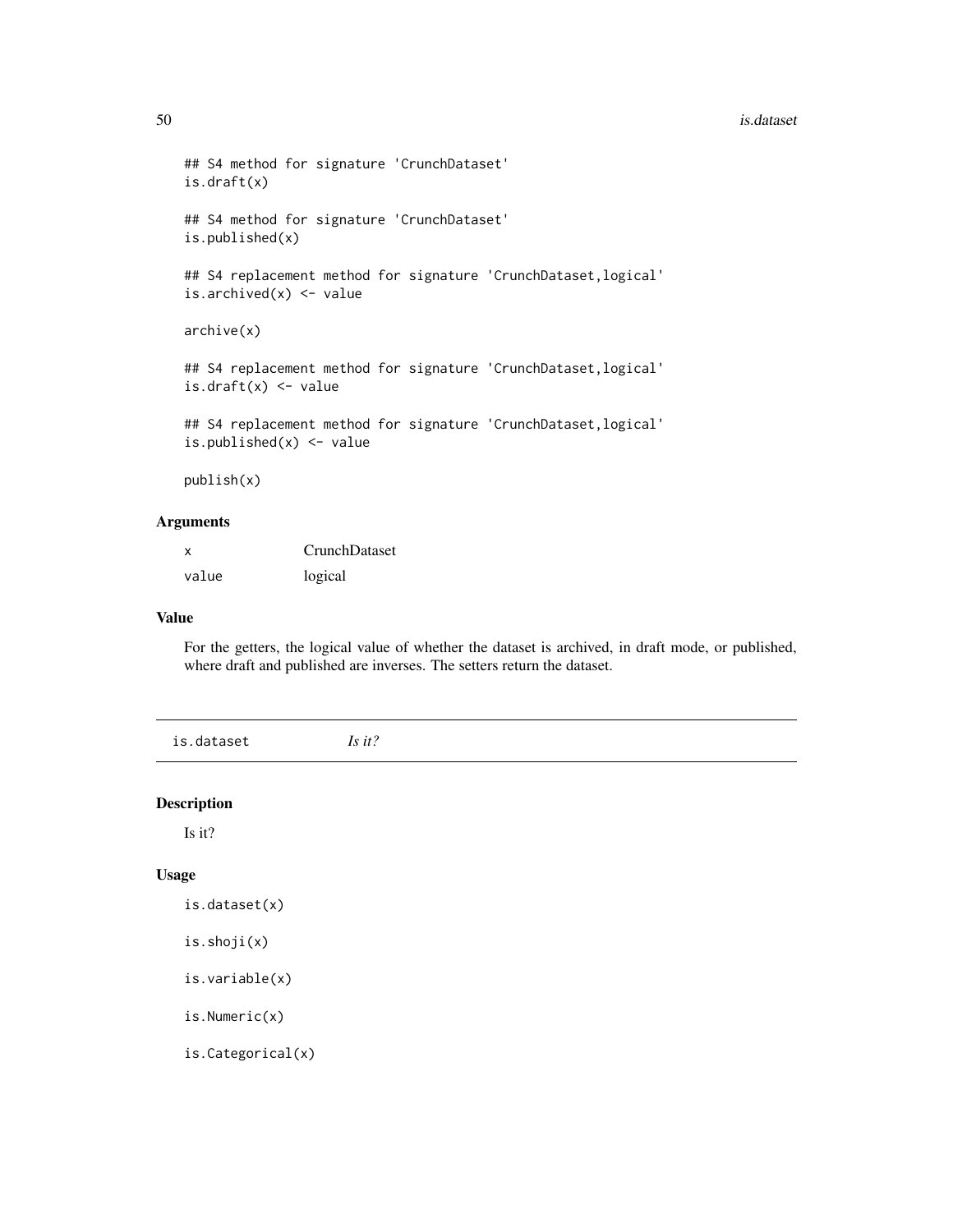```
## S4 method for signature 'CrunchDataset'
is.draft(x)

## S4 method for signature 'CrunchDataset'
is.published(x)

## S4 replacement method for signature 'CrunchDataset,logical'
is.archived(x) <- value

archive(x)

## S4 replacement method for signature 'CrunchDataset,logical'
is.draft(x) <- value

## S4 replacement method for signature 'CrunchDataset,logical'
is.published(x) <- value

publish(x)
```

### Arguments

| | |
|---|---|
| x | CrunchDataset |
| value | logical |

### Value

For the getters, the logical value of whether the dataset is archived, in draft mode, or published, where draft and published are inverses. The setters return the dataset.

---

## is.dataset *Is it?*

---

### Description

Is it?

### Usage

```
is.dataset(x)

is.shoji(x)

is.variable(x)

is.Numeric(x)

is.Categorical(x)
```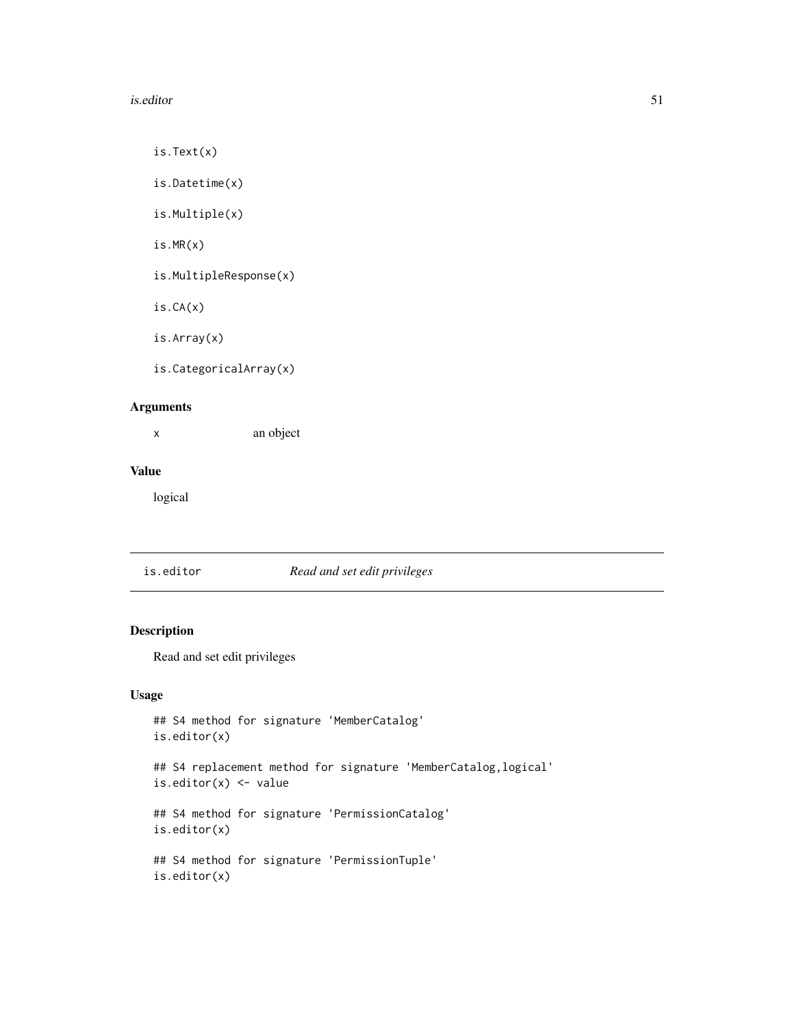```
is.Text(x)

is.Datetime(x)

is.Multiple(x)

is.MR(x)

is.MultipleResponse(x)

is.CA(x)

is.Array(x)

is.CategoricalArray(x)
```

### Arguments

x        an object

### Value

logical

---

## is.editor        *Read and set edit privileges*

---

### Description

Read and set edit privileges

### Usage

```
## S4 method for signature 'MemberCatalog'
is.editor(x)

## S4 replacement method for signature 'MemberCatalog,logical'
is.editor(x) <- value

## S4 method for signature 'PermissionCatalog'
is.editor(x)

## S4 method for signature 'PermissionTuple'
is.editor(x)
```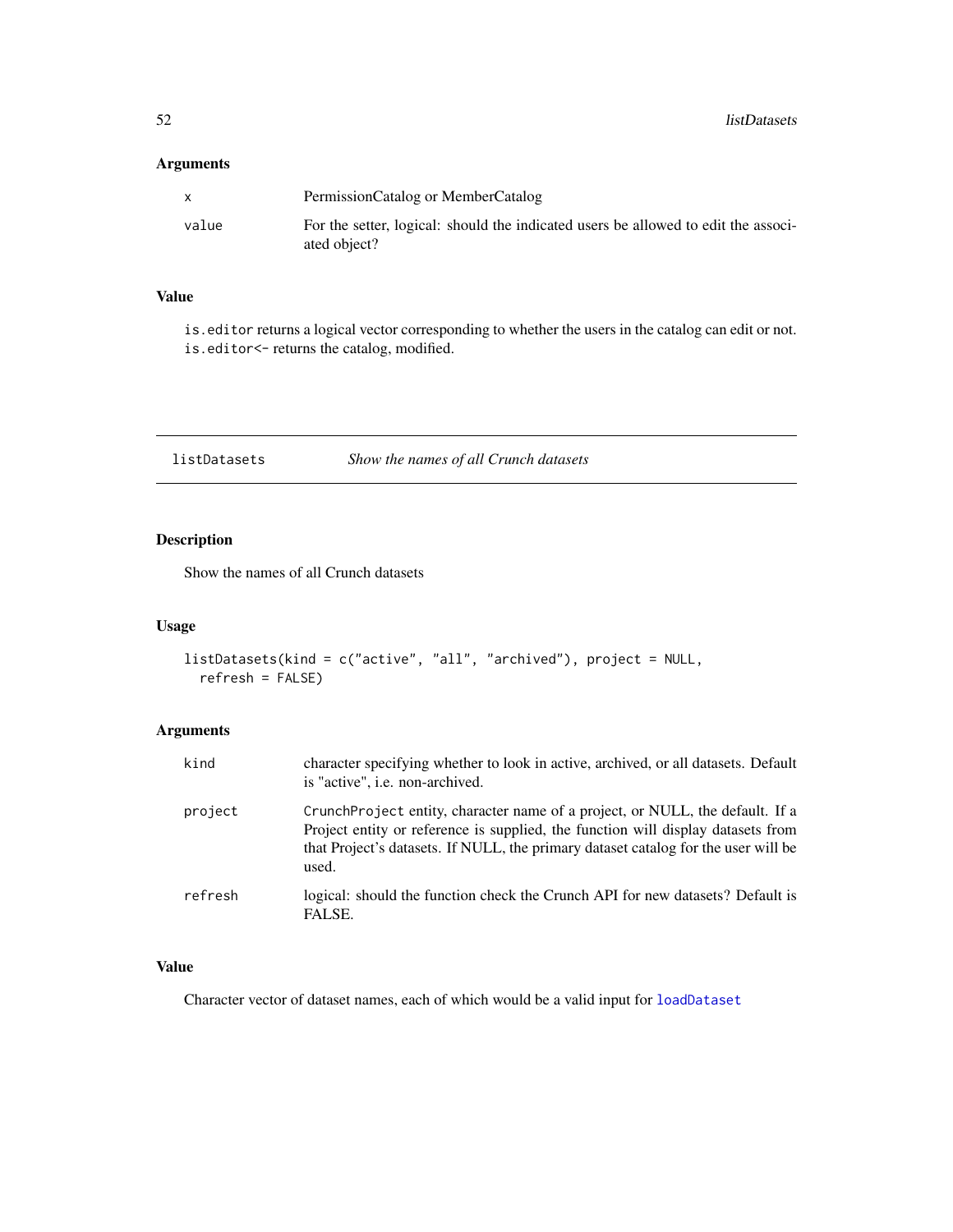## Arguments

| | |
|---|---|
| x | PermissionCatalog or MemberCatalog |
| value | For the setter, logical: should the indicated users be allowed to edit the associated object? |

## Value

`is.editor` returns a logical vector corresponding to whether the users in the catalog can edit or not. `is.editor<-` returns the catalog, modified.

---

# listDatasets *Show the names of all Crunch datasets*

## Description

Show the names of all Crunch datasets

## Usage

```
listDatasets(kind = c("active", "all", "archived"), project = NULL,
  refresh = FALSE)
```

## Arguments

| | |
|---|---|
| kind | character specifying whether to look in active, archived, or all datasets. Default is "active", i.e. non-archived. |
| project | `CrunchProject` entity, character name of a project, or NULL, the default. If a Project entity or reference is supplied, the function will display datasets from that Project's datasets. If NULL, the primary dataset catalog for the user will be used. |
| refresh | logical: should the function check the Crunch API for new datasets? Default is FALSE. |

## Value

Character vector of dataset names, each of which would be a valid input for `loadDataset`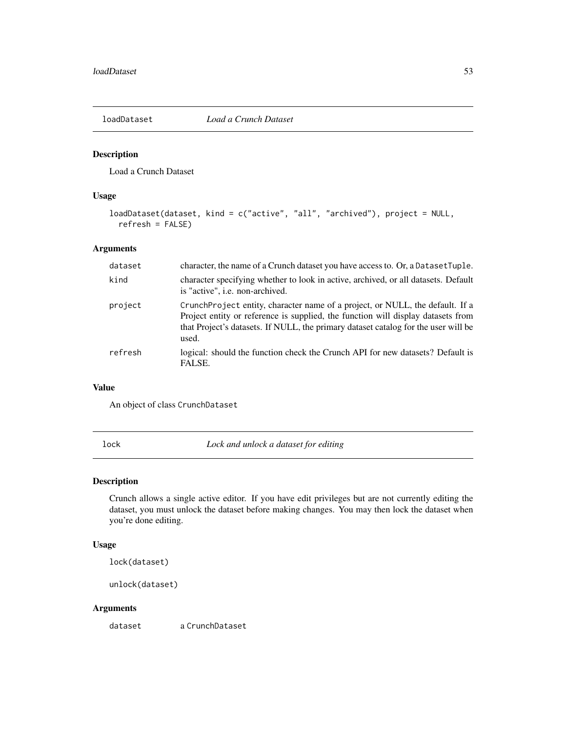## loadDataset — *Load a Crunch Dataset*

### Description

Load a Crunch Dataset

### Usage

```
loadDataset(dataset, kind = c("active", "all", "archived"), project = NULL,
  refresh = FALSE)
```

### Arguments

| | |
|---|---|
| dataset | character, the name of a Crunch dataset you have access to. Or, a `DatasetTuple`. |
| kind | character specifying whether to look in active, archived, or all datasets. Default is "active", i.e. non-archived. |
| project | `CrunchProject` entity, character name of a project, or NULL, the default. If a Project entity or reference is supplied, the function will display datasets from that Project's datasets. If NULL, the primary dataset catalog for the user will be used. |
| refresh | logical: should the function check the Crunch API for new datasets? Default is FALSE. |

### Value

An object of class `CrunchDataset`

## lock — *Lock and unlock a dataset for editing*

### Description

Crunch allows a single active editor. If you have edit privileges but are not currently editing the dataset, you must unlock the dataset before making changes. You may then lock the dataset when you're done editing.

### Usage

```
lock(dataset)

unlock(dataset)
```

### Arguments

| | |
|---|---|
| dataset | a `CrunchDataset` |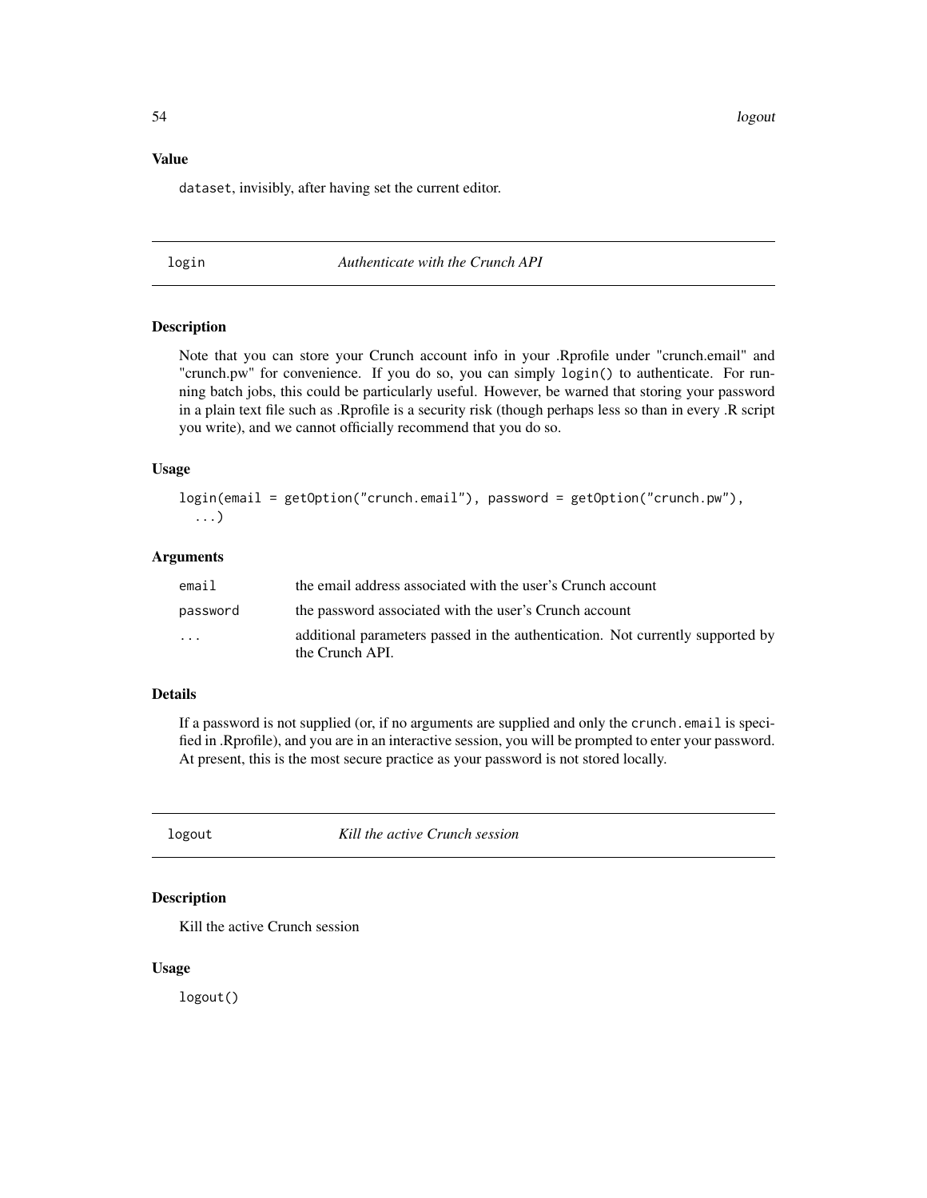### Value

dataset, invisibly, after having set the current editor.

---

## login — *Authenticate with the Crunch API*

### Description

Note that you can store your Crunch account info in your .Rprofile under "crunch.email" and "crunch.pw" for convenience. If you do so, you can simply login() to authenticate. For running batch jobs, this could be particularly useful. However, be warned that storing your password in a plain text file such as .Rprofile is a security risk (though perhaps less so than in every .R script you write), and we cannot officially recommend that you do so.

### Usage

```
login(email = getOption("crunch.email"), password = getOption("crunch.pw"),
  ...)
```

### Arguments

| | |
|---|---|
| email | the email address associated with the user's Crunch account |
| password | the password associated with the user's Crunch account |
| ... | additional parameters passed in the authentication. Not currently supported by the Crunch API. |

### Details

If a password is not supplied (or, if no arguments are supplied and only the crunch.email is specified in .Rprofile), and you are in an interactive session, you will be prompted to enter your password. At present, this is the most secure practice as your password is not stored locally.

---

## logout — *Kill the active Crunch session*

### Description

Kill the active Crunch session

### Usage

```
logout()
```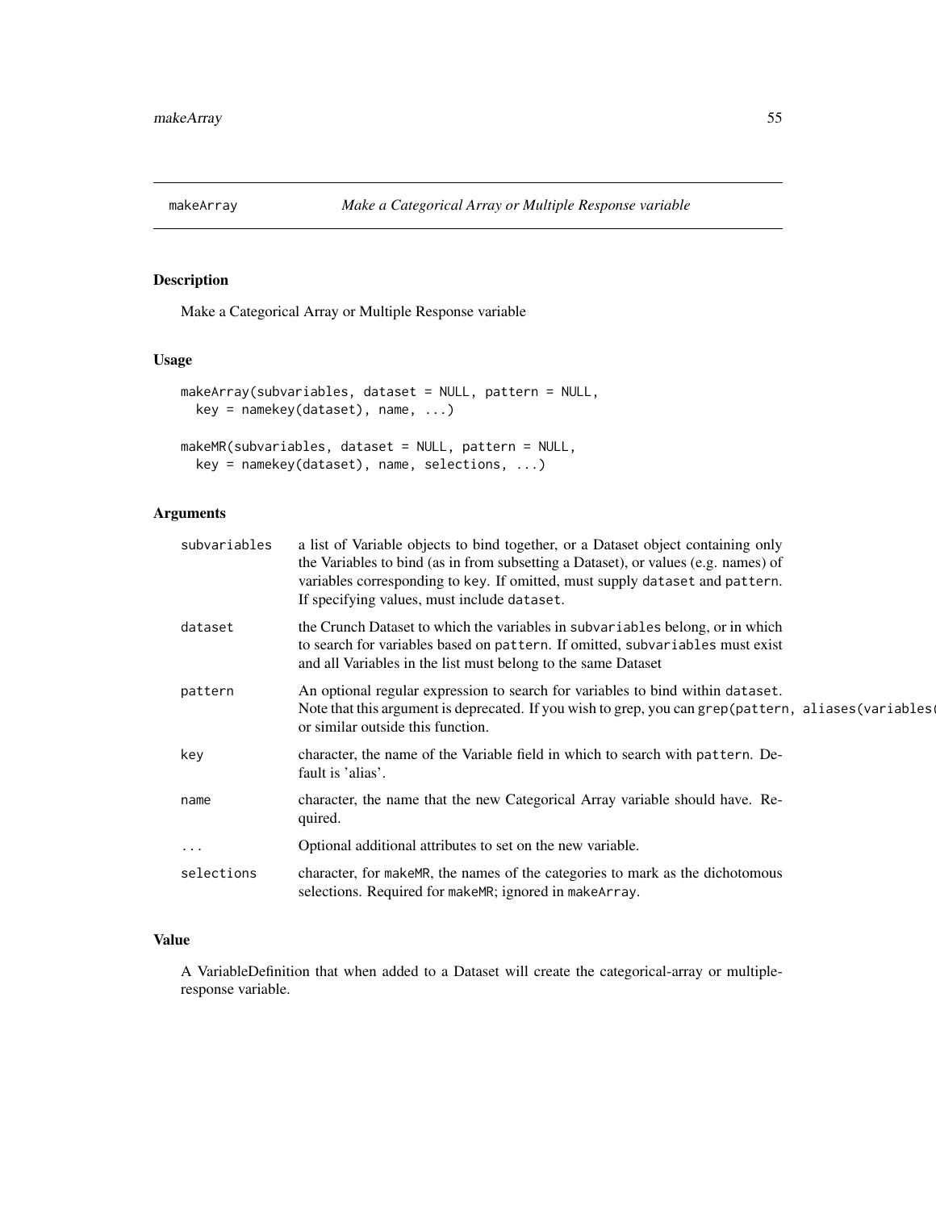## makeArray — *Make a Categorical Array or Multiple Response variable*

### Description

Make a Categorical Array or Multiple Response variable

### Usage

```
makeArray(subvariables, dataset = NULL, pattern = NULL,
  key = namekey(dataset), name, ...)

makeMR(subvariables, dataset = NULL, pattern = NULL,
  key = namekey(dataset), name, selections, ...)
```

### Arguments

| | |
|---|---|
| subvariables | a list of Variable objects to bind together, or a Dataset object containing only the Variables to bind (as in from subsetting a Dataset), or values (e.g. names) of variables corresponding to key. If omitted, must supply dataset and pattern. If specifying values, must include dataset. |
| dataset | the Crunch Dataset to which the variables in subvariables belong, or in which to search for variables based on pattern. If omitted, subvariables must exist and all Variables in the list must belong to the same Dataset |
| pattern | An optional regular expression to search for variables to bind within dataset. Note that this argument is deprecated. If you wish to grep, you can grep(pattern, aliases(variables( or similar outside this function. |
| key | character, the name of the Variable field in which to search with pattern. Default is 'alias'. |
| name | character, the name that the new Categorical Array variable should have. Required. |
| ... | Optional additional attributes to set on the new variable. |
| selections | character, for makeMR, the names of the categories to mark as the dichotomous selections. Required for makeMR; ignored in makeArray. |

### Value

A VariableDefinition that when added to a Dataset will create the categorical-array or multiple-response variable.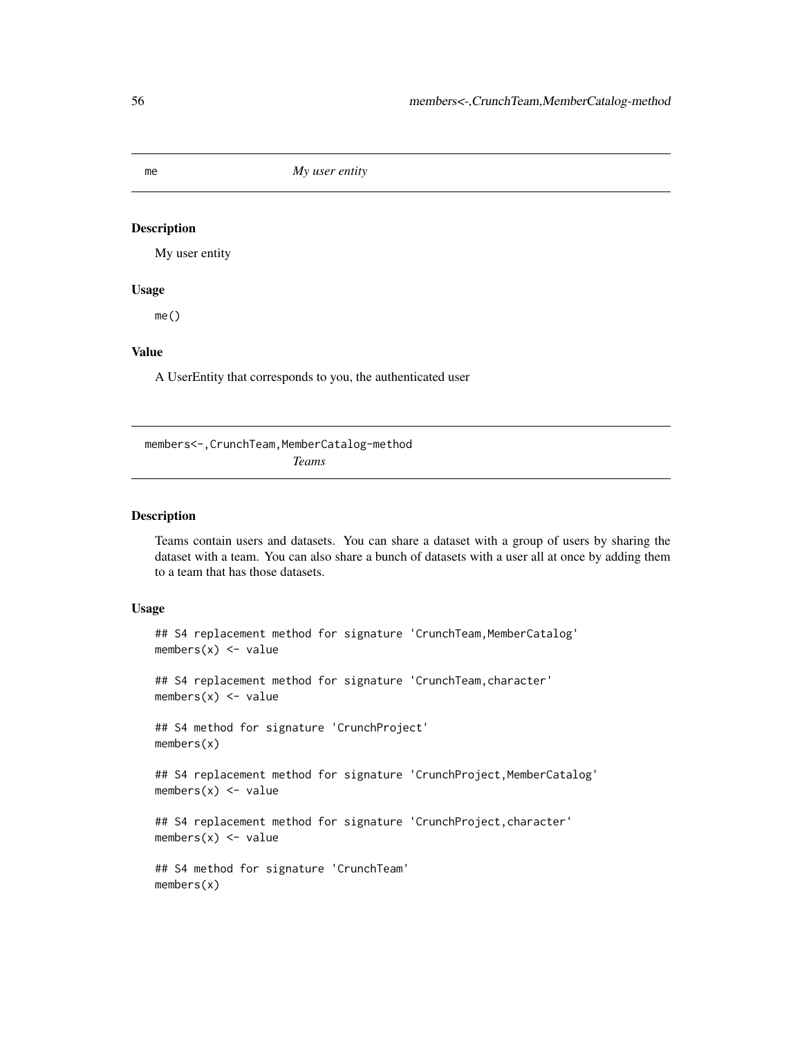## me — *My user entity*

### Description

My user entity

### Usage

```
me()
```

### Value

A UserEntity that corresponds to you, the authenticated user

## members<-,CrunchTeam,MemberCatalog-method — *Teams*

### Description

Teams contain users and datasets. You can share a dataset with a group of users by sharing the dataset with a team. You can also share a bunch of datasets with a user all at once by adding them to a team that has those datasets.

### Usage

```
## S4 replacement method for signature 'CrunchTeam,MemberCatalog'
members(x) <- value

## S4 replacement method for signature 'CrunchTeam,character'
members(x) <- value

## S4 method for signature 'CrunchProject'
members(x)

## S4 replacement method for signature 'CrunchProject,MemberCatalog'
members(x) <- value

## S4 replacement method for signature 'CrunchProject,character'
members(x) <- value

## S4 method for signature 'CrunchTeam'
members(x)
```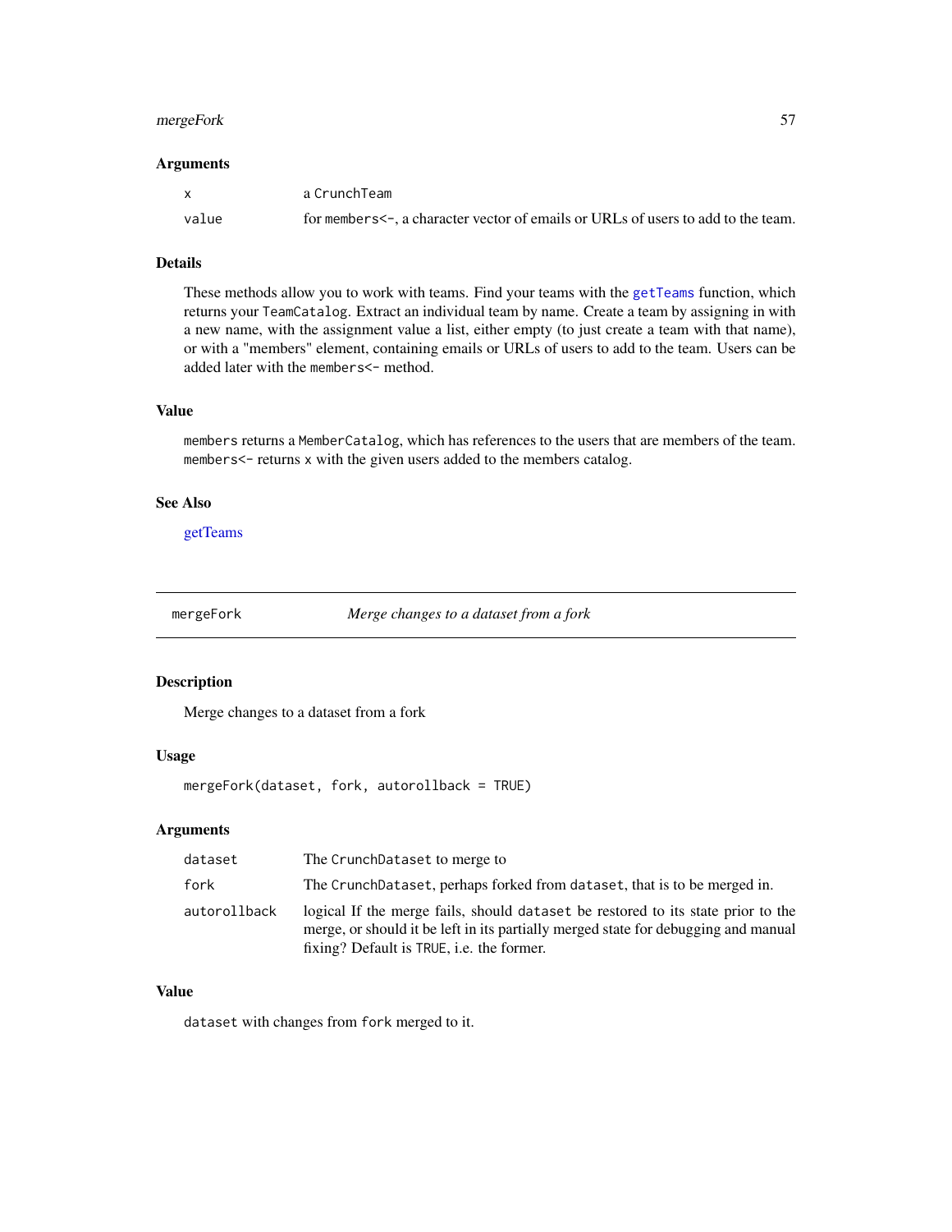### Arguments

| | |
|---|---|
| x | a CrunchTeam |
| value | for members<-, a character vector of emails or URLs of users to add to the team. |

### Details

These methods allow you to work with teams. Find your teams with the getTeams function, which returns your TeamCatalog. Extract an individual team by name. Create a team by assigning in with a new name, with the assignment value a list, either empty (to just create a team with that name), or with a "members" element, containing emails or URLs of users to add to the team. Users can be added later with the members<- method.

### Value

members returns a MemberCatalog, which has references to the users that are members of the team. members<- returns x with the given users added to the members catalog.

### See Also

getTeams

---

## mergeFork — *Merge changes to a dataset from a fork*

### Description

Merge changes to a dataset from a fork

### Usage

```
mergeFork(dataset, fork, autorollback = TRUE)
```

### Arguments

| | |
|---|---|
| dataset | The CrunchDataset to merge to |
| fork | The CrunchDataset, perhaps forked from dataset, that is to be merged in. |
| autorollback | logical If the merge fails, should dataset be restored to its state prior to the merge, or should it be left in its partially merged state for debugging and manual fixing? Default is TRUE, i.e. the former. |

### Value

dataset with changes from fork merged to it.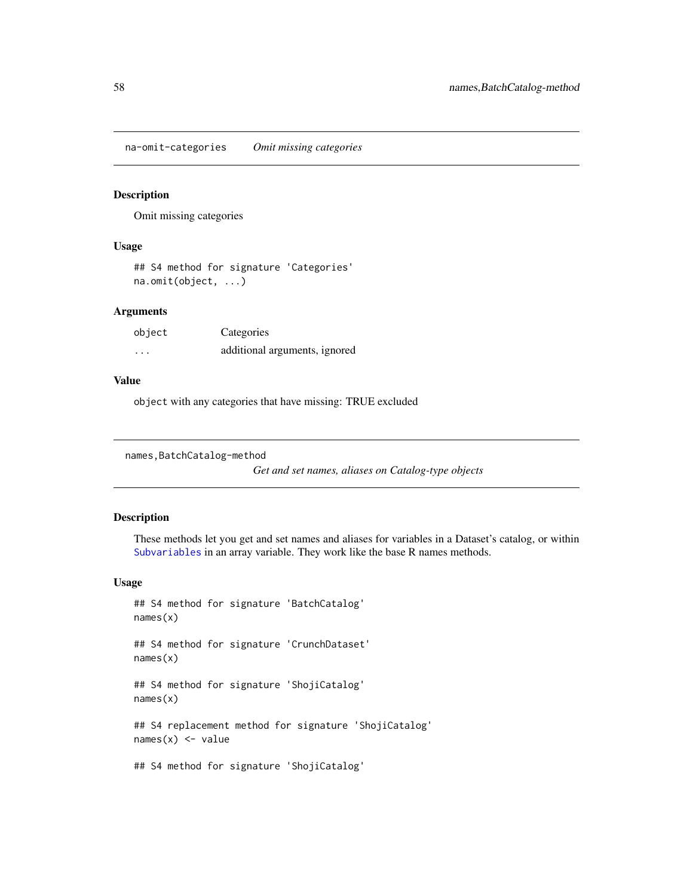`na-omit-categories` *Omit missing categories*

## Description

Omit missing categories

## Usage

```
## S4 method for signature 'Categories'
na.omit(object, ...)
```

## Arguments

| | |
|---|---|
| `object` | Categories |
| `...` | additional arguments, ignored |

## Value

`object` with any categories that have missing: TRUE excluded

---

`names,BatchCatalog-method` *Get and set names, aliases on Catalog-type objects*

## Description

These methods let you get and set names and aliases for variables in a Dataset's catalog, or within `Subvariables` in an array variable. They work like the base R names methods.

## Usage

```
## S4 method for signature 'BatchCatalog'
names(x)

## S4 method for signature 'CrunchDataset'
names(x)

## S4 method for signature 'ShojiCatalog'
names(x)

## S4 replacement method for signature 'ShojiCatalog'
names(x) <- value

## S4 method for signature 'ShojiCatalog'
```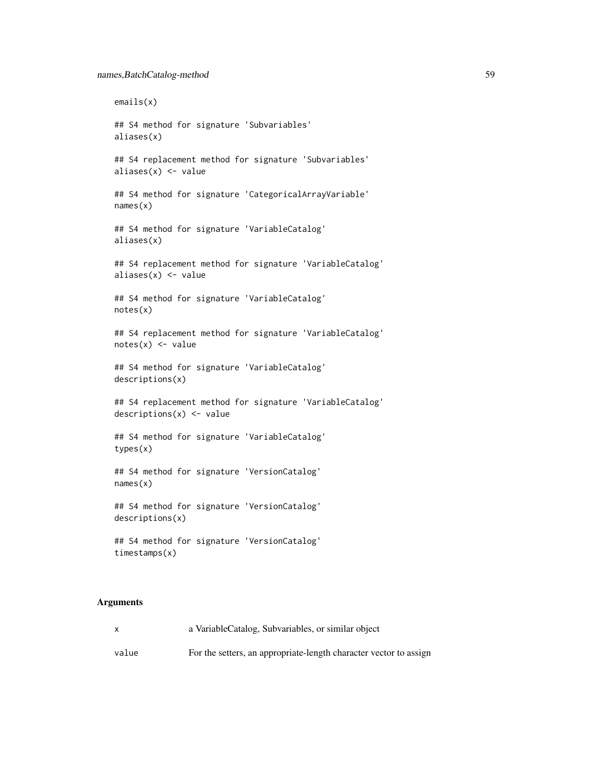```
emails(x)

## S4 method for signature 'Subvariables'
aliases(x)

## S4 replacement method for signature 'Subvariables'
aliases(x) <- value

## S4 method for signature 'CategoricalArrayVariable'
names(x)

## S4 method for signature 'VariableCatalog'
aliases(x)

## S4 replacement method for signature 'VariableCatalog'
aliases(x) <- value

## S4 method for signature 'VariableCatalog'
notes(x)

## S4 replacement method for signature 'VariableCatalog'
notes(x) <- value

## S4 method for signature 'VariableCatalog'
descriptions(x)

## S4 replacement method for signature 'VariableCatalog'
descriptions(x) <- value

## S4 method for signature 'VariableCatalog'
types(x)

## S4 method for signature 'VersionCatalog'
names(x)

## S4 method for signature 'VersionCatalog'
descriptions(x)

## S4 method for signature 'VersionCatalog'
timestamps(x)
```

## Arguments

| | |
|---|---|
| x | a VariableCatalog, Subvariables, or similar object |
| value | For the setters, an appropriate-length character vector to assign |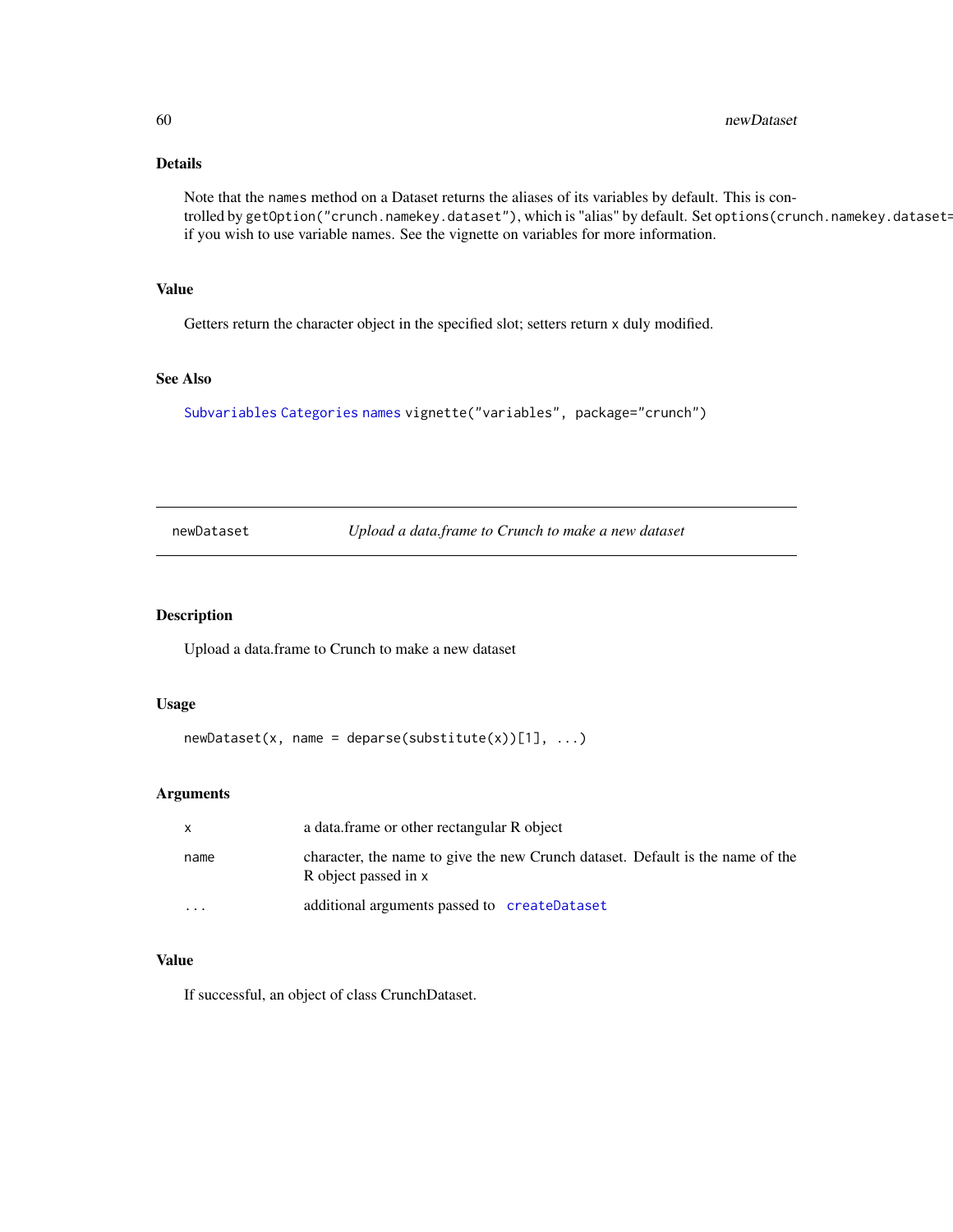### Details

Note that the names method on a Dataset returns the aliases of its variables by default. This is controlled by `getOption("crunch.namekey.dataset")`, which is "alias" by default. Set `options(crunch.namekey.dataset=` if you wish to use variable names. See the vignette on variables for more information.

### Value

Getters return the character object in the specified slot; setters return x duly modified.

### See Also

Subvariables Categories names `vignette("variables", package="crunch")`

---

## newDataset — *Upload a data.frame to Crunch to make a new dataset*

---

### Description

Upload a data.frame to Crunch to make a new dataset

### Usage

```
newDataset(x, name = deparse(substitute(x))[1], ...)
```

### Arguments

| | |
|---|---|
| x | a data.frame or other rectangular R object |
| name | character, the name to give the new Crunch dataset. Default is the name of the R object passed in x |
| ... | additional arguments passed to createDataset |

### Value

If successful, an object of class CrunchDataset.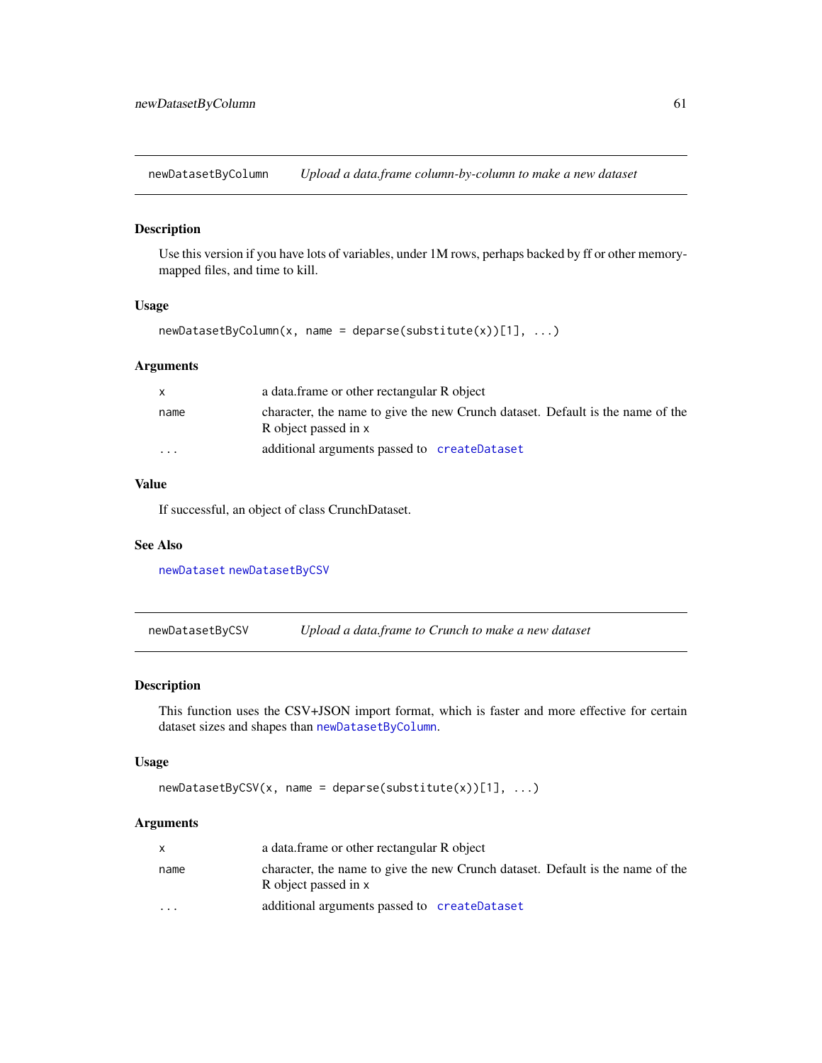## newDatasetByColumn — *Upload a data.frame column-by-column to make a new dataset*

### Description

Use this version if you have lots of variables, under 1M rows, perhaps backed by ff or other memory-mapped files, and time to kill.

### Usage

```
newDatasetByColumn(x, name = deparse(substitute(x))[1], ...)
```

### Arguments

| | |
|---|---|
| `x` | a data.frame or other rectangular R object |
| `name` | character, the name to give the new Crunch dataset. Default is the name of the R object passed in `x` |
| `...` | additional arguments passed to `createDataset` |

### Value

If successful, an object of class CrunchDataset.

### See Also

`newDataset` `newDatasetByCSV`

## newDatasetByCSV — *Upload a data.frame to Crunch to make a new dataset*

### Description

This function uses the CSV+JSON import format, which is faster and more effective for certain dataset sizes and shapes than `newDatasetByColumn`.

### Usage

```
newDatasetByCSV(x, name = deparse(substitute(x))[1], ...)
```

### Arguments

| | |
|---|---|
| `x` | a data.frame or other rectangular R object |
| `name` | character, the name to give the new Crunch dataset. Default is the name of the R object passed in `x` |
| `...` | additional arguments passed to `createDataset` |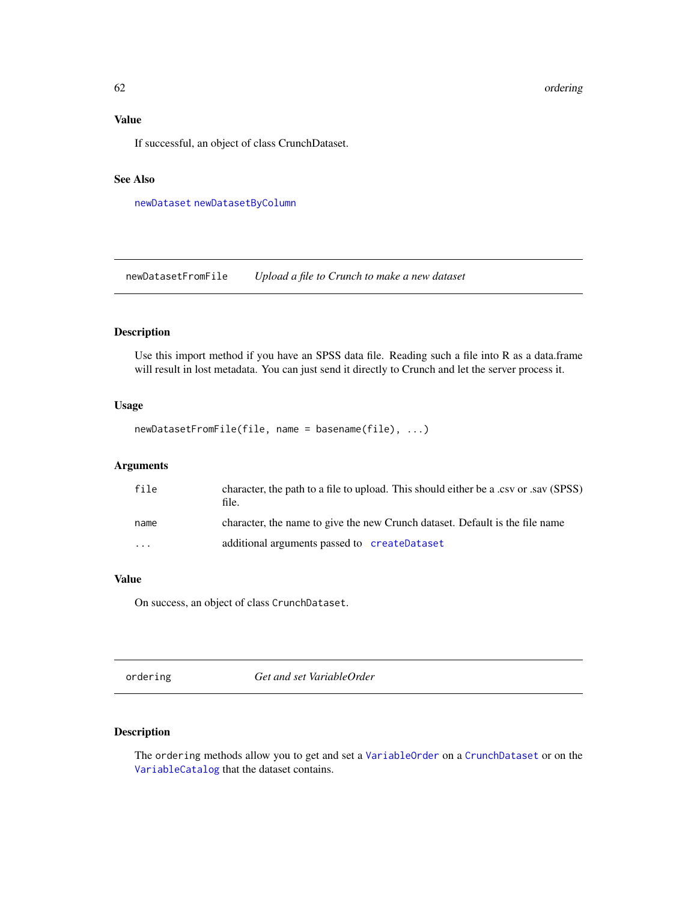## Value

If successful, an object of class CrunchDataset.

## See Also

`newDataset` `newDatasetByColumn`

---

## newDatasetFromFile — *Upload a file to Crunch to make a new dataset*

### Description

Use this import method if you have an SPSS data file. Reading such a file into R as a data.frame will result in lost metadata. You can just send it directly to Crunch and let the server process it.

### Usage

```
newDatasetFromFile(file, name = basename(file), ...)
```

### Arguments

| | |
|---|---|
| `file` | character, the path to a file to upload. This should either be a .csv or .sav (SPSS) file. |
| `name` | character, the name to give the new Crunch dataset. Default is the file name |
| `...` | additional arguments passed to `createDataset` |

### Value

On success, an object of class `CrunchDataset`.

---

## ordering — *Get and set VariableOrder*

### Description

The `ordering` methods allow you to get and set a `VariableOrder` on a `CrunchDataset` or on the `VariableCatalog` that the dataset contains.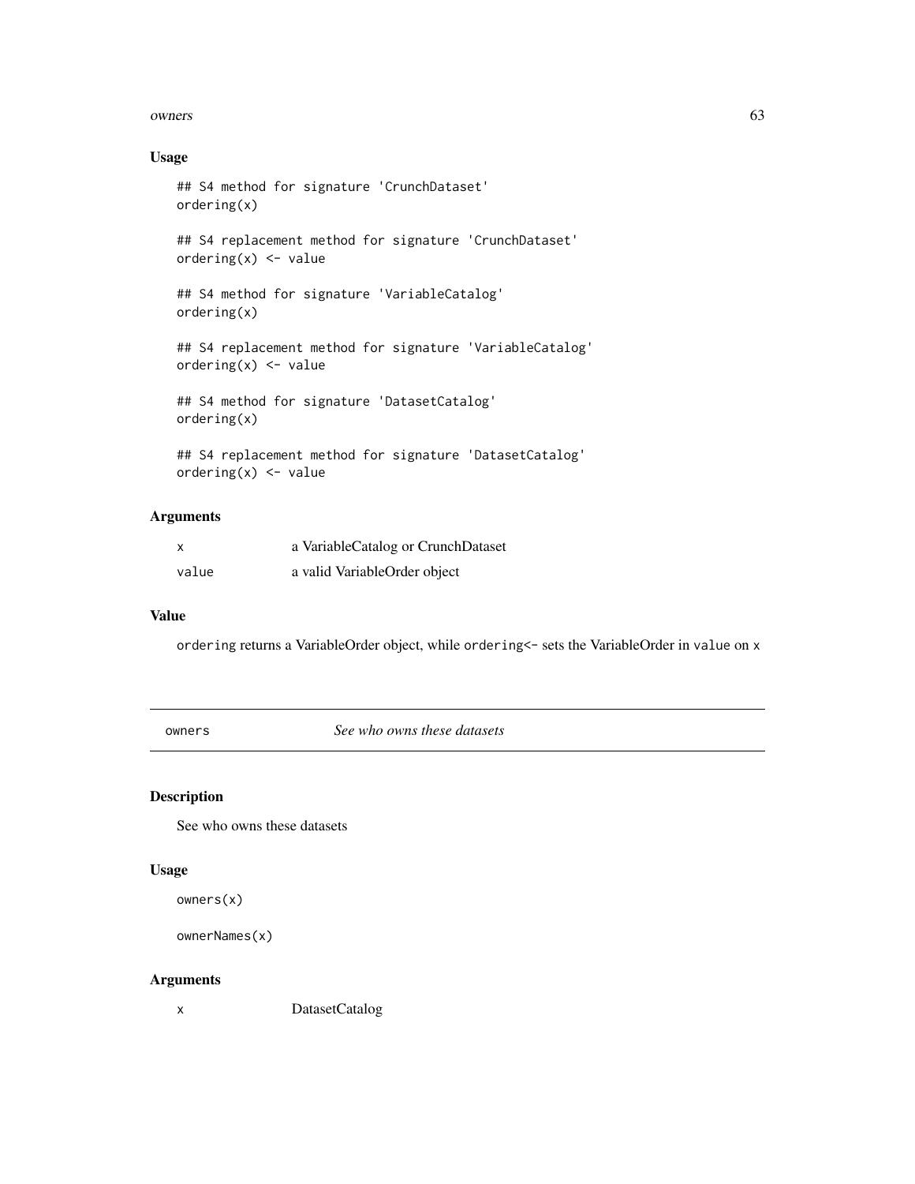### Usage

```
## S4 method for signature 'CrunchDataset'
ordering(x)

## S4 replacement method for signature 'CrunchDataset'
ordering(x) <- value

## S4 method for signature 'VariableCatalog'
ordering(x)

## S4 replacement method for signature 'VariableCatalog'
ordering(x) <- value

## S4 method for signature 'DatasetCatalog'
ordering(x)

## S4 replacement method for signature 'DatasetCatalog'
ordering(x) <- value
```

### Arguments

| | |
|---|---|
| x | a VariableCatalog or CrunchDataset |
| value | a valid VariableOrder object |

### Value

`ordering` returns a VariableOrder object, while `ordering<-` sets the VariableOrder in `value` on `x`

---

## owners — *See who owns these datasets*

---

### Description

See who owns these datasets

### Usage

```
owners(x)

ownerNames(x)
```

### Arguments

| | |
|---|---|
| x | DatasetCatalog |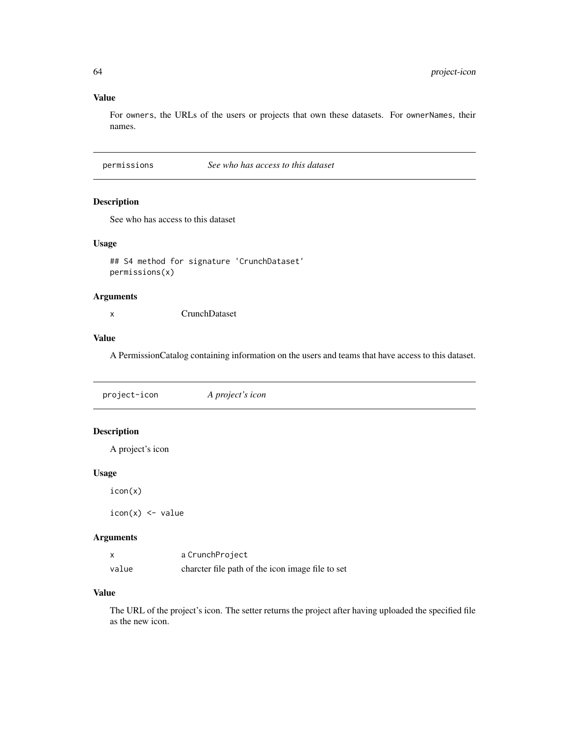### Value

For `owners`, the URLs of the users or projects that own these datasets. For `ownerNames`, their names.

---

## permissions — *See who has access to this dataset*

### Description

See who has access to this dataset

### Usage

```
## S4 method for signature 'CrunchDataset'
permissions(x)
```

### Arguments

| | |
|---|---|
| x | CrunchDataset |

### Value

A PermissionCatalog containing information on the users and teams that have access to this dataset.

---

## project-icon — *A project's icon*

### Description

A project's icon

### Usage

```
icon(x)

icon(x) <- value
```

### Arguments

| | |
|---|---|
| x | a `CrunchProject` |
| value | charcter file path of the icon image file to set |

### Value

The URL of the project's icon. The setter returns the project after having uploaded the specified file as the new icon.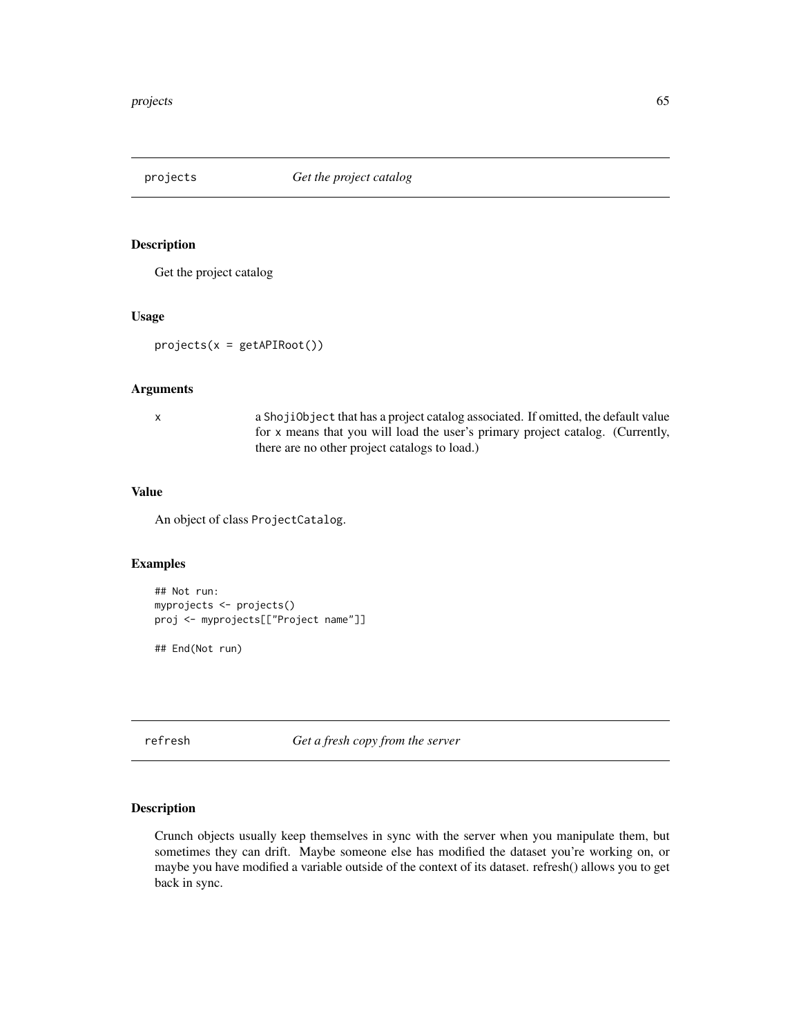## projects — *Get the project catalog*

### Description

Get the project catalog

### Usage

```
projects(x = getAPIRoot())
```

### Arguments

| | |
|---|---|
| x | a ShojiObject that has a project catalog associated. If omitted, the default value for x means that you will load the user's primary project catalog. (Currently, there are no other project catalogs to load.) |

### Value

An object of class ProjectCatalog.

### Examples

```
## Not run:
myprojects <- projects()
proj <- myprojects[["Project name"]]

## End(Not run)
```

## refresh — *Get a fresh copy from the server*

### Description

Crunch objects usually keep themselves in sync with the server when you manipulate them, but sometimes they can drift. Maybe someone else has modified the dataset you're working on, or maybe you have modified a variable outside of the context of its dataset. refresh() allows you to get back in sync.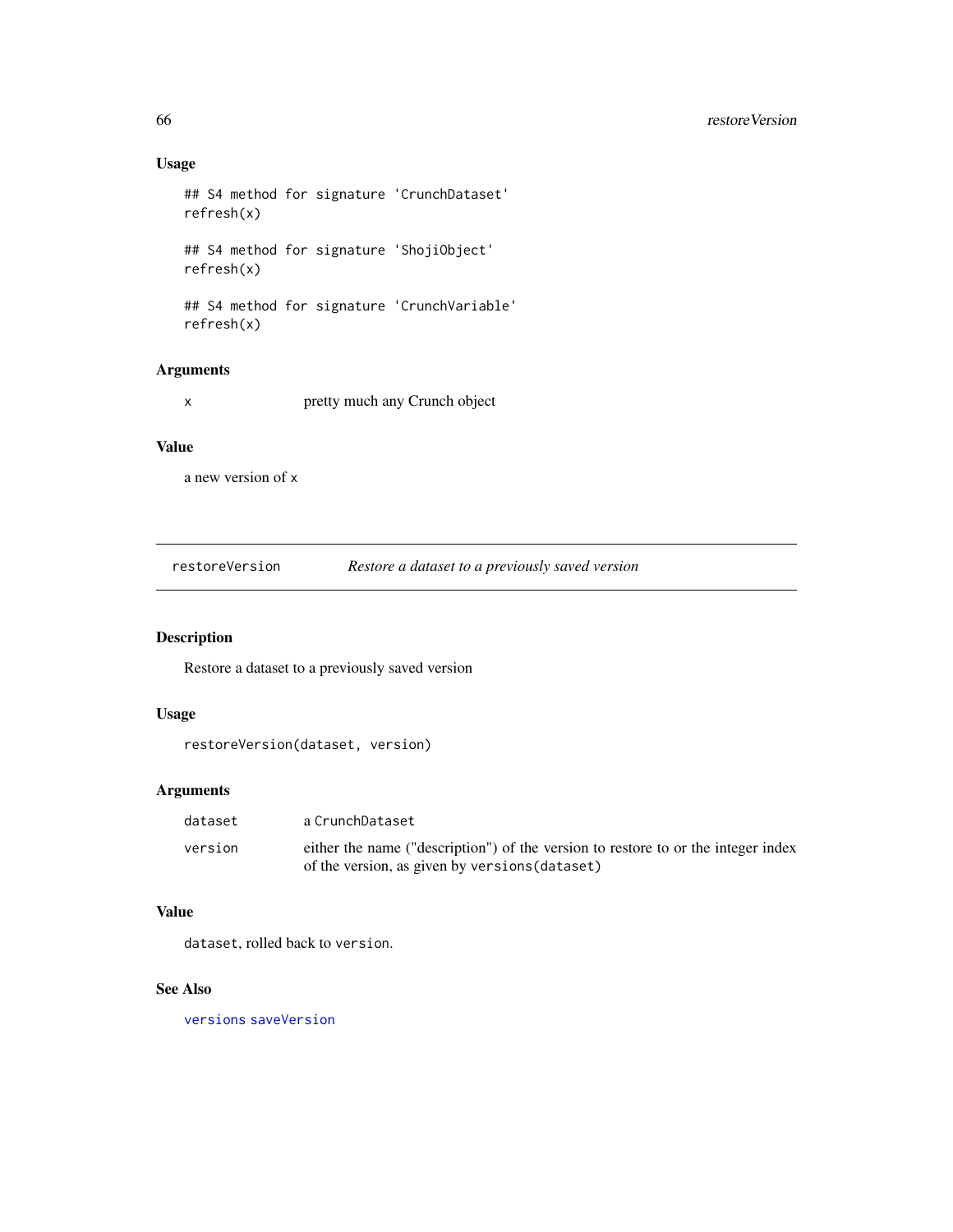### Usage

```
## S4 method for signature 'CrunchDataset'
refresh(x)

## S4 method for signature 'ShojiObject'
refresh(x)

## S4 method for signature 'CrunchVariable'
refresh(x)
```

### Arguments

| | |
|---|---|
| x | pretty much any Crunch object |

### Value

a new version of `x`

---

## restoreVersion — *Restore a dataset to a previously saved version*

---

### Description

Restore a dataset to a previously saved version

### Usage

```
restoreVersion(dataset, version)
```

### Arguments

| | |
|---|---|
| dataset | a `CrunchDataset` |
| version | either the name ("description") of the version to restore to or the integer index of the version, as given by `versions(dataset)` |

### Value

`dataset`, rolled back to `version`.

### See Also

`versions` `saveVersion`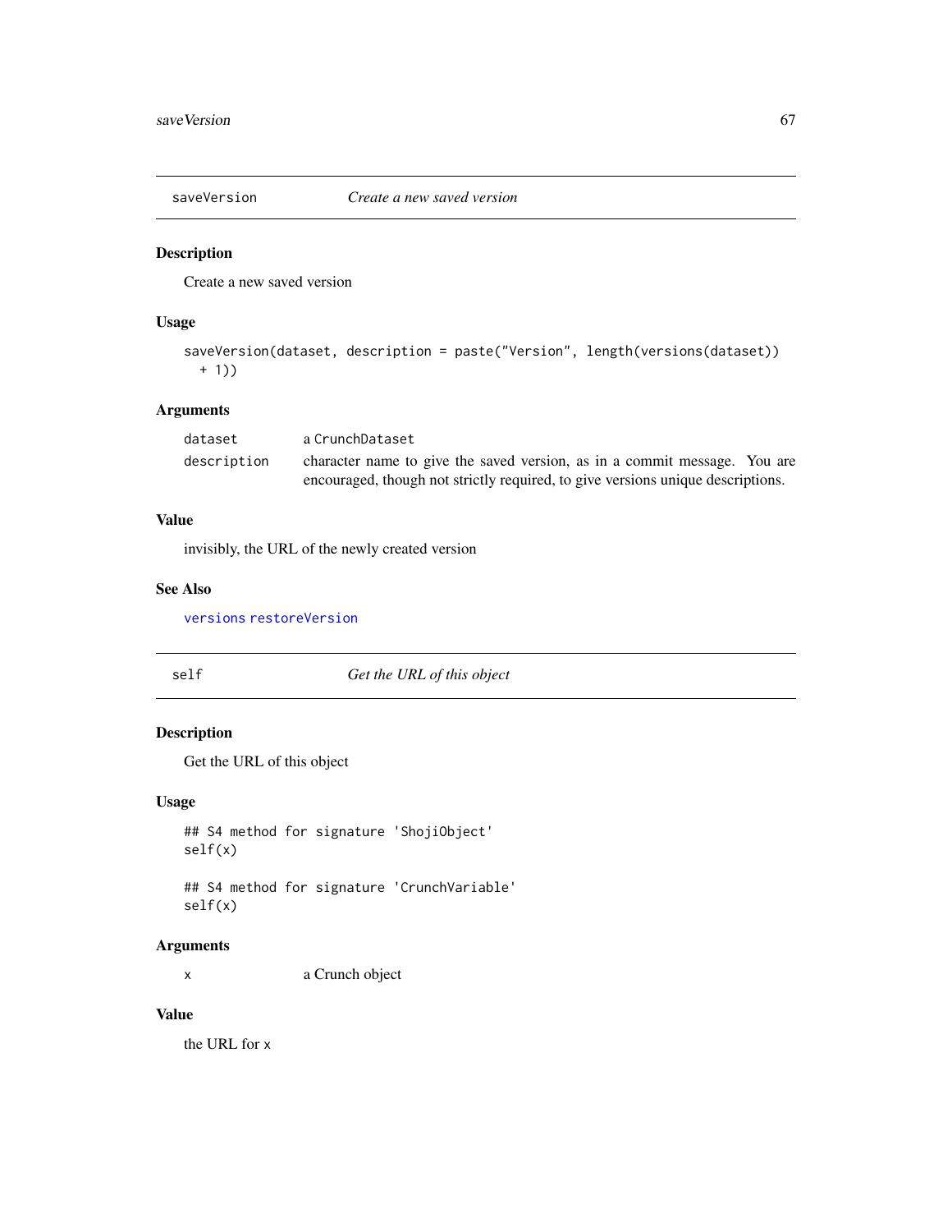## saveVersion — *Create a new saved version*

### Description

Create a new saved version

### Usage

```
saveVersion(dataset, description = paste("Version", length(versions(dataset))
  + 1))
```

### Arguments

| | |
|---|---|
| dataset | a CrunchDataset |
| description | character name to give the saved version, as in a commit message. You are encouraged, though not strictly required, to give versions unique descriptions. |

### Value

invisibly, the URL of the newly created version

### See Also

versions restoreVersion

## self — *Get the URL of this object*

### Description

Get the URL of this object

### Usage

```
## S4 method for signature 'ShojiObject'
self(x)

## S4 method for signature 'CrunchVariable'
self(x)
```

### Arguments

| | |
|---|---|
| x | a Crunch object |

### Value

the URL for x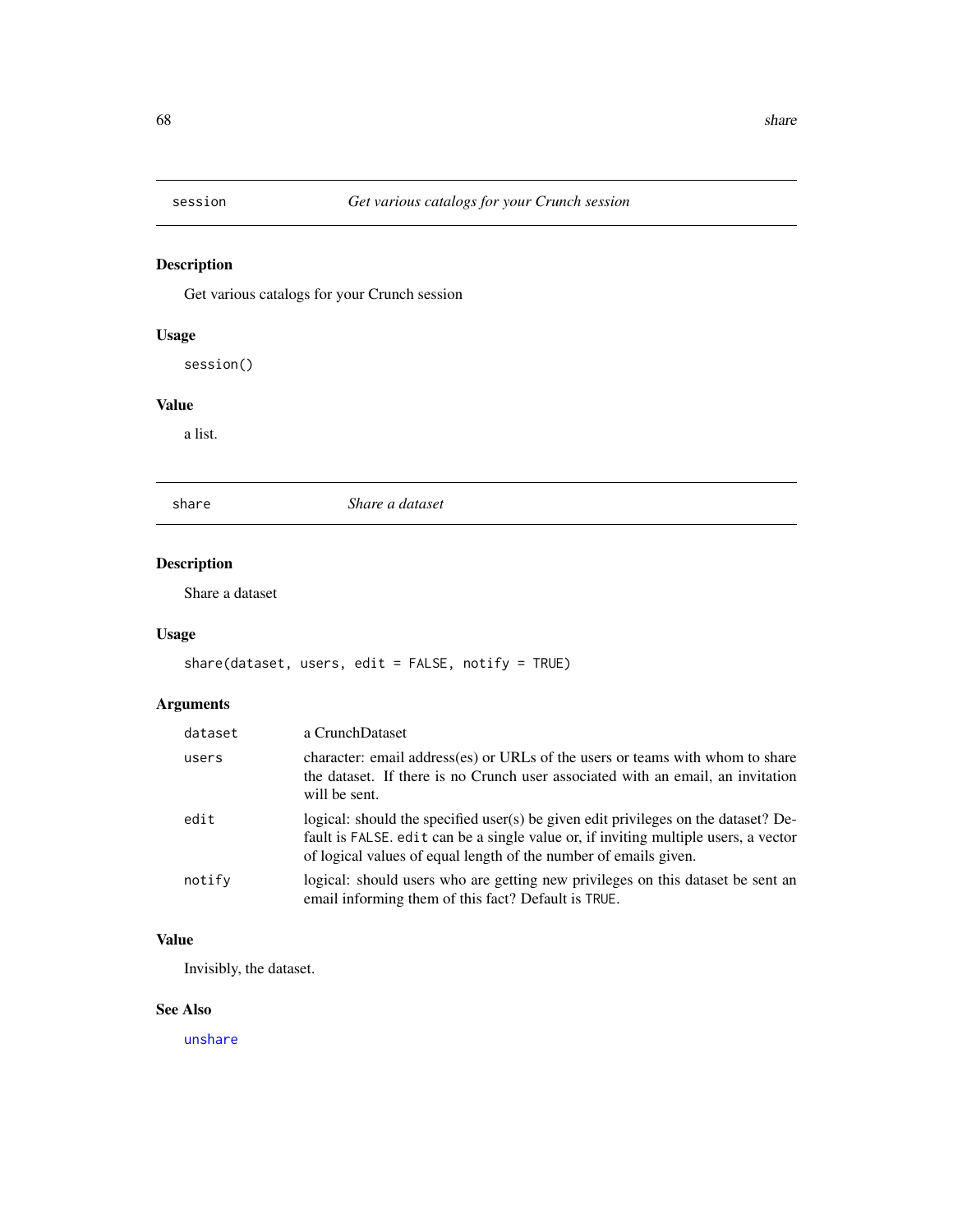## session — *Get various catalogs for your Crunch session*

### Description

Get various catalogs for your Crunch session

### Usage

```
session()
```

### Value

a list.

## share — *Share a dataset*

### Description

Share a dataset

### Usage

```
share(dataset, users, edit = FALSE, notify = TRUE)
```

### Arguments

| | |
|---|---|
| `dataset` | a CrunchDataset |
| `users` | character: email address(es) or URLs of the users or teams with whom to share the dataset. If there is no Crunch user associated with an email, an invitation will be sent. |
| `edit` | logical: should the specified user(s) be given edit privileges on the dataset? Default is `FALSE`. `edit` can be a single value or, if inviting multiple users, a vector of logical values of equal length of the number of emails given. |
| `notify` | logical: should users who are getting new privileges on this dataset be sent an email informing them of this fact? Default is `TRUE`. |

### Value

Invisibly, the dataset.

### See Also

`unshare`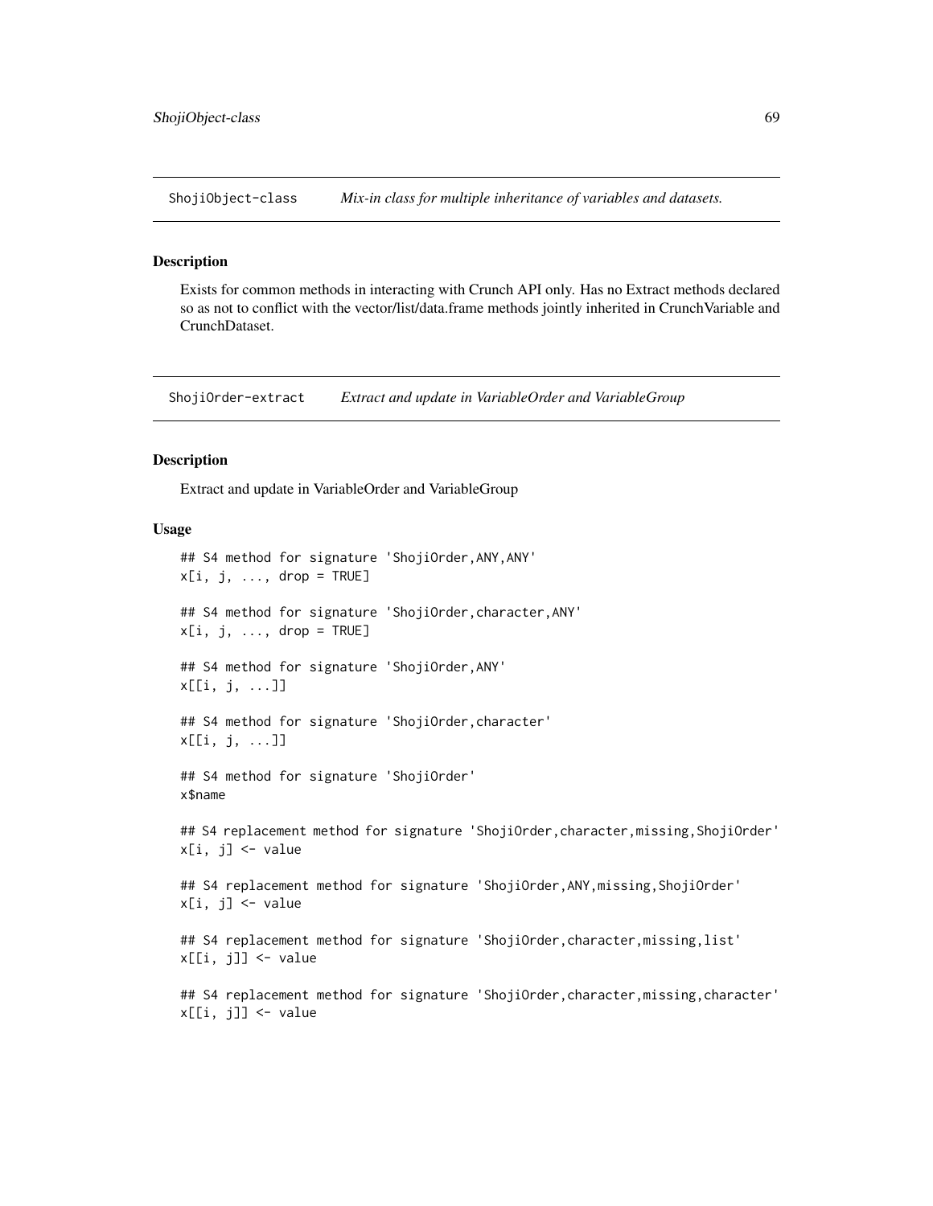## ShojiObject-class — *Mix-in class for multiple inheritance of variables and datasets.*

### Description

Exists for common methods in interacting with Crunch API only. Has no Extract methods declared so as not to conflict with the vector/list/data.frame methods jointly inherited in CrunchVariable and CrunchDataset.

## ShojiOrder-extract — *Extract and update in VariableOrder and VariableGroup*

### Description

Extract and update in VariableOrder and VariableGroup

### Usage

```
## S4 method for signature 'ShojiOrder,ANY,ANY'
x[i, j, ..., drop = TRUE]

## S4 method for signature 'ShojiOrder,character,ANY'
x[i, j, ..., drop = TRUE]

## S4 method for signature 'ShojiOrder,ANY'
x[[i, j, ...]]

## S4 method for signature 'ShojiOrder,character'
x[[i, j, ...]]

## S4 method for signature 'ShojiOrder'
x$name

## S4 replacement method for signature 'ShojiOrder,character,missing,ShojiOrder'
x[i, j] <- value

## S4 replacement method for signature 'ShojiOrder,ANY,missing,ShojiOrder'
x[i, j] <- value

## S4 replacement method for signature 'ShojiOrder,character,missing,list'
x[[i, j]] <- value

## S4 replacement method for signature 'ShojiOrder,character,missing,character'
x[[i, j]] <- value
```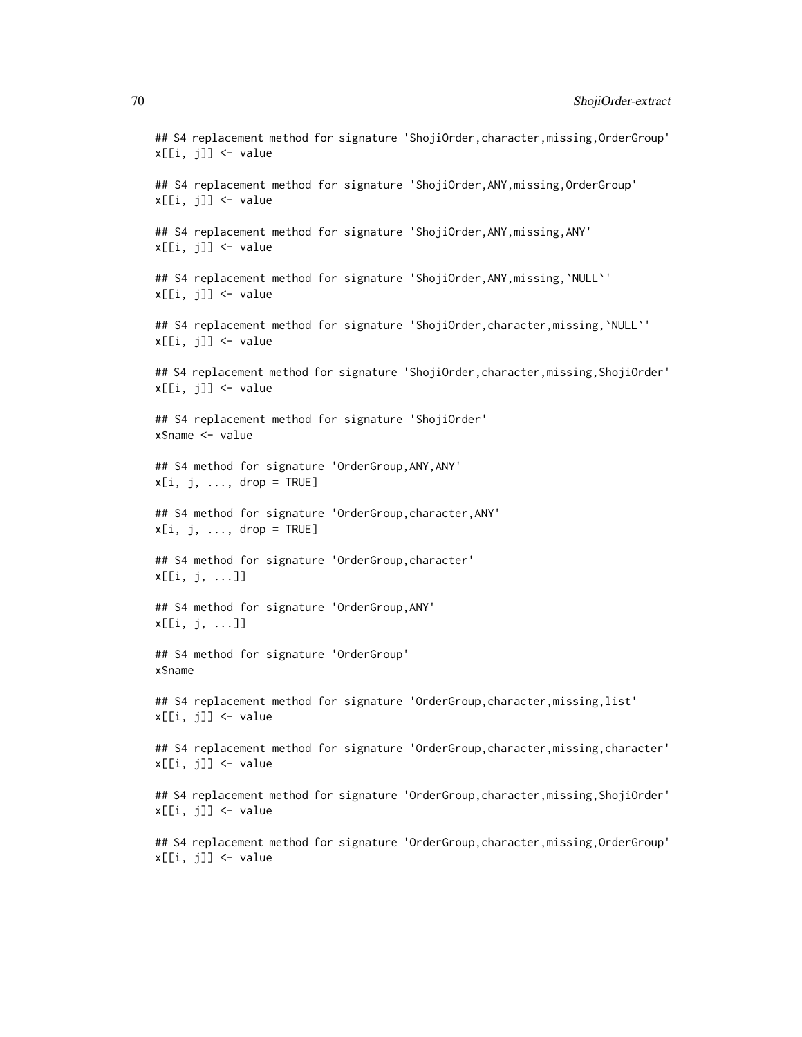```
## S4 replacement method for signature 'ShojiOrder,character,missing,OrderGroup'
x[[i, j]] <- value

## S4 replacement method for signature 'ShojiOrder,ANY,missing,OrderGroup'
x[[i, j]] <- value

## S4 replacement method for signature 'ShojiOrder,ANY,missing,ANY'
x[[i, j]] <- value

## S4 replacement method for signature 'ShojiOrder,ANY,missing,`NULL`'
x[[i, j]] <- value

## S4 replacement method for signature 'ShojiOrder,character,missing,`NULL`'
x[[i, j]] <- value

## S4 replacement method for signature 'ShojiOrder,character,missing,ShojiOrder'
x[[i, j]] <- value

## S4 replacement method for signature 'ShojiOrder'
x$name <- value

## S4 method for signature 'OrderGroup,ANY,ANY'
x[i, j, ..., drop = TRUE]

## S4 method for signature 'OrderGroup,character,ANY'
x[i, j, ..., drop = TRUE]

## S4 method for signature 'OrderGroup,character'
x[[i, j, ...]]

## S4 method for signature 'OrderGroup,ANY'
x[[i, j, ...]]

## S4 method for signature 'OrderGroup'
x$name

## S4 replacement method for signature 'OrderGroup,character,missing,list'
x[[i, j]] <- value

## S4 replacement method for signature 'OrderGroup,character,missing,character'
x[[i, j]] <- value

## S4 replacement method for signature 'OrderGroup,character,missing,ShojiOrder'
x[[i, j]] <- value

## S4 replacement method for signature 'OrderGroup,character,missing,OrderGroup'
x[[i, j]] <- value
```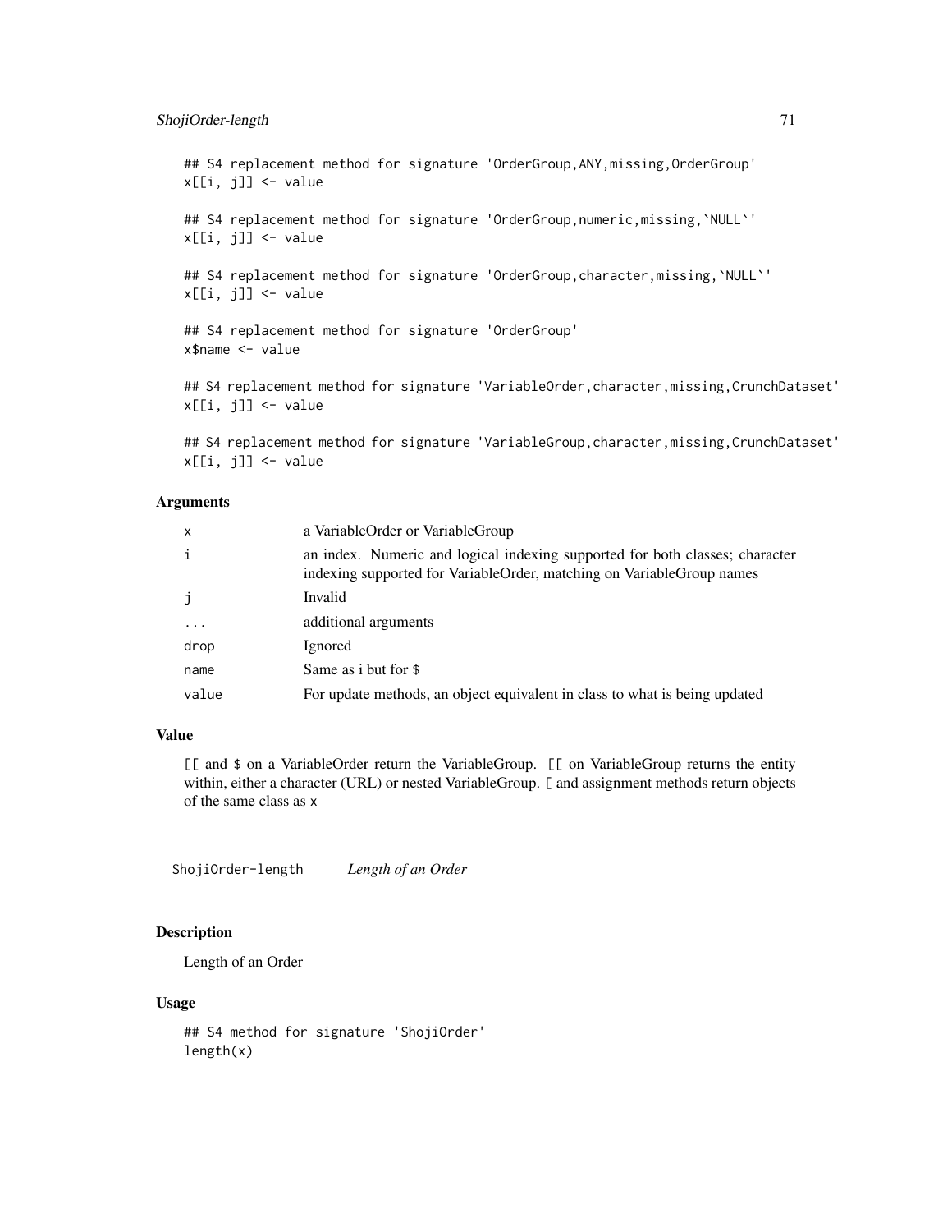```
## S4 replacement method for signature 'OrderGroup,ANY,missing,OrderGroup'
x[[i, j]] <- value

## S4 replacement method for signature 'OrderGroup,numeric,missing,`NULL`'
x[[i, j]] <- value

## S4 replacement method for signature 'OrderGroup,character,missing,`NULL`'
x[[i, j]] <- value

## S4 replacement method for signature 'OrderGroup'
x$name <- value

## S4 replacement method for signature 'VariableOrder,character,missing,CrunchDataset'
x[[i, j]] <- value

## S4 replacement method for signature 'VariableGroup,character,missing,CrunchDataset'
x[[i, j]] <- value
```

### Arguments

| | |
|---|---|
| x | a VariableOrder or VariableGroup |
| i | an index. Numeric and logical indexing supported for both classes; character indexing supported for VariableOrder, matching on VariableGroup names |
| j | Invalid |
| ... | additional arguments |
| drop | Ignored |
| name | Same as i but for $ |
| value | For update methods, an object equivalent in class to what is being updated |

### Value

[[ and $ on a VariableOrder return the VariableGroup. [[ on VariableGroup returns the entity within, either a character (URL) or nested VariableGroup. [ and assignment methods return objects of the same class as x

---

## ShojiOrder-length *Length of an Order*

### Description

Length of an Order

### Usage

```
## S4 method for signature 'ShojiOrder'
length(x)
```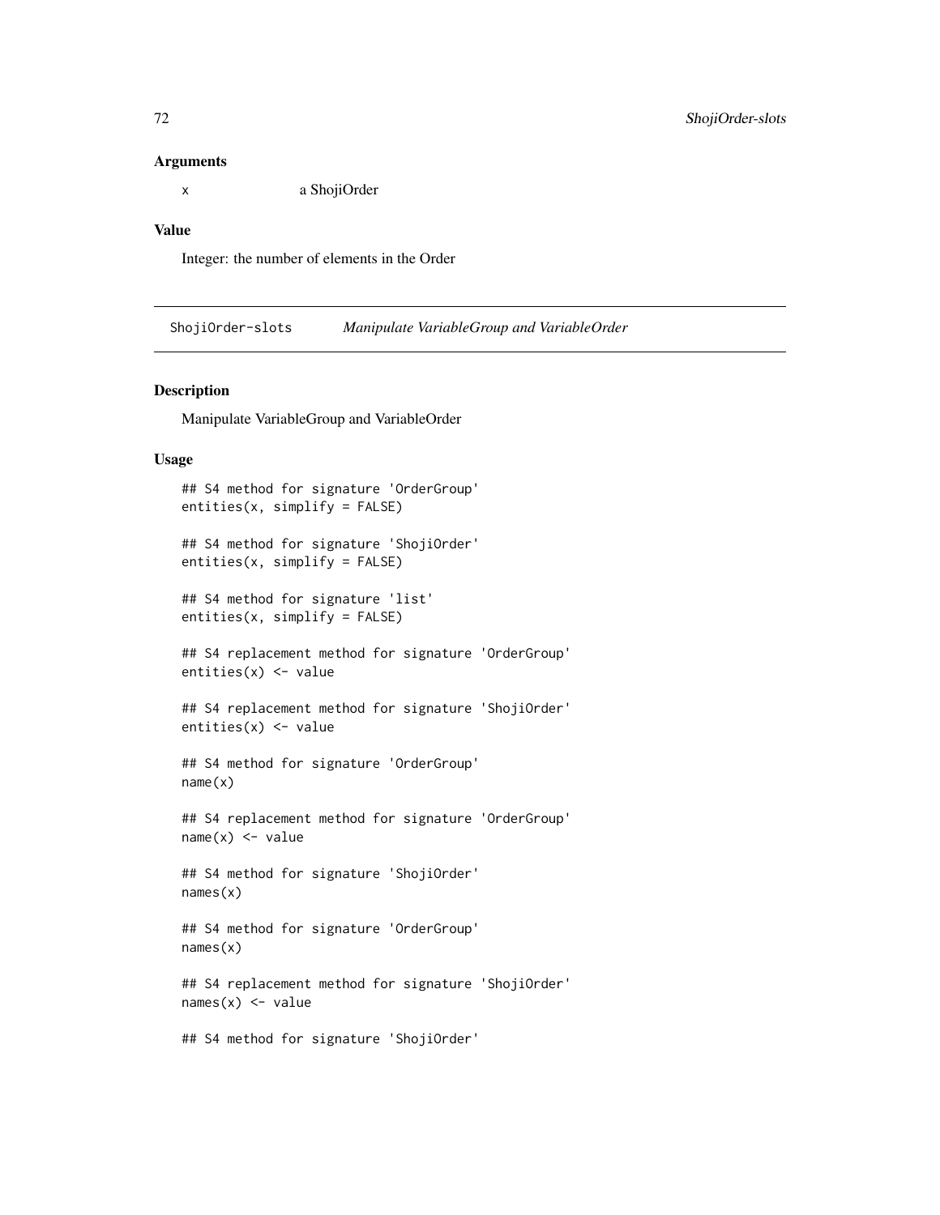### Arguments

x a ShojiOrder

### Value

Integer: the number of elements in the Order

## ShojiOrder-slots *Manipulate VariableGroup and VariableOrder*

### Description

Manipulate VariableGroup and VariableOrder

### Usage

```
## S4 method for signature 'OrderGroup'
entities(x, simplify = FALSE)

## S4 method for signature 'ShojiOrder'
entities(x, simplify = FALSE)

## S4 method for signature 'list'
entities(x, simplify = FALSE)

## S4 replacement method for signature 'OrderGroup'
entities(x) <- value

## S4 replacement method for signature 'ShojiOrder'
entities(x) <- value

## S4 method for signature 'OrderGroup'
name(x)

## S4 replacement method for signature 'OrderGroup'
name(x) <- value

## S4 method for signature 'ShojiOrder'
names(x)

## S4 method for signature 'OrderGroup'
names(x)

## S4 replacement method for signature 'ShojiOrder'
names(x) <- value

## S4 method for signature 'ShojiOrder'
```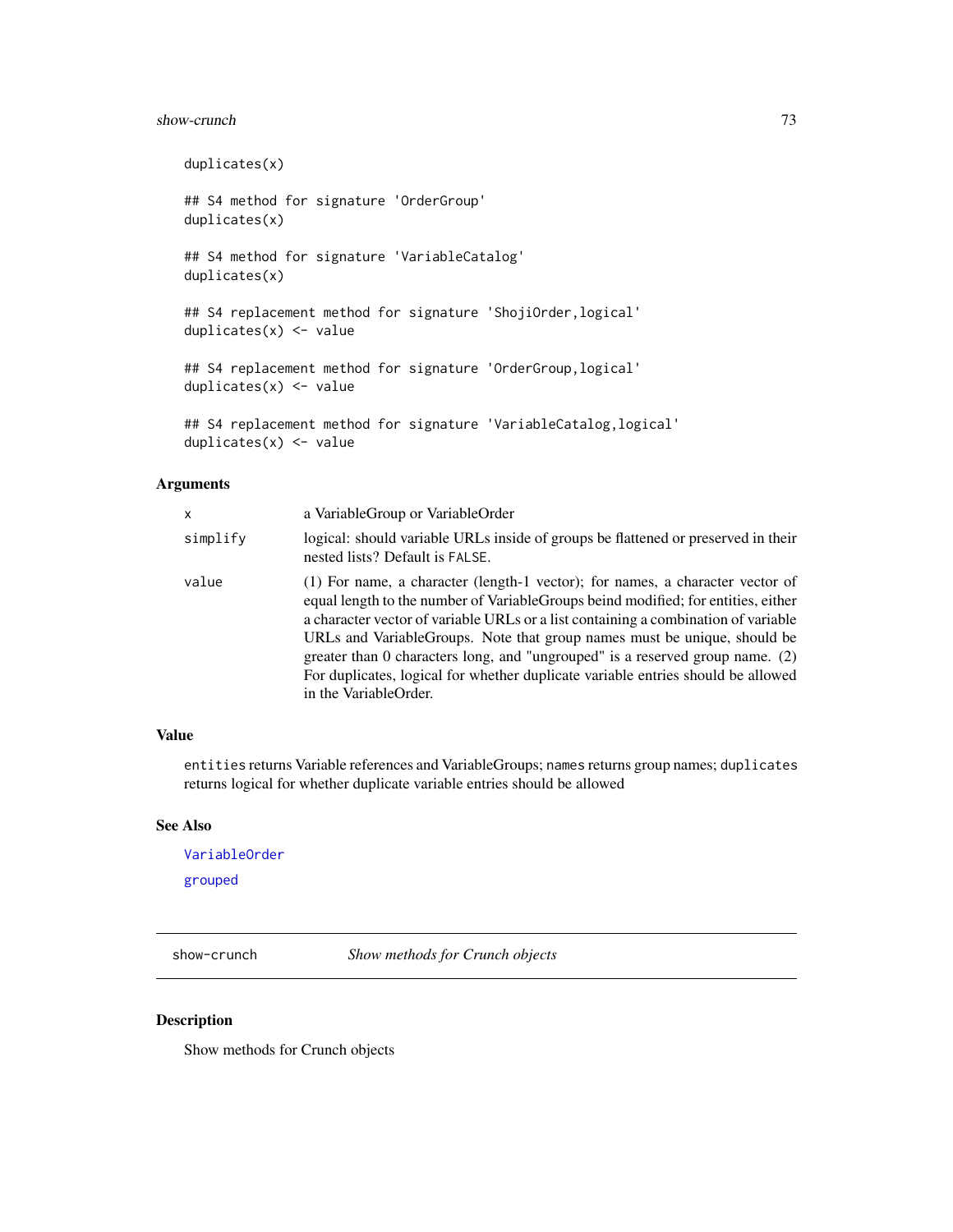```
duplicates(x)

## S4 method for signature 'OrderGroup'
duplicates(x)

## S4 method for signature 'VariableCatalog'
duplicates(x)

## S4 replacement method for signature 'ShojiOrder,logical'
duplicates(x) <- value

## S4 replacement method for signature 'OrderGroup,logical'
duplicates(x) <- value

## S4 replacement method for signature 'VariableCatalog,logical'
duplicates(x) <- value
```

### Arguments

| | |
|---|---|
| `x` | a VariableGroup or VariableOrder |
| `simplify` | logical: should variable URLs inside of groups be flattened or preserved in their nested lists? Default is `FALSE`. |
| `value` | (1) For name, a character (length-1 vector); for names, a character vector of equal length to the number of VariableGroups beind modified; for entities, either a character vector of variable URLs or a list containing a combination of variable URLs and VariableGroups. Note that group names must be unique, should be greater than 0 characters long, and "ungrouped" is a reserved group name. (2) For duplicates, logical for whether duplicate variable entries should be allowed in the VariableOrder. |

### Value

`entities` returns Variable references and VariableGroups; `names` returns group names; `duplicates` returns logical for whether duplicate variable entries should be allowed

### See Also

`VariableOrder`

`grouped`

---

## show-crunch — *Show methods for Crunch objects*

---

### Description

Show methods for Crunch objects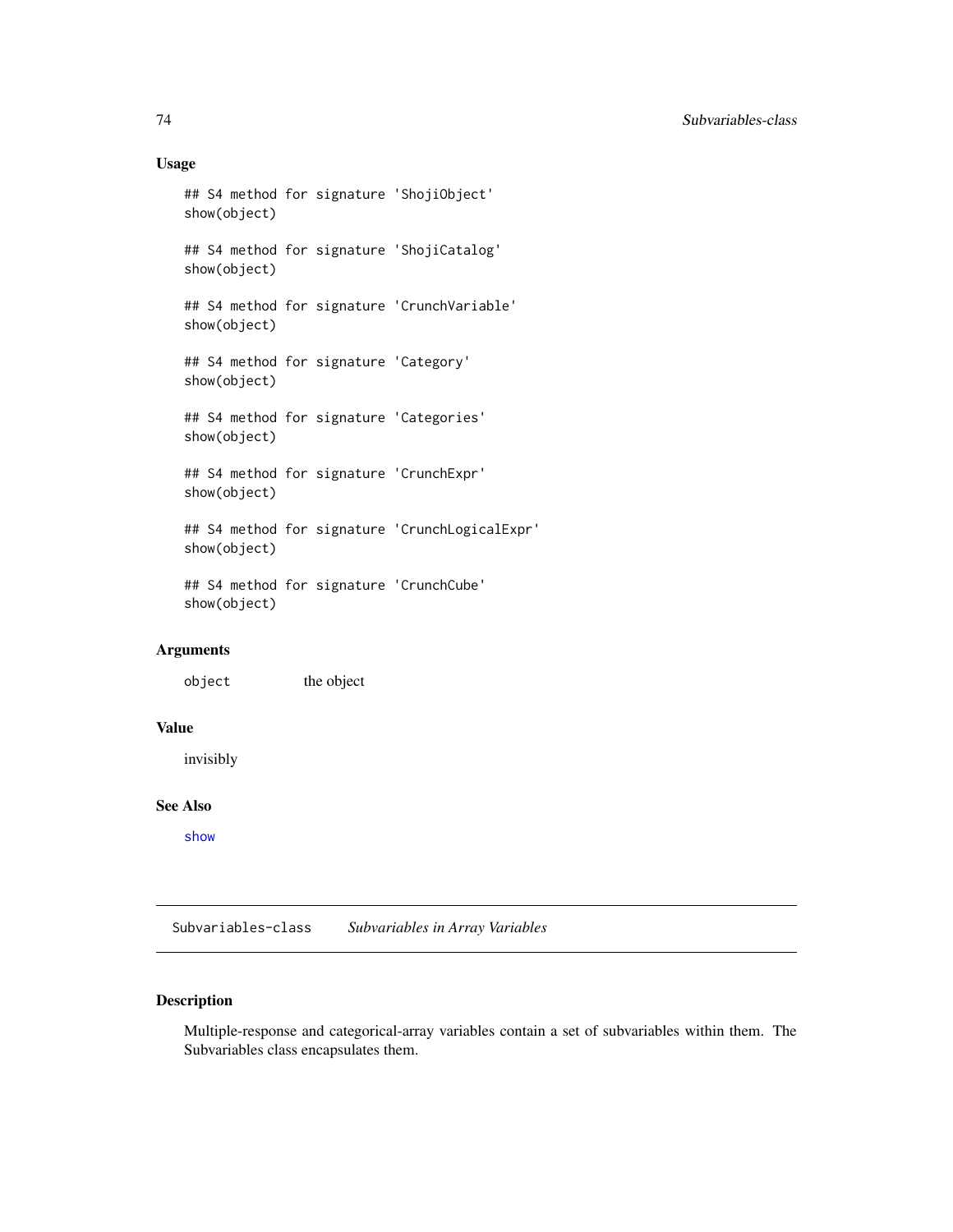## Usage

```
## S4 method for signature 'ShojiObject'
show(object)

## S4 method for signature 'ShojiCatalog'
show(object)

## S4 method for signature 'CrunchVariable'
show(object)

## S4 method for signature 'Category'
show(object)

## S4 method for signature 'Categories'
show(object)

## S4 method for signature 'CrunchExpr'
show(object)

## S4 method for signature 'CrunchLogicalExpr'
show(object)

## S4 method for signature 'CrunchCube'
show(object)
```

## Arguments

| | |
|---|---|
| `object` | the object |

## Value

invisibly

## See Also

`show`

---

# Subvariables-class *Subvariables in Array Variables*

## Description

Multiple-response and categorical-array variables contain a set of subvariables within them. The Subvariables class encapsulates them.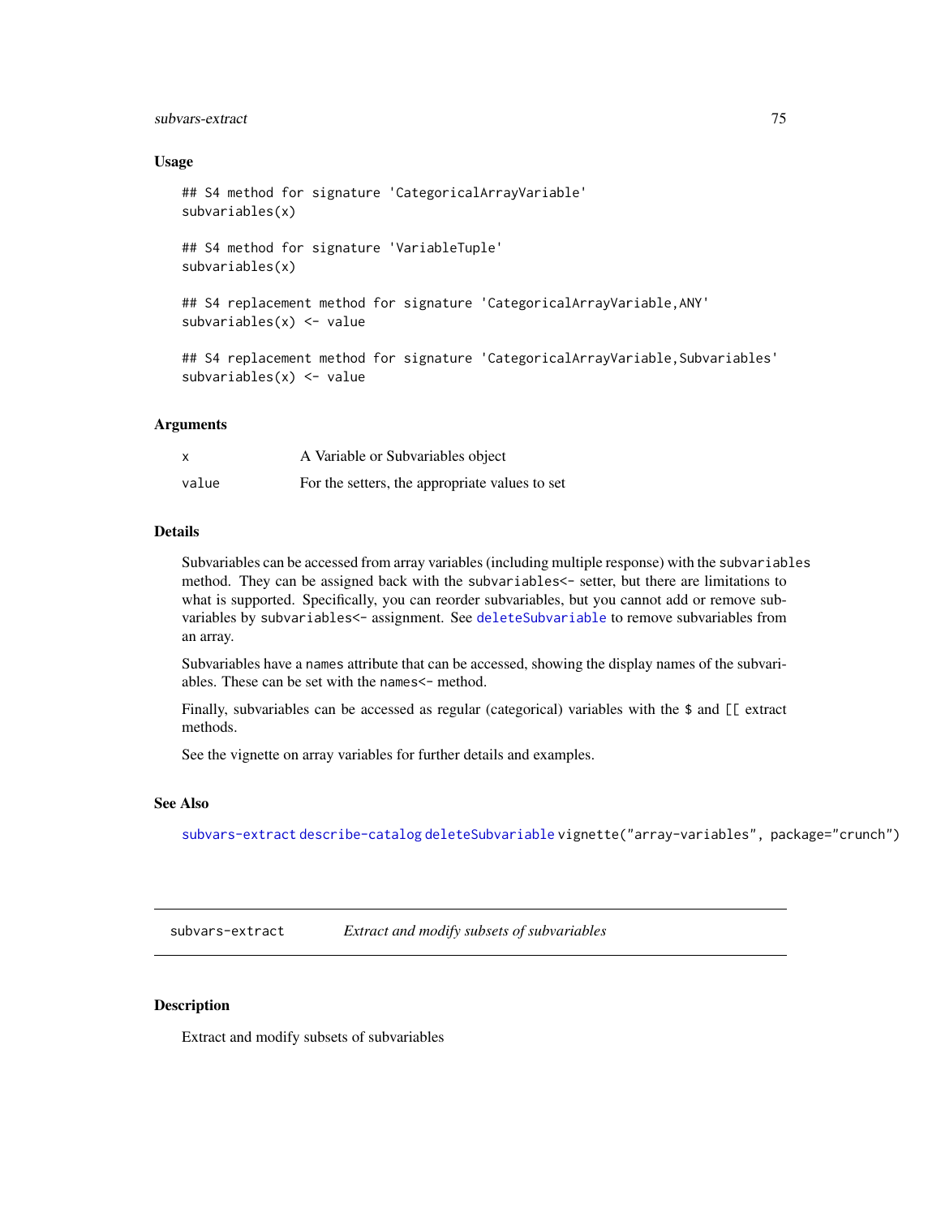### Usage

```
## S4 method for signature 'CategoricalArrayVariable'
subvariables(x)

## S4 method for signature 'VariableTuple'
subvariables(x)

## S4 replacement method for signature 'CategoricalArrayVariable,ANY'
subvariables(x) <- value

## S4 replacement method for signature 'CategoricalArrayVariable,Subvariables'
subvariables(x) <- value
```

### Arguments

| | |
|---|---|
| x | A Variable or Subvariables object |
| value | For the setters, the appropriate values to set |

### Details

Subvariables can be accessed from array variables (including multiple response) with the `subvariables` method. They can be assigned back with the `subvariables<-` setter, but there are limitations to what is supported. Specifically, you can reorder subvariables, but you cannot add or remove subvariables by `subvariables<-` assignment. See `deleteSubvariable` to remove subvariables from an array.

Subvariables have a `names` attribute that can be accessed, showing the display names of the subvariables. These can be set with the `names<-` method.

Finally, subvariables can be accessed as regular (categorical) variables with the `$` and `[[` extract methods.

See the vignette on array variables for further details and examples.

### See Also

`subvars-extract` `describe-catalog` `deleteSubvariable` `vignette("array-variables", package="crunch")`

---

## subvars-extract — *Extract and modify subsets of subvariables*

### Description

Extract and modify subsets of subvariables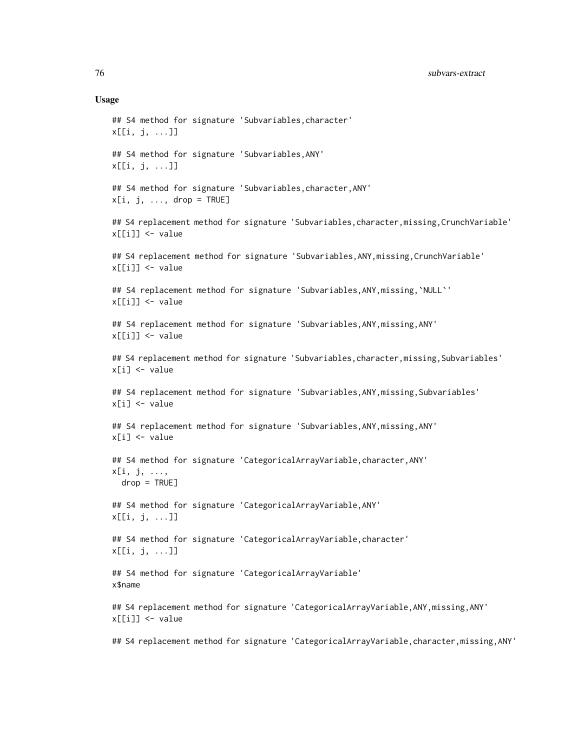## Usage

```
## S4 method for signature 'Subvariables,character'
x[[i, j, ...]]

## S4 method for signature 'Subvariables,ANY'
x[[i, j, ...]]

## S4 method for signature 'Subvariables,character,ANY'
x[i, j, ..., drop = TRUE]

## S4 replacement method for signature 'Subvariables,character,missing,CrunchVariable'
x[[i]] <- value

## S4 replacement method for signature 'Subvariables,ANY,missing,CrunchVariable'
x[[i]] <- value

## S4 replacement method for signature 'Subvariables,ANY,missing,`NULL`'
x[[i]] <- value

## S4 replacement method for signature 'Subvariables,ANY,missing,ANY'
x[[i]] <- value

## S4 replacement method for signature 'Subvariables,character,missing,Subvariables'
x[i] <- value

## S4 replacement method for signature 'Subvariables,ANY,missing,Subvariables'
x[i] <- value

## S4 replacement method for signature 'Subvariables,ANY,missing,ANY'
x[i] <- value

## S4 method for signature 'CategoricalArrayVariable,character,ANY'
x[i, j, ...,
  drop = TRUE]

## S4 method for signature 'CategoricalArrayVariable,ANY'
x[[i, j, ...]]

## S4 method for signature 'CategoricalArrayVariable,character'
x[[i, j, ...]]

## S4 method for signature 'CategoricalArrayVariable'
x$name

## S4 replacement method for signature 'CategoricalArrayVariable,ANY,missing,ANY'
x[[i]] <- value

## S4 replacement method for signature 'CategoricalArrayVariable,character,missing,ANY'
```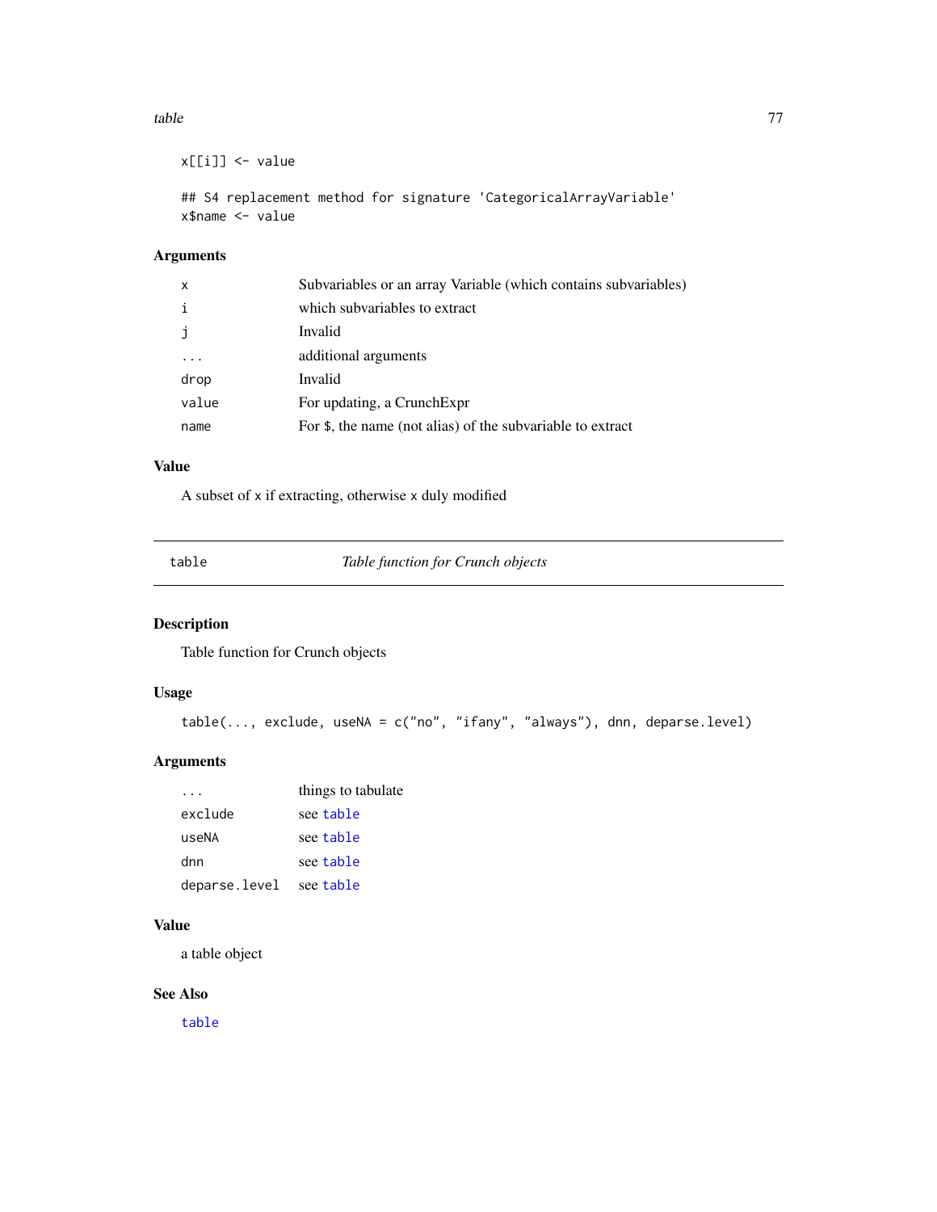```
x[[i]] <- value

## S4 replacement method for signature 'CategoricalArrayVariable'
x$name <- value
```

### Arguments

| | |
|---|---|
| x | Subvariables or an array Variable (which contains subvariables) |
| i | which subvariables to extract |
| j | Invalid |
| ... | additional arguments |
| drop | Invalid |
| value | For updating, a CrunchExpr |
| name | For $, the name (not alias) of the subvariable to extract |

### Value

A subset of x if extracting, otherwise x duly modified

---

## table — *Table function for Crunch objects*

---

### Description

Table function for Crunch objects

### Usage

```
table(..., exclude, useNA = c("no", "ifany", "always"), dnn, deparse.level)
```

### Arguments

| | |
|---|---|
| ... | things to tabulate |
| exclude | see table |
| useNA | see table |
| dnn | see table |
| deparse.level | see table |

### Value

a table object

### See Also

table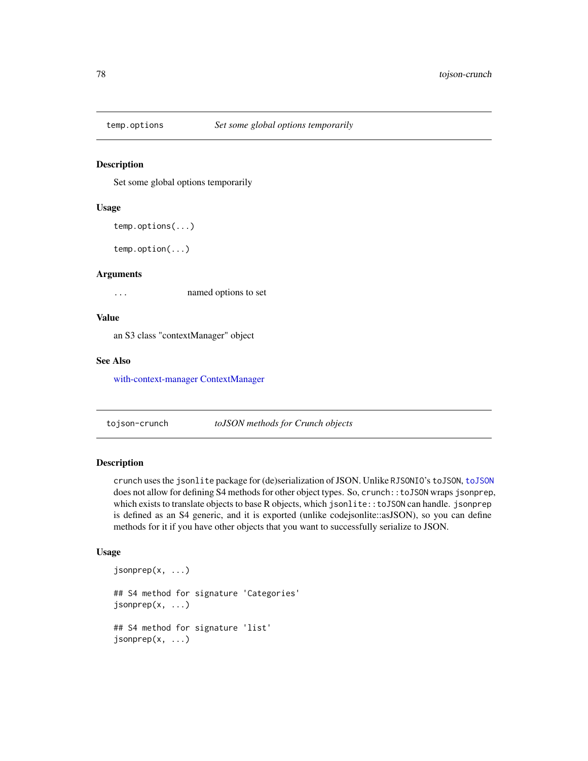## temp.options — *Set some global options temporarily*

### Description

Set some global options temporarily

### Usage

```
temp.options(...)

temp.option(...)
```

### Arguments

| | |
|---|---|
| ... | named options to set |

### Value

an S3 class "contextManager" object

### See Also

with-context-manager ContextManager

## tojson-crunch — *toJSON methods for Crunch objects*

### Description

`crunch` uses the `jsonlite` package for (de)serialization of JSON. Unlike `RJSONIO`'s `toJSON`, `toJSON` does not allow for defining S4 methods for other object types. So, `crunch::toJSON` wraps `jsonprep`, which exists to translate objects to base R objects, which `jsonlite::toJSON` can handle. `jsonprep` is defined as an S4 generic, and it is exported (unlike codejsonlite::asJSON), so you can define methods for it if you have other objects that you want to successfully serialize to JSON.

### Usage

```
jsonprep(x, ...)

## S4 method for signature 'Categories'
jsonprep(x, ...)

## S4 method for signature 'list'
jsonprep(x, ...)
```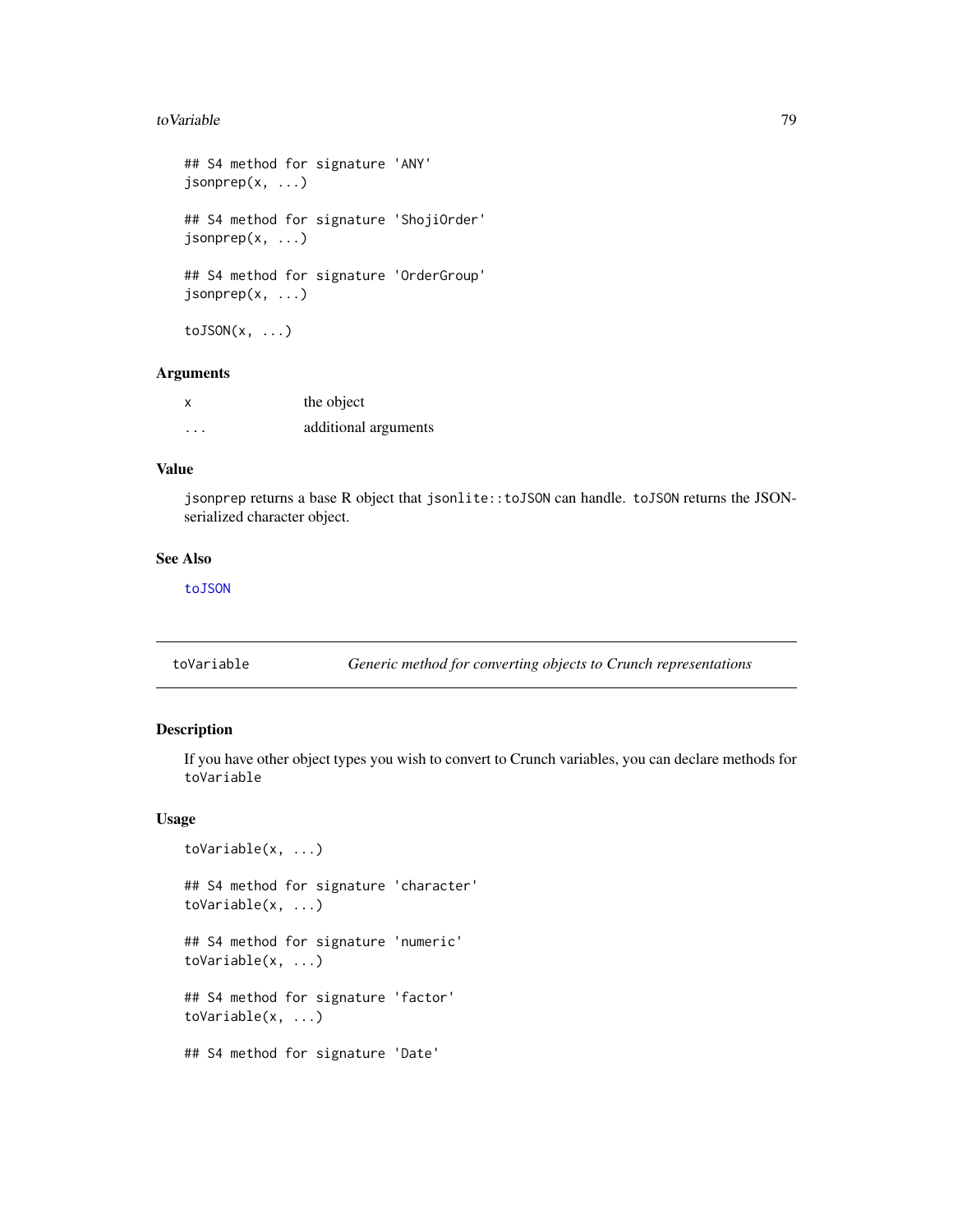```
## S4 method for signature 'ANY'
jsonprep(x, ...)

## S4 method for signature 'ShojiOrder'
jsonprep(x, ...)

## S4 method for signature 'OrderGroup'
jsonprep(x, ...)

toJSON(x, ...)
```

### Arguments

| | |
|---|---|
| `x` | the object |
| `...` | additional arguments |

### Value

`jsonprep` returns a base R object that `jsonlite::toJSON` can handle. `toJSON` returns the JSON-serialized character object.

### See Also

`toJSON`

## toVariable — *Generic method for converting objects to Crunch representations*

### Description

If you have other object types you wish to convert to Crunch variables, you can declare methods for `toVariable`

### Usage

```
toVariable(x, ...)

## S4 method for signature 'character'
toVariable(x, ...)

## S4 method for signature 'numeric'
toVariable(x, ...)

## S4 method for signature 'factor'
toVariable(x, ...)

## S4 method for signature 'Date'
```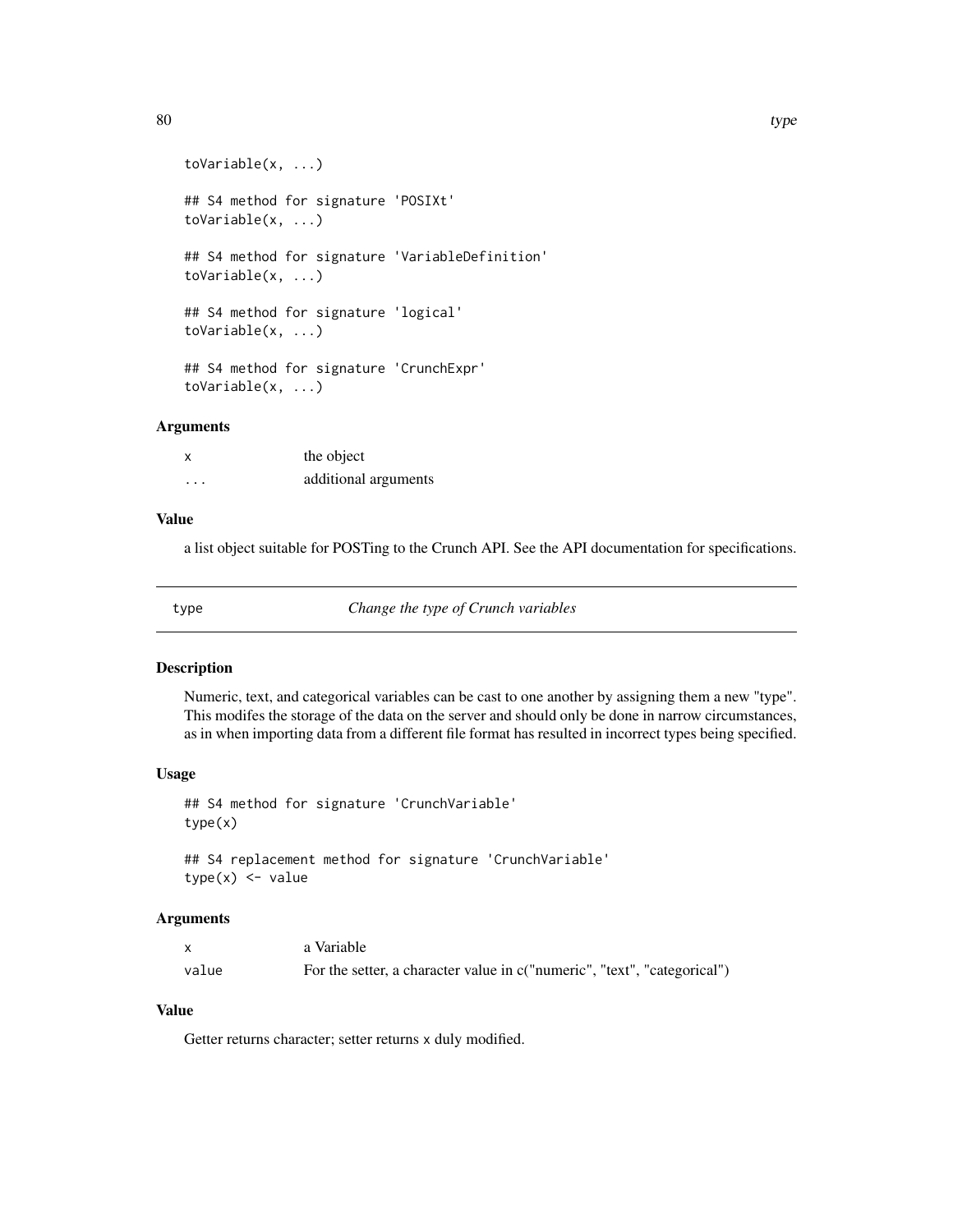```
toVariable(x, ...)

## S4 method for signature 'POSIXt'
toVariable(x, ...)

## S4 method for signature 'VariableDefinition'
toVariable(x, ...)

## S4 method for signature 'logical'
toVariable(x, ...)

## S4 method for signature 'CrunchExpr'
toVariable(x, ...)
```

### Arguments

| | |
|---|---|
| x | the object |
| ... | additional arguments |

### Value

a list object suitable for POSTing to the Crunch API. See the API documentation for specifications.

---

## type — *Change the type of Crunch variables*

### Description

Numeric, text, and categorical variables can be cast to one another by assigning them a new "type". This modifes the storage of the data on the server and should only be done in narrow circumstances, as in when importing data from a different file format has resulted in incorrect types being specified.

### Usage

```
## S4 method for signature 'CrunchVariable'
type(x)

## S4 replacement method for signature 'CrunchVariable'
type(x) <- value
```

### Arguments

| | |
|---|---|
| x | a Variable |
| value | For the setter, a character value in c("numeric", "text", "categorical") |

### Value

Getter returns character; setter returns x duly modified.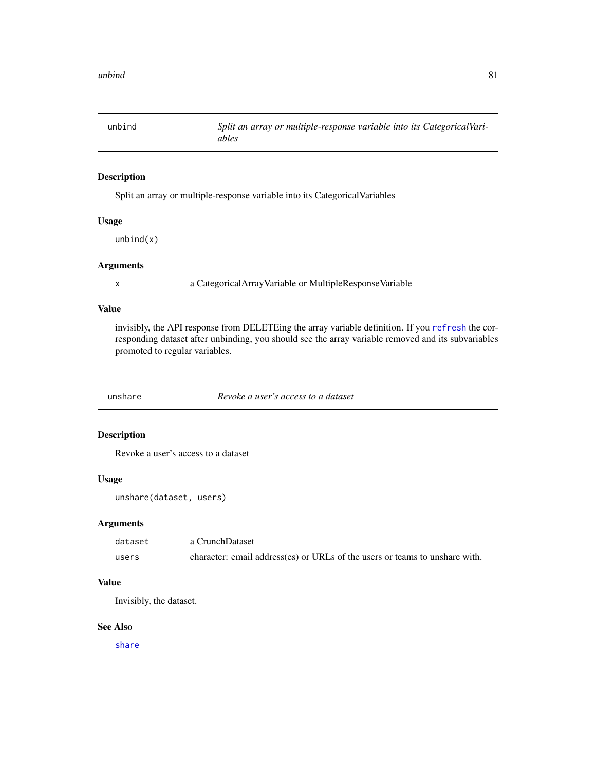## unbind — *Split an array or multiple-response variable into its CategoricalVariables*

### Description

Split an array or multiple-response variable into its CategoricalVariables

### Usage

```
unbind(x)
```

### Arguments

| | |
|---|---|
| `x` | a CategoricalArrayVariable or MultipleResponseVariable |

### Value

invisibly, the API response from DELETEing the array variable definition. If you `refresh` the corresponding dataset after unbinding, you should see the array variable removed and its subvariables promoted to regular variables.

## unshare — *Revoke a user's access to a dataset*

### Description

Revoke a user's access to a dataset

### Usage

```
unshare(dataset, users)
```

### Arguments

| | |
|---|---|
| `dataset` | a CrunchDataset |
| `users` | character: email address(es) or URLs of the users or teams to unshare with. |

### Value

Invisibly, the dataset.

### See Also

`share`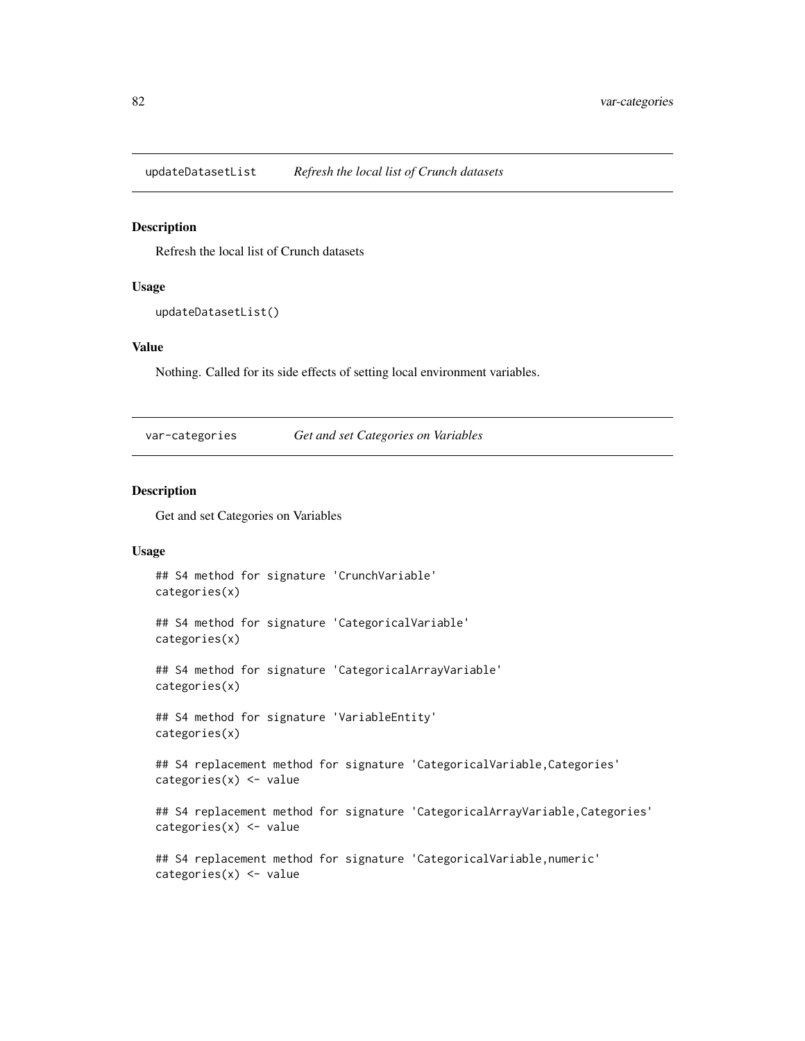## updateDatasetList *Refresh the local list of Crunch datasets*

### Description

Refresh the local list of Crunch datasets

### Usage

```
updateDatasetList()
```

### Value

Nothing. Called for its side effects of setting local environment variables.

## var-categories *Get and set Categories on Variables*

### Description

Get and set Categories on Variables

### Usage

```
## S4 method for signature 'CrunchVariable'
categories(x)

## S4 method for signature 'CategoricalVariable'
categories(x)

## S4 method for signature 'CategoricalArrayVariable'
categories(x)

## S4 method for signature 'VariableEntity'
categories(x)

## S4 replacement method for signature 'CategoricalVariable,Categories'
categories(x) <- value

## S4 replacement method for signature 'CategoricalArrayVariable,Categories'
categories(x) <- value

## S4 replacement method for signature 'CategoricalVariable,numeric'
categories(x) <- value
```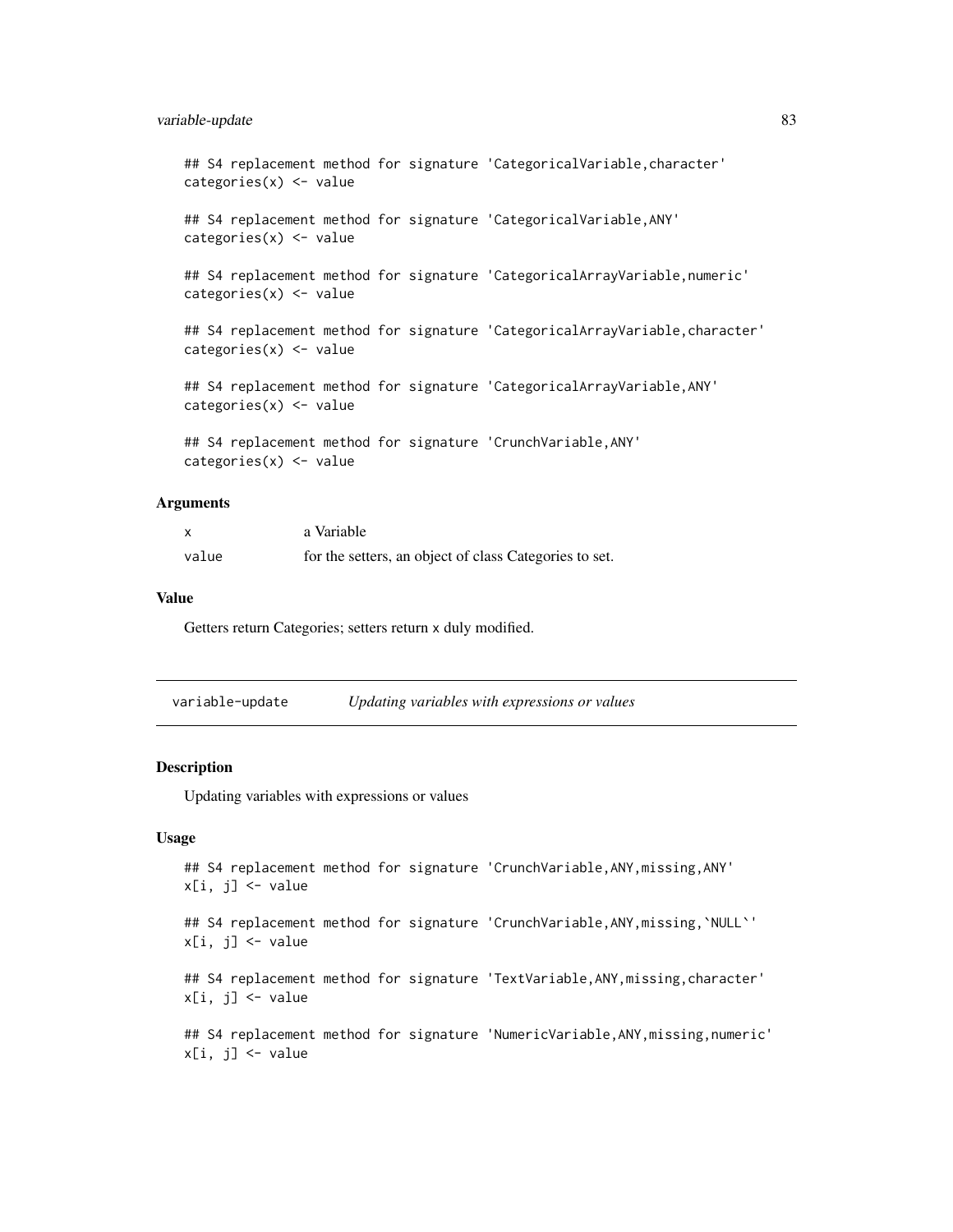```
## S4 replacement method for signature 'CategoricalVariable,character'
categories(x) <- value

## S4 replacement method for signature 'CategoricalVariable,ANY'
categories(x) <- value

## S4 replacement method for signature 'CategoricalArrayVariable,numeric'
categories(x) <- value

## S4 replacement method for signature 'CategoricalArrayVariable,character'
categories(x) <- value

## S4 replacement method for signature 'CategoricalArrayVariable,ANY'
categories(x) <- value

## S4 replacement method for signature 'CrunchVariable,ANY'
categories(x) <- value
```

### Arguments

| | |
|---|---|
| x | a Variable |
| value | for the setters, an object of class Categories to set. |

### Value

Getters return Categories; setters return x duly modified.

---

## variable-update *Updating variables with expressions or values*

---

### Description

Updating variables with expressions or values

### Usage

```
## S4 replacement method for signature 'CrunchVariable,ANY,missing,ANY'
x[i, j] <- value

## S4 replacement method for signature 'CrunchVariable,ANY,missing,`NULL`'
x[i, j] <- value

## S4 replacement method for signature 'TextVariable,ANY,missing,character'
x[i, j] <- value

## S4 replacement method for signature 'NumericVariable,ANY,missing,numeric'
x[i, j] <- value
```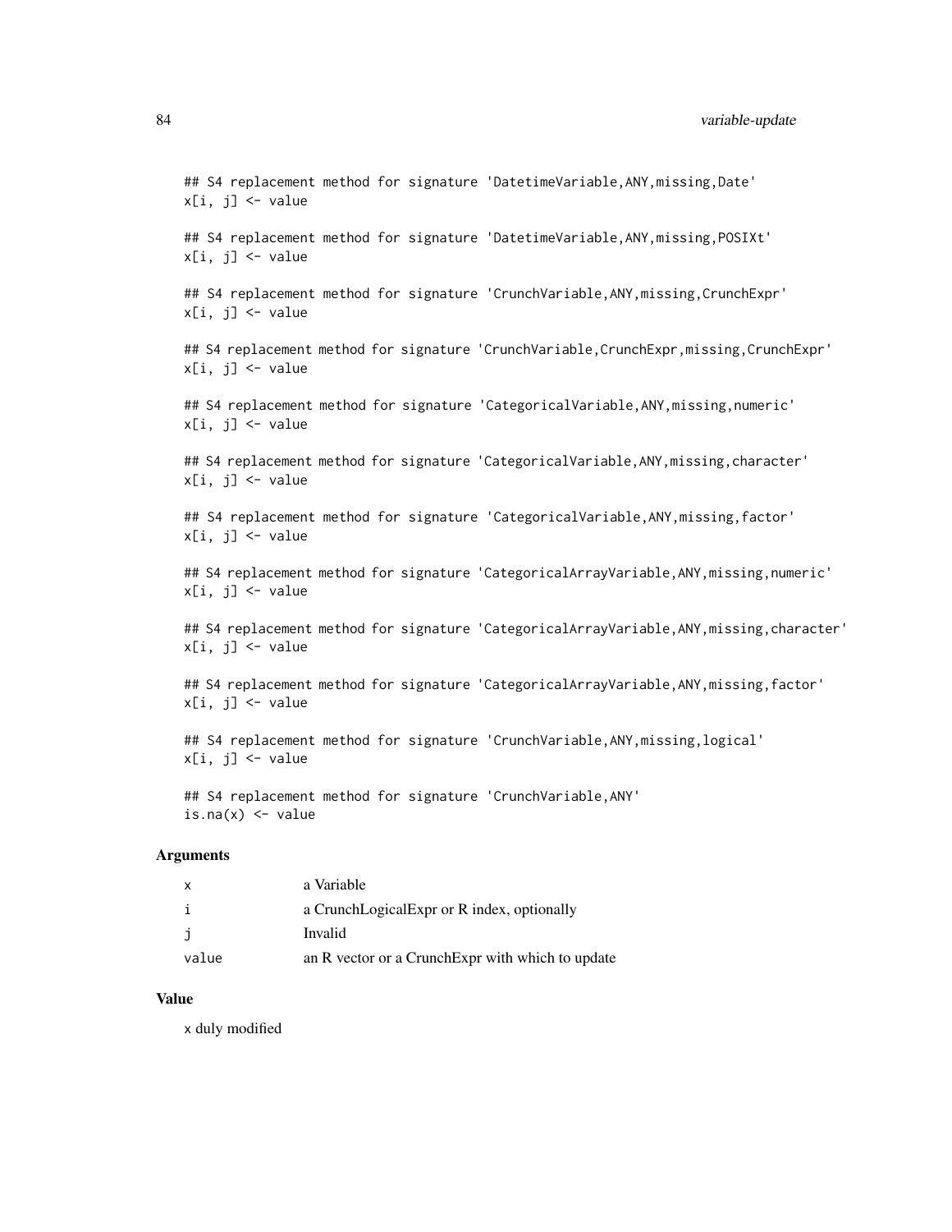```
## S4 replacement method for signature 'DatetimeVariable,ANY,missing,Date'
x[i, j] <- value

## S4 replacement method for signature 'DatetimeVariable,ANY,missing,POSIXt'
x[i, j] <- value

## S4 replacement method for signature 'CrunchVariable,ANY,missing,CrunchExpr'
x[i, j] <- value

## S4 replacement method for signature 'CrunchVariable,CrunchExpr,missing,CrunchExpr'
x[i, j] <- value

## S4 replacement method for signature 'CategoricalVariable,ANY,missing,numeric'
x[i, j] <- value

## S4 replacement method for signature 'CategoricalVariable,ANY,missing,character'
x[i, j] <- value

## S4 replacement method for signature 'CategoricalVariable,ANY,missing,factor'
x[i, j] <- value

## S4 replacement method for signature 'CategoricalArrayVariable,ANY,missing,numeric'
x[i, j] <- value

## S4 replacement method for signature 'CategoricalArrayVariable,ANY,missing,character'
x[i, j] <- value

## S4 replacement method for signature 'CategoricalArrayVariable,ANY,missing,factor'
x[i, j] <- value

## S4 replacement method for signature 'CrunchVariable,ANY,missing,logical'
x[i, j] <- value

## S4 replacement method for signature 'CrunchVariable,ANY'
is.na(x) <- value
```

### Arguments

| | |
|---|---|
| x | a Variable |
| i | a CrunchLogicalExpr or R index, optionally |
| j | Invalid |
| value | an R vector or a CrunchExpr with which to update |

### Value

x duly modified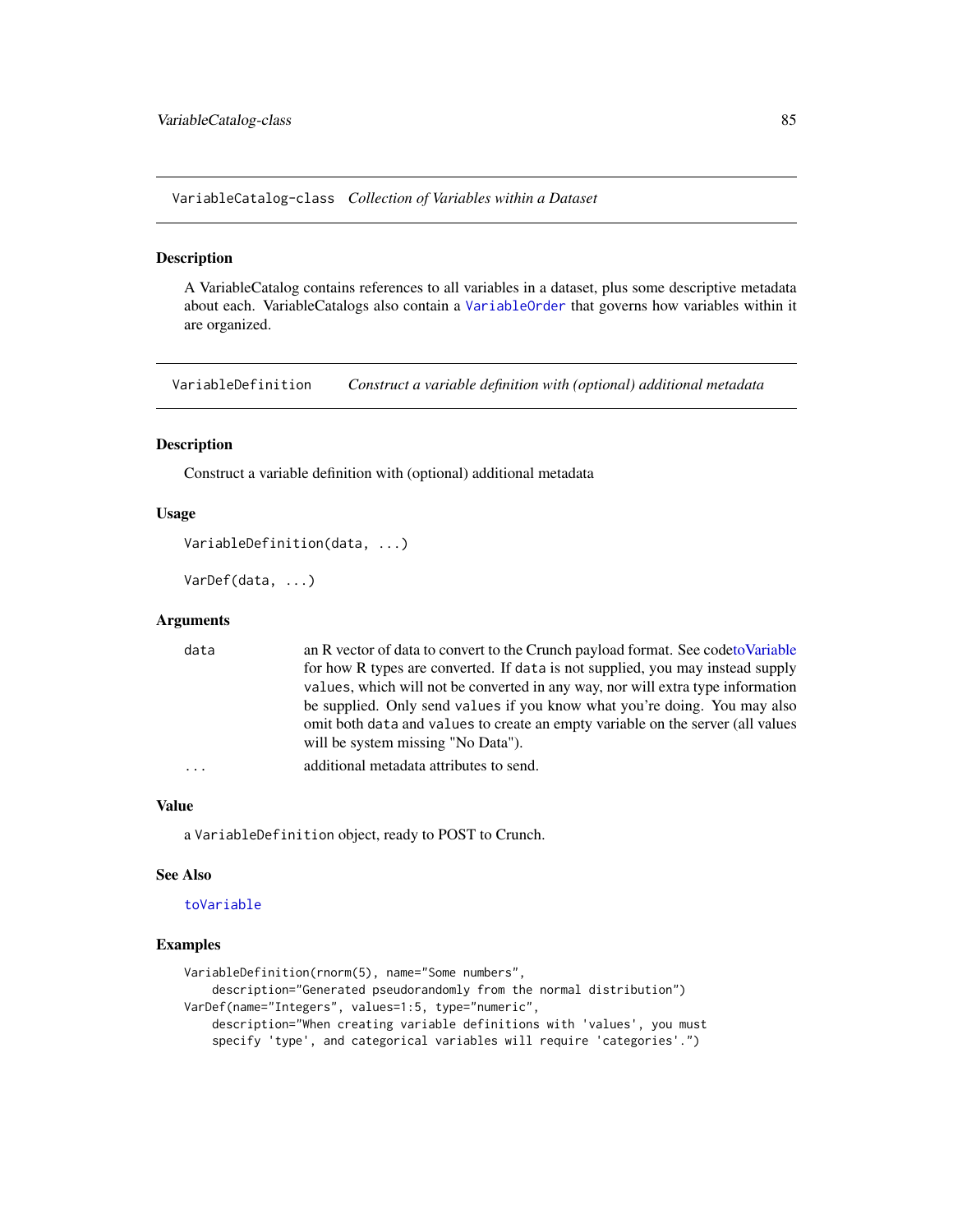## VariableCatalog-class — *Collection of Variables within a Dataset*

### Description

A VariableCatalog contains references to all variables in a dataset, plus some descriptive metadata about each. VariableCatalogs also contain a `VariableOrder` that governs how variables within it are organized.

## VariableDefinition — *Construct a variable definition with (optional) additional metadata*

### Description

Construct a variable definition with (optional) additional metadata

### Usage

```
VariableDefinition(data, ...)

VarDef(data, ...)
```

### Arguments

| | |
|---|---|
| `data` | an R vector of data to convert to the Crunch payload format. See codetoVariable for how R types are converted. If `data` is not supplied, you may instead supply `values`, which will not be converted in any way, nor will extra type information be supplied. Only send `values` if you know what you're doing. You may also omit both `data` and `values` to create an empty variable on the server (all values will be system missing "No Data"). |
| `...` | additional metadata attributes to send. |

### Value

a `VariableDefinition` object, ready to POST to Crunch.

### See Also

`toVariable`

### Examples

```
VariableDefinition(rnorm(5), name="Some numbers",
    description="Generated pseudorandomly from the normal distribution")
VarDef(name="Integers", values=1:5, type="numeric",
    description="When creating variable definitions with 'values', you must
    specify 'type', and categorical variables will require 'categories'.")
```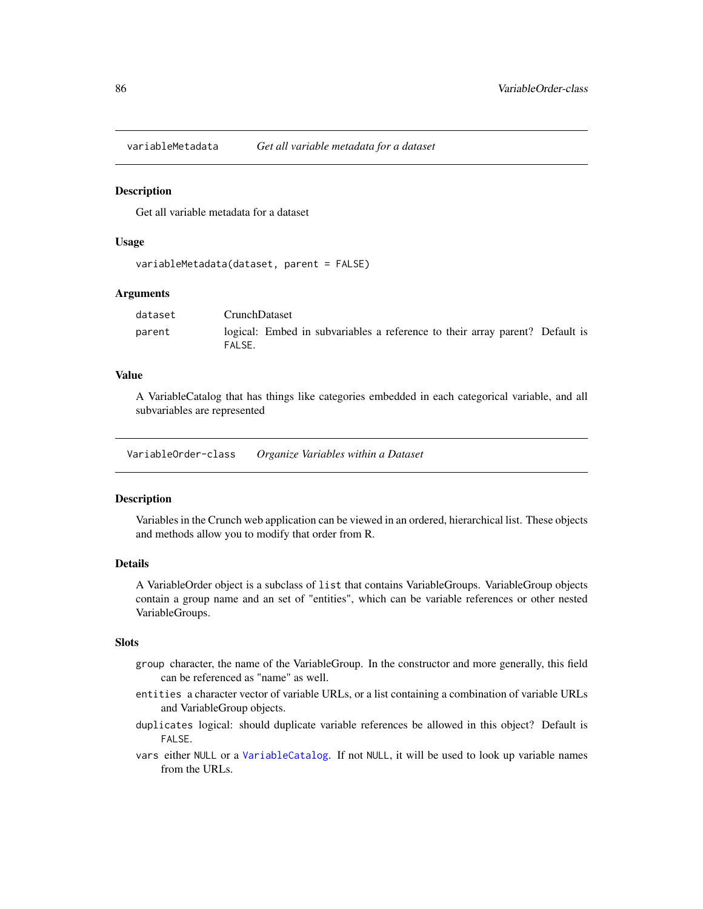## variableMetadata *Get all variable metadata for a dataset*

### Description

Get all variable metadata for a dataset

### Usage

```
variableMetadata(dataset, parent = FALSE)
```

### Arguments

| | |
|---|---|
| dataset | CrunchDataset |
| parent | logical: Embed in subvariables a reference to their array parent? Default is FALSE. |

### Value

A VariableCatalog that has things like categories embedded in each categorical variable, and all subvariables are represented

## VariableOrder-class *Organize Variables within a Dataset*

### Description

Variables in the Crunch web application can be viewed in an ordered, hierarchical list. These objects and methods allow you to modify that order from R.

### Details

A VariableOrder object is a subclass of `list` that contains VariableGroups. VariableGroup objects contain a group name and an set of "entities", which can be variable references or other nested VariableGroups.

### Slots

- `group` character, the name of the VariableGroup. In the constructor and more generally, this field can be referenced as "name" as well.
- `entities` a character vector of variable URLs, or a list containing a combination of variable URLs and VariableGroup objects.
- `duplicates` logical: should duplicate variable references be allowed in this object? Default is `FALSE`.
- `vars` either `NULL` or a `VariableCatalog`. If not `NULL`, it will be used to look up variable names from the URLs.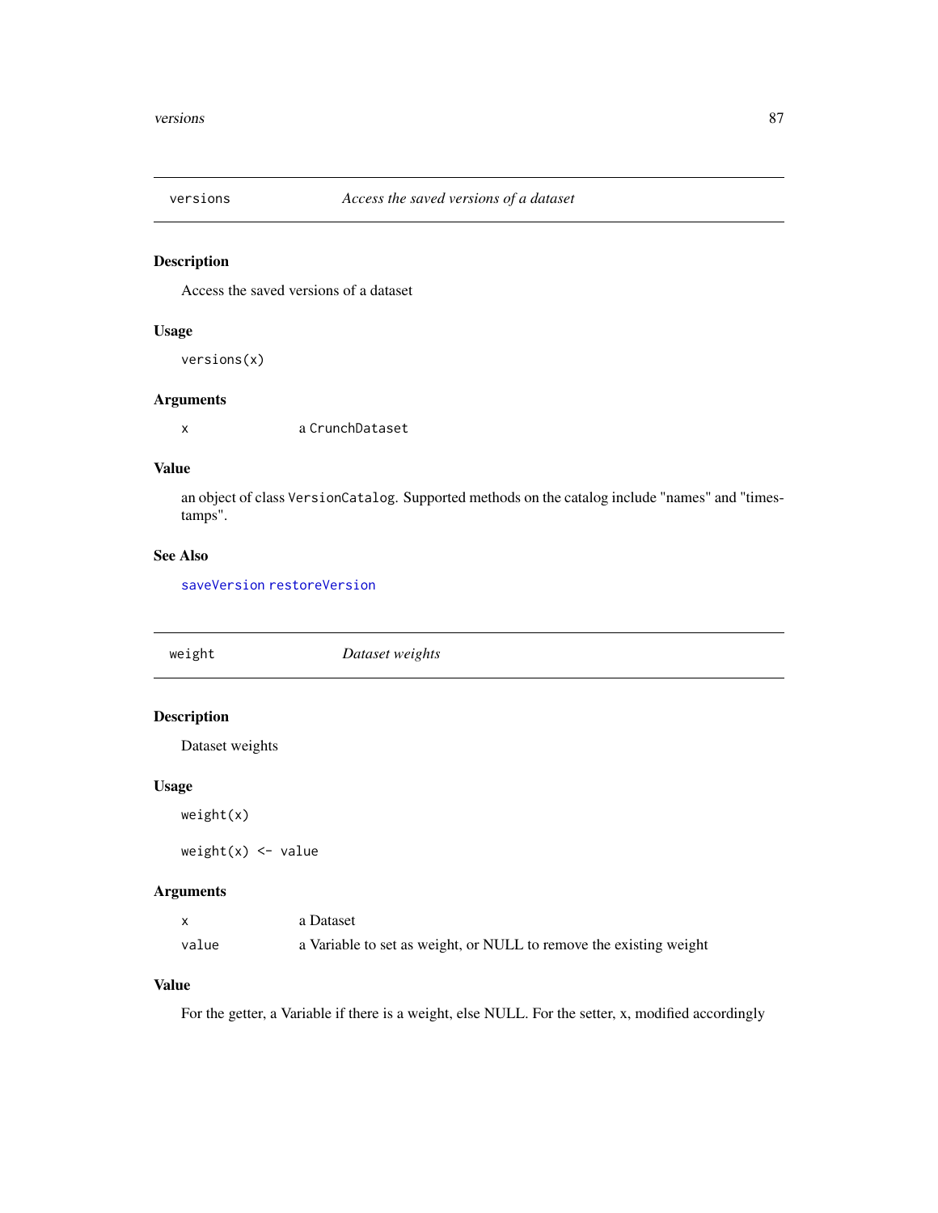## versions — *Access the saved versions of a dataset*

### Description

Access the saved versions of a dataset

### Usage

```
versions(x)
```

### Arguments

| | |
|---|---|
| x | a `CrunchDataset` |

### Value

an object of class `VersionCatalog`. Supported methods on the catalog include "names" and "timestamps".

### See Also

`saveVersion` `restoreVersion`

## weight — *Dataset weights*

### Description

Dataset weights

### Usage

```
weight(x)

weight(x) <- value
```

### Arguments

| | |
|---|---|
| x | a Dataset |
| value | a Variable to set as weight, or NULL to remove the existing weight |

### Value

For the getter, a Variable if there is a weight, else NULL. For the setter, x, modified accordingly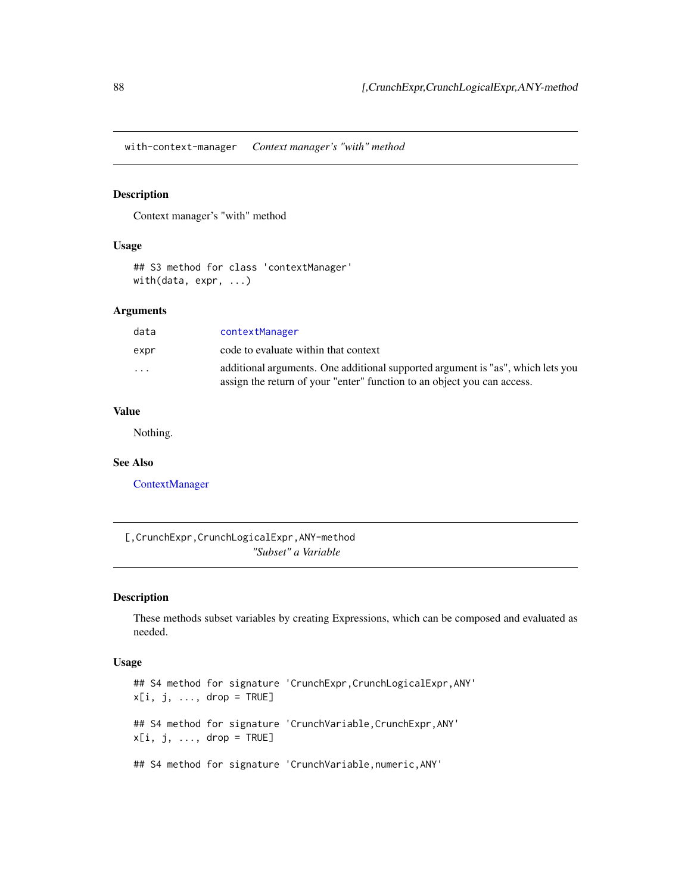## with-context-manager    *Context manager's "with" method*

### Description

Context manager's "with" method

### Usage

```
## S3 method for class 'contextManager'
with(data, expr, ...)
```

### Arguments

| | |
|---|---|
| data | contextManager |
| expr | code to evaluate within that context |
| ... | additional arguments. One additional supported argument is "as", which lets you assign the return of your "enter" function to an object you can access. |

### Value

Nothing.

### See Also

ContextManager

## [,CrunchExpr,CrunchLogicalExpr,ANY-method    *"Subset" a Variable*

### Description

These methods subset variables by creating Expressions, which can be composed and evaluated as needed.

### Usage

```
## S4 method for signature 'CrunchExpr,CrunchLogicalExpr,ANY'
x[i, j, ..., drop = TRUE]

## S4 method for signature 'CrunchVariable,CrunchExpr,ANY'
x[i, j, ..., drop = TRUE]

## S4 method for signature 'CrunchVariable,numeric,ANY'
```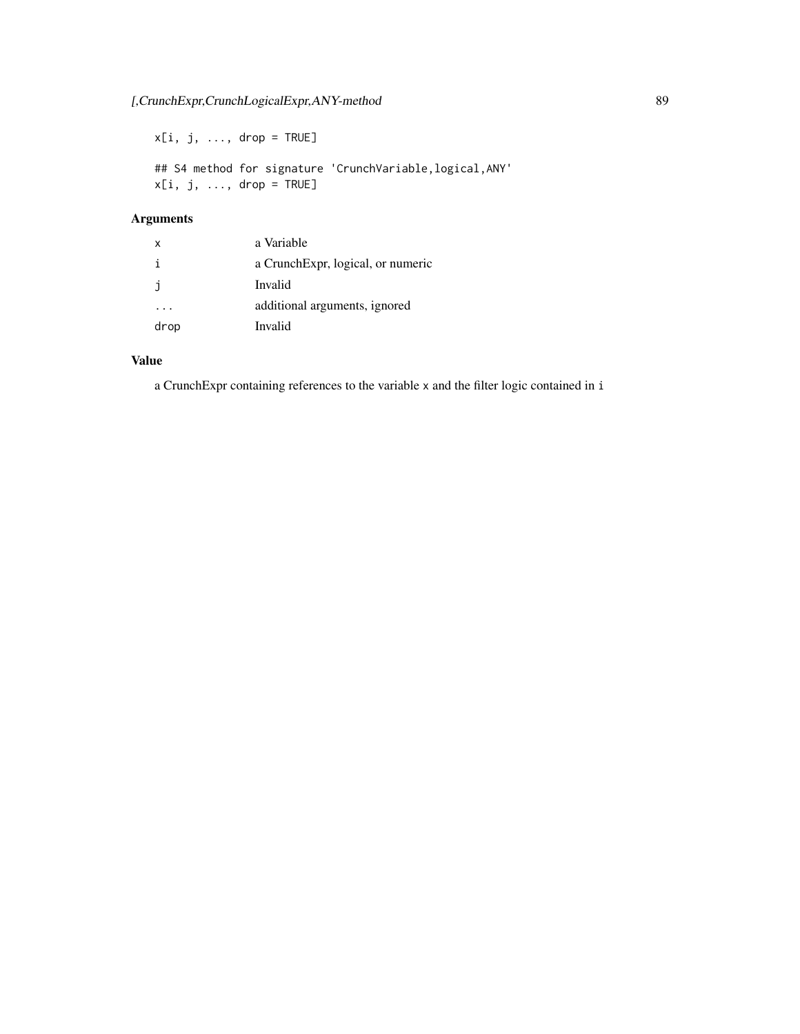```
x[i, j, ..., drop = TRUE]

## S4 method for signature 'CrunchVariable,logical,ANY'
x[i, j, ..., drop = TRUE]
```

## Arguments

| | |
|---|---|
| x | a Variable |
| i | a CrunchExpr, logical, or numeric |
| j | Invalid |
| ... | additional arguments, ignored |
| drop | Invalid |

## Value

a CrunchExpr containing references to the variable `x` and the filter logic contained in `i`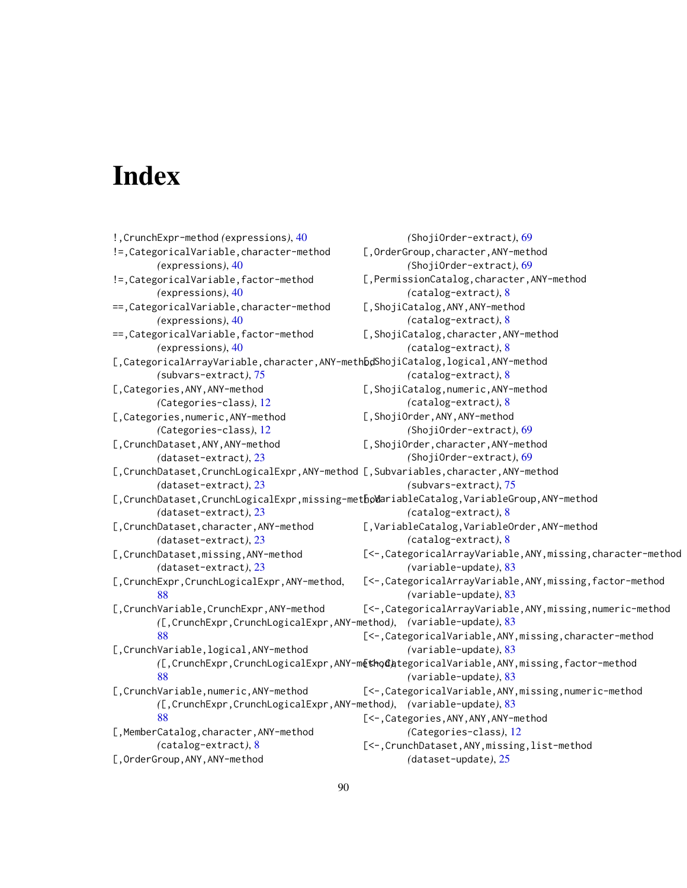# Index

!,CrunchExpr-method *(expressions)*, 40
!=,CategoricalVariable,character-method *(expressions)*, 40
!=,CategoricalVariable,factor-method *(expressions)*, 40
==,CategoricalVariable,character-method *(expressions)*, 40
==,CategoricalVariable,factor-method *(expressions)*, 40
[,CategoricalArrayVariable,character,ANY-method *(subvars-extract)*, 75
[,Categories,ANY,ANY-method *(Categories-class)*, 12
[,Categories,numeric,ANY-method *(Categories-class)*, 12
[,CrunchDataset,ANY,ANY-method *(dataset-extract)*, 23
[,CrunchDataset,CrunchLogicalExpr,ANY-method *(dataset-extract)*, 23
[,CrunchDataset,CrunchLogicalExpr,missing-method *(dataset-extract)*, 23
[,CrunchDataset,character,ANY-method *(dataset-extract)*, 23
[,CrunchDataset,missing,ANY-method *(dataset-extract)*, 23
[,CrunchExpr,CrunchLogicalExpr,ANY-method, 88
[,CrunchVariable,CrunchExpr,ANY-method *([,CrunchExpr,CrunchLogicalExpr,ANY-method)*, 88
[,CrunchVariable,logical,ANY-method *([,CrunchExpr,CrunchLogicalExpr,ANY-method)*, 88
[,CrunchVariable,numeric,ANY-method *([,CrunchExpr,CrunchLogicalExpr,ANY-method)*, 88
[,MemberCatalog,character,ANY-method *(catalog-extract)*, 8
[,OrderGroup,ANY,ANY-method *(ShojiOrder-extract)*, 69
[,OrderGroup,character,ANY-method *(ShojiOrder-extract)*, 69
[,PermissionCatalog,character,ANY-method *(catalog-extract)*, 8
[,ShojiCatalog,ANY,ANY-method *(catalog-extract)*, 8
[,ShojiCatalog,character,ANY-method *(catalog-extract)*, 8
[,ShojiCatalog,logical,ANY-method *(catalog-extract)*, 8
[,ShojiCatalog,numeric,ANY-method *(catalog-extract)*, 8
[,ShojiOrder,ANY,ANY-method *(ShojiOrder-extract)*, 69
[,ShojiOrder,character,ANY-method *(ShojiOrder-extract)*, 69
[,Subvariables,character,ANY-method *(subvars-extract)*, 75
[,VariableCatalog,VariableGroup,ANY-method *(catalog-extract)*, 8
[,VariableCatalog,VariableOrder,ANY-method *(catalog-extract)*, 8
[<-,CategoricalArrayVariable,ANY,missing,character-method *(variable-update)*, 83
[<-,CategoricalArrayVariable,ANY,missing,factor-method *(variable-update)*, 83
[<-,CategoricalArrayVariable,ANY,missing,numeric-method *(variable-update)*, 83
[<-,CategoricalVariable,ANY,missing,character-method *(variable-update)*, 83
[<-,CategoricalVariable,ANY,missing,factor-method *(variable-update)*, 83
[<-,CategoricalVariable,ANY,missing,numeric-method *(variable-update)*, 83
[<-,Categories,ANY,ANY-method *(Categories-class)*, 12
[<-,CrunchDataset,ANY,missing,list-method *(dataset-update)*, 25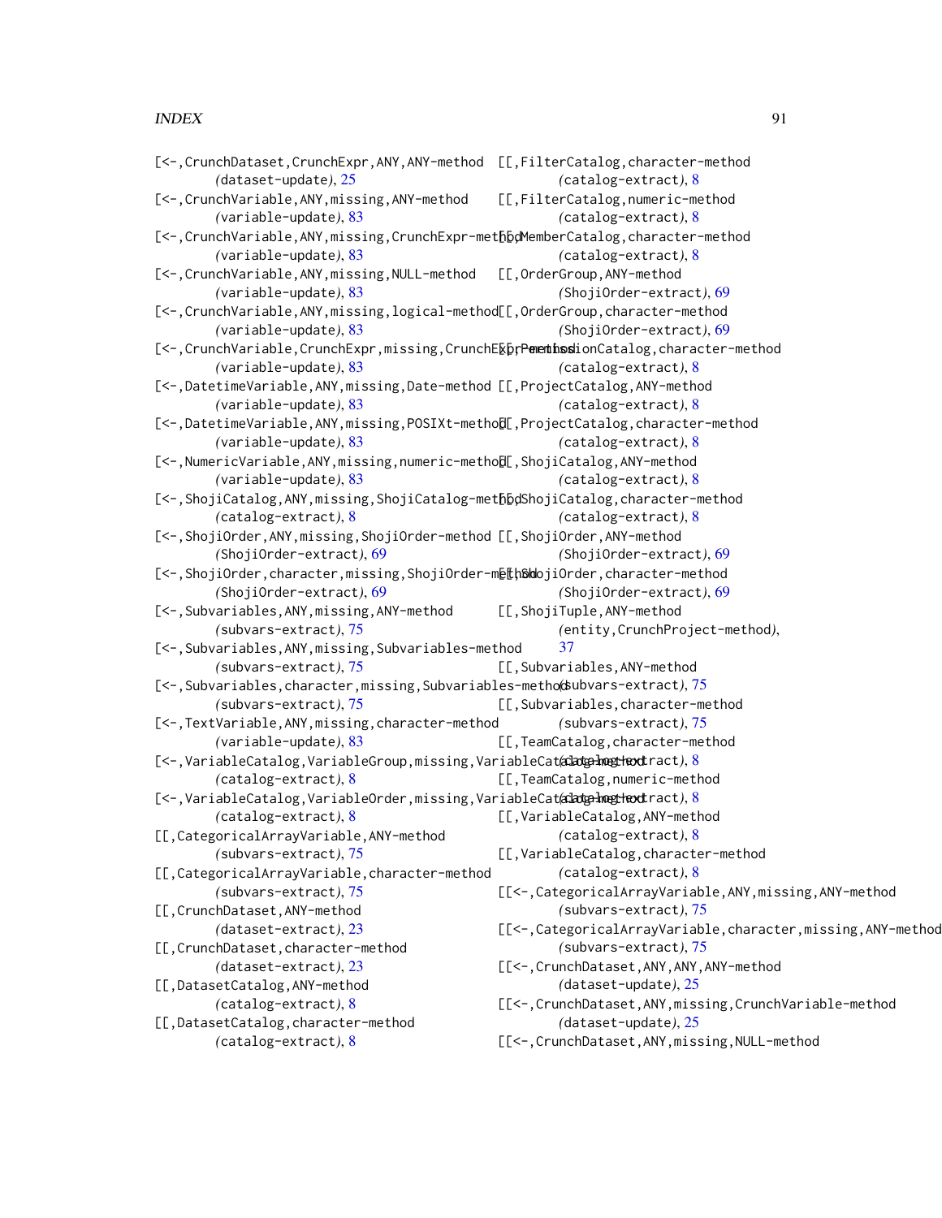[<-,CrunchDataset,CrunchExpr,ANY,ANY-method
*(dataset-update)*, 25
[<-,CrunchVariable,ANY,missing,ANY-method
*(variable-update)*, 83
[<-,CrunchVariable,ANY,missing,CrunchExpr-method
*(variable-update)*, 83
[<-,CrunchVariable,ANY,missing,NULL-method
*(variable-update)*, 83
[<-,CrunchVariable,ANY,missing,logical-method
*(variable-update)*, 83
[<-,CrunchVariable,CrunchExpr,missing,CrunchExpr-method
*(variable-update)*, 83
[<-,DatetimeVariable,ANY,missing,Date-method
*(variable-update)*, 83
[<-,DatetimeVariable,ANY,missing,POSIXt-method
*(variable-update)*, 83
[<-,NumericVariable,ANY,missing,numeric-method
*(variable-update)*, 83
[<-,ShojiCatalog,ANY,missing,ShojiCatalog-method
*(catalog-extract)*, 8
[<-,ShojiOrder,ANY,missing,ShojiOrder-method
*(ShojiOrder-extract)*, 69
[<-,ShojiOrder,character,missing,ShojiOrder-method
*(ShojiOrder-extract)*, 69
[<-,Subvariables,ANY,missing,ANY-method
*(subvars-extract)*, 75
[<-,Subvariables,ANY,missing,Subvariables-method
*(subvars-extract)*, 75
[<-,Subvariables,character,missing,Subvariables-method
*(subvars-extract)*, 75
[<-,TextVariable,ANY,missing,character-method
*(variable-update)*, 83
[<-,VariableCatalog,VariableGroup,missing,VariableCatalog-method
*(catalog-extract)*, 8
[<-,VariableCatalog,VariableOrder,missing,VariableCatalog-method
*(catalog-extract)*, 8
[[,CategoricalArrayVariable,ANY-method
*(subvars-extract)*, 75
[[,CategoricalArrayVariable,character-method
*(subvars-extract)*, 75
[[,CrunchDataset,ANY-method
*(dataset-extract)*, 23
[[,CrunchDataset,character-method
*(dataset-extract)*, 23
[[,DatasetCatalog,ANY-method
*(catalog-extract)*, 8
[[,DatasetCatalog,character-method
*(catalog-extract)*, 8
[[,FilterCatalog,character-method
*(catalog-extract)*, 8
[[,FilterCatalog,numeric-method
*(catalog-extract)*, 8
[[,MemberCatalog,character-method
*(catalog-extract)*, 8
[[,OrderGroup,ANY-method
*(ShojiOrder-extract)*, 69
[[,OrderGroup,character-method
*(ShojiOrder-extract)*, 69
[[,PermissionCatalog,character-method
*(catalog-extract)*, 8
[[,ProjectCatalog,ANY-method
*(catalog-extract)*, 8
[[,ProjectCatalog,character-method
*(catalog-extract)*, 8
[[,ShojiCatalog,ANY-method
*(catalog-extract)*, 8
[[,ShojiCatalog,character-method
*(catalog-extract)*, 8
[[,ShojiOrder,ANY-method
*(ShojiOrder-extract)*, 69
[[,ShojiOrder,character-method
*(ShojiOrder-extract)*, 69
[[,ShojiTuple,ANY-method
*(entity,CrunchProject-method)*, 37
[[,Subvariables,ANY-method
*(subvars-extract)*, 75
[[,Subvariables,character-method
*(subvars-extract)*, 75
[[,TeamCatalog,character-method
*(catalog-extract)*, 8
[[,TeamCatalog,numeric-method
*(catalog-extract)*, 8
[[,VariableCatalog,ANY-method
*(catalog-extract)*, 8
[[,VariableCatalog,character-method
*(catalog-extract)*, 8
[[<-,CategoricalArrayVariable,ANY,missing,ANY-method
*(subvars-extract)*, 75
[[<-,CategoricalArrayVariable,character,missing,ANY-method
*(subvars-extract)*, 75
[[<-,CrunchDataset,ANY,ANY,ANY-method
*(dataset-update)*, 25
[[<-,CrunchDataset,ANY,missing,CrunchVariable-method
*(dataset-update)*, 25
[[<-,CrunchDataset,ANY,missing,NULL-method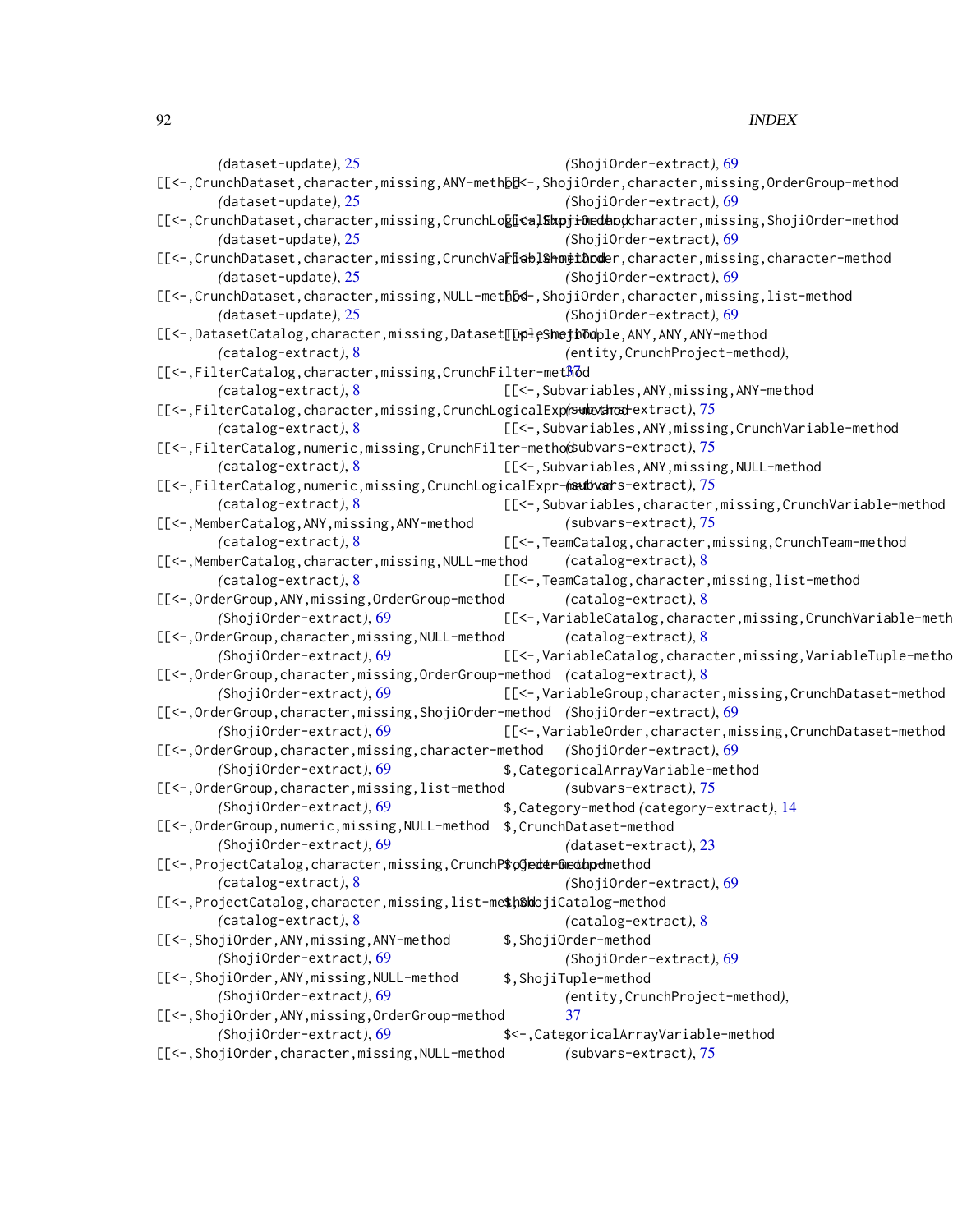(dataset-update), 25
[[<-,CrunchDataset,character,missing,ANY-method
(dataset-update), 25
[[<-,CrunchDataset,character,missing,CrunchLogicalExpr-method
(dataset-update), 25
[[<-,CrunchDataset,character,missing,CrunchVariable-method
(dataset-update), 25
[[<-,CrunchDataset,character,missing,NULL-method
(dataset-update), 25
[[<-,DatasetCatalog,character,missing,DatasetTuple-method
(catalog-extract), 8
[[<-,FilterCatalog,character,missing,CrunchFilter-method
(catalog-extract), 8
[[<-,FilterCatalog,character,missing,CrunchLogicalExpr-method
(catalog-extract), 8
[[<-,FilterCatalog,numeric,missing,CrunchFilter-method
(catalog-extract), 8
[[<-,FilterCatalog,numeric,missing,CrunchLogicalExpr-method
(catalog-extract), 8
[[<-,MemberCatalog,ANY,missing,ANY-method
(catalog-extract), 8
[[<-,MemberCatalog,character,missing,NULL-method
(catalog-extract), 8
[[<-,OrderGroup,ANY,missing,OrderGroup-method
(ShojiOrder-extract), 69
[[<-,OrderGroup,character,missing,NULL-method
(ShojiOrder-extract), 69
[[<-,OrderGroup,character,missing,OrderGroup-method
(ShojiOrder-extract), 69
[[<-,OrderGroup,character,missing,ShojiOrder-method
(ShojiOrder-extract), 69
[[<-,OrderGroup,character,missing,character-method
(ShojiOrder-extract), 69
[[<-,OrderGroup,character,missing,list-method
(ShojiOrder-extract), 69
[[<-,OrderGroup,numeric,missing,NULL-method
(ShojiOrder-extract), 69
[[<-,ProjectCatalog,character,missing,CrunchProject-method
(catalog-extract), 8
[[<-,ProjectCatalog,character,missing,list-method
(catalog-extract), 8
[[<-,ShojiOrder,ANY,missing,ANY-method
(ShojiOrder-extract), 69
[[<-,ShojiOrder,ANY,missing,NULL-method
(ShojiOrder-extract), 69
[[<-,ShojiOrder,ANY,missing,OrderGroup-method
(ShojiOrder-extract), 69
[[<-,ShojiOrder,character,missing,NULL-method
(ShojiOrder-extract), 69
[[<-,ShojiOrder,character,missing,OrderGroup-method
(ShojiOrder-extract), 69
[[<-,ShojiOrder,character,missing,ShojiOrder-method
(ShojiOrder-extract), 69
[[<-,ShojiOrder,character,missing,character-method
(ShojiOrder-extract), 69
[[<-,ShojiOrder,character,missing,list-method
(ShojiOrder-extract), 69
[[<-,ShojiTuple,ANY,ANY,ANY-method
(entity,CrunchProject-method), 37
[[<-,Subvariables,ANY,missing,ANY-method
(subvars-extract), 75
[[<-,Subvariables,ANY,missing,CrunchVariable-method
(subvars-extract), 75
[[<-,Subvariables,ANY,missing,NULL-method
(subvars-extract), 75
[[<-,Subvariables,character,missing,CrunchVariable-method
(subvars-extract), 75
[[<-,TeamCatalog,character,missing,CrunchTeam-method
(catalog-extract), 8
[[<-,TeamCatalog,character,missing,list-method
(catalog-extract), 8
[[<-,VariableCatalog,character,missing,CrunchVariable-method
(catalog-extract), 8
[[<-,VariableCatalog,character,missing,VariableTuple-method
(catalog-extract), 8
[[<-,VariableGroup,character,missing,CrunchDataset-method
(ShojiOrder-extract), 69
[[<-,VariableOrder,character,missing,CrunchDataset-method
(ShojiOrder-extract), 69
$,CategoricalArrayVariable-method
(subvars-extract), 75
$,Category-method (category-extract), 14
$,CrunchDataset-method
(dataset-extract), 23
$,OrderGroup-method
(ShojiOrder-extract), 69
$,ShojiCatalog-method
(catalog-extract), 8
$,ShojiOrder-method
(ShojiOrder-extract), 69
$,ShojiTuple-method
(entity,CrunchProject-method), 37
$<-,CategoricalArrayVariable-method
(subvars-extract), 75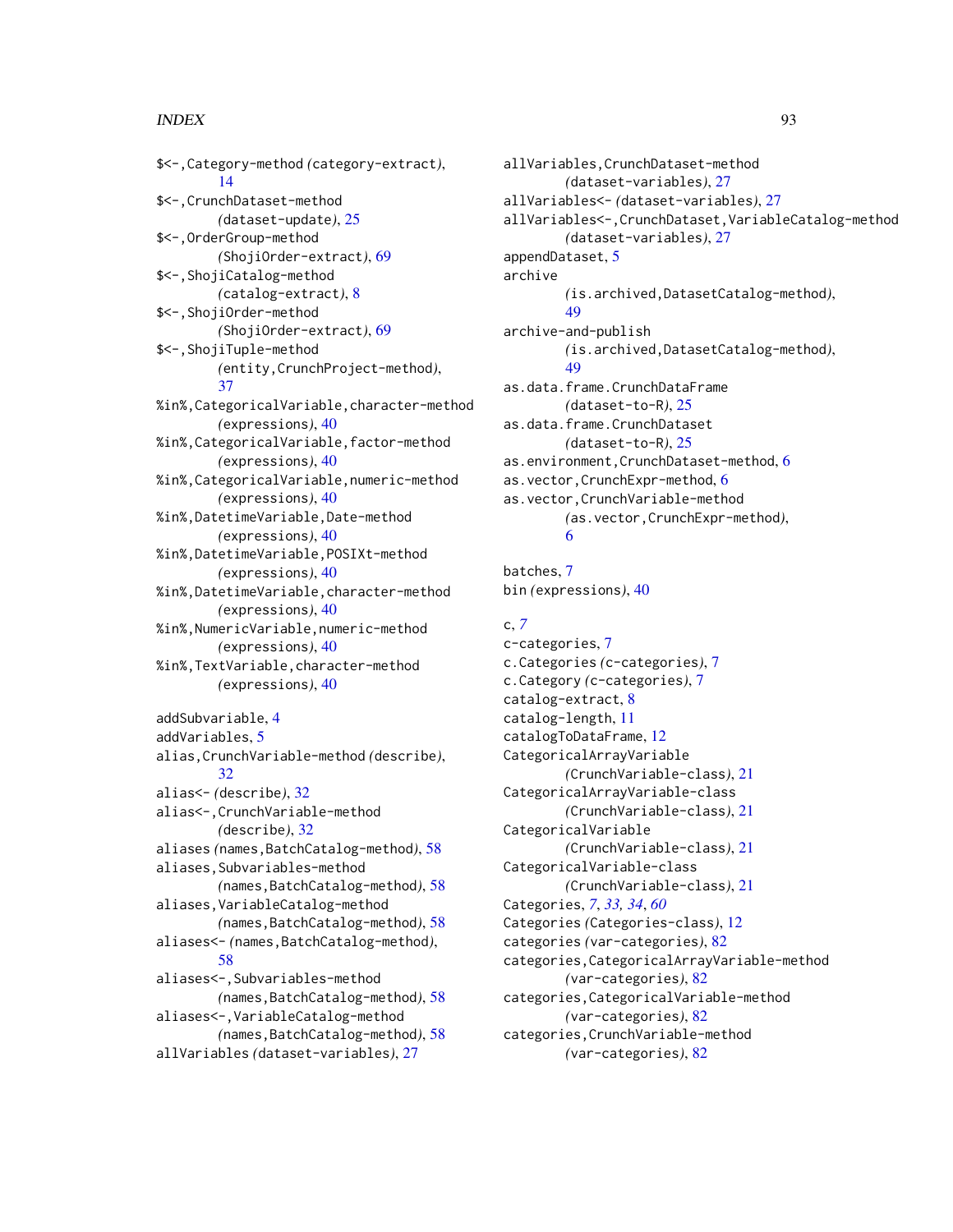$<-,Category-method *(category-extract)*, 14
$<-,CrunchDataset-method *(dataset-update)*, 25
$<-,OrderGroup-method *(ShojiOrder-extract)*, 69
$<-,ShojiCatalog-method *(catalog-extract)*, 8
$<-,ShojiOrder-method *(ShojiOrder-extract)*, 69
$<-,ShojiTuple-method *(entity,CrunchProject-method)*, 37
%in%,CategoricalVariable,character-method *(expressions)*, 40
%in%,CategoricalVariable,factor-method *(expressions)*, 40
%in%,CategoricalVariable,numeric-method *(expressions)*, 40
%in%,DatetimeVariable,Date-method *(expressions)*, 40
%in%,DatetimeVariable,POSIXt-method *(expressions)*, 40
%in%,DatetimeVariable,character-method *(expressions)*, 40
%in%,NumericVariable,numeric-method *(expressions)*, 40
%in%,TextVariable,character-method *(expressions)*, 40

addSubvariable, 4
addVariables, 5
alias,CrunchVariable-method *(describe)*, 32
alias<- *(describe)*, 32
alias<-,CrunchVariable-method *(describe)*, 32
aliases *(names,BatchCatalog-method)*, 58
aliases,Subvariables-method *(names,BatchCatalog-method)*, 58
aliases,VariableCatalog-method *(names,BatchCatalog-method)*, 58
aliases<- *(names,BatchCatalog-method)*, 58
aliases<-,Subvariables-method *(names,BatchCatalog-method)*, 58
aliases<-,VariableCatalog-method *(names,BatchCatalog-method)*, 58
allVariables *(dataset-variables)*, 27
allVariables,CrunchDataset-method *(dataset-variables)*, 27
allVariables<- *(dataset-variables)*, 27
allVariables<-,CrunchDataset,VariableCatalog-method *(dataset-variables)*, 27
appendDataset, 5
archive *(is.archived,DatasetCatalog-method)*, 49
archive-and-publish *(is.archived,DatasetCatalog-method)*, 49
as.data.frame.CrunchDataFrame *(dataset-to-R)*, 25
as.data.frame.CrunchDataset *(dataset-to-R)*, 25
as.environment,CrunchDataset-method, 6
as.vector,CrunchExpr-method, 6
as.vector,CrunchVariable-method *(as.vector,CrunchExpr-method)*, 6

batches, 7
bin *(expressions)*, 40

c, *7*
c-categories, 7
c.Categories *(c-categories)*, 7
c.Category *(c-categories)*, 7
catalog-extract, 8
catalog-length, 11
catalogToDataFrame, 12
CategoricalArrayVariable *(CrunchVariable-class)*, 21
CategoricalArrayVariable-class *(CrunchVariable-class)*, 21
CategoricalVariable *(CrunchVariable-class)*, 21
CategoricalVariable-class *(CrunchVariable-class)*, 21
Categories, *7*, *33, 34*, *60*
Categories *(Categories-class)*, 12
categories *(var-categories)*, 82
categories,CategoricalArrayVariable-method *(var-categories)*, 82
categories,CategoricalVariable-method *(var-categories)*, 82
categories,CrunchVariable-method *(var-categories)*, 82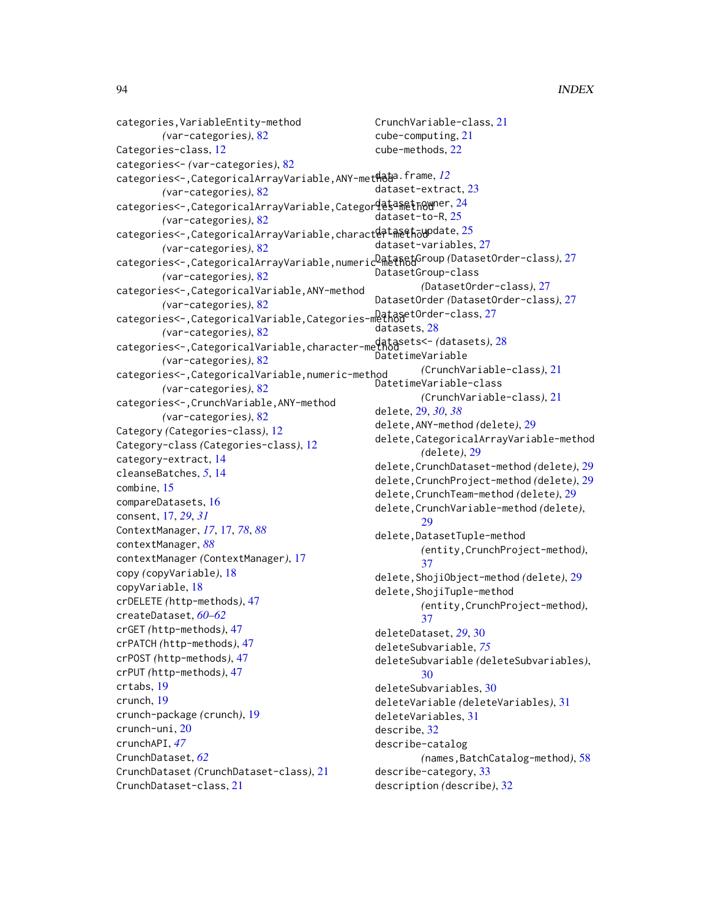categories,VariableEntity-method
(var-categories), 82
Categories-class, 12
categories<- (var-categories), 82
categories<-,CategoricalArrayVariable,ANY-method
(var-categories), 82
categories<-,CategoricalArrayVariable,Categories-method
(var-categories), 82
categories<-,CategoricalArrayVariable,character-method
(var-categories), 82
categories<-,CategoricalArrayVariable,numeric-method
(var-categories), 82
categories<-,CategoricalVariable,ANY-method
(var-categories), 82
categories<-,CategoricalVariable,Categories-method
(var-categories), 82
categories<-,CategoricalVariable,character-method
(var-categories), 82
categories<-,CategoricalVariable,numeric-method
(var-categories), 82
categories<-,CrunchVariable,ANY-method
(var-categories), 82
Category (Categories-class), 12
Category-class (Categories-class), 12
category-extract, 14
cleanseBatches, *5*, 14
combine, 15
compareDatasets, 16
consent, 17, *29*, *31*
ContextManager, *17*, 17, *78*, *88*
contextManager, *88*
contextManager (ContextManager), 17
copy (copyVariable), 18
copyVariable, 18
crDELETE (http-methods), 47
createDataset, *60–62*
crGET (http-methods), 47
crPATCH (http-methods), 47
crPOST (http-methods), 47
crPUT (http-methods), 47
crtabs, 19
crunch, 19
crunch-package (crunch), 19
crunch-uni, 20
crunchAPI, *47*
CrunchDataset, *62*
CrunchDataset (CrunchDataset-class), 21
CrunchDataset-class, 21
CrunchVariable-class, 21
cube-computing, 21
cube-methods, 22

data.frame, *12*
dataset-extract, 23
dataset-owner, 24
dataset-to-R, 25
dataset-update, 25
dataset-variables, 27
DatasetGroup (DatasetOrder-class), 27
DatasetGroup-class
(DatasetOrder-class), 27
DatasetOrder (DatasetOrder-class), 27
DatasetOrder-class, 27
datasets, 28
datasets<- (datasets), 28
DatetimeVariable
(CrunchVariable-class), 21
DatetimeVariable-class
(CrunchVariable-class), 21
delete, 29, *30*, *38*
delete,ANY-method (delete), 29
delete,CategoricalArrayVariable-method
(delete), 29
delete,CrunchDataset-method (delete), 29
delete,CrunchProject-method (delete), 29
delete,CrunchTeam-method (delete), 29
delete,CrunchVariable-method (delete),
29
delete,DatasetTuple-method
(entity,CrunchProject-method),
37
delete,ShojiObject-method (delete), 29
delete,ShojiTuple-method
(entity,CrunchProject-method),
37
deleteDataset, *29*, 30
deleteSubvariable, *75*
deleteSubvariable (deleteSubvariables),
30
deleteSubvariables, 30
deleteVariable (deleteVariables), 31
deleteVariables, 31
describe, 32
describe-catalog
(names,BatchCatalog-method), 58
describe-category, 33
description (describe), 32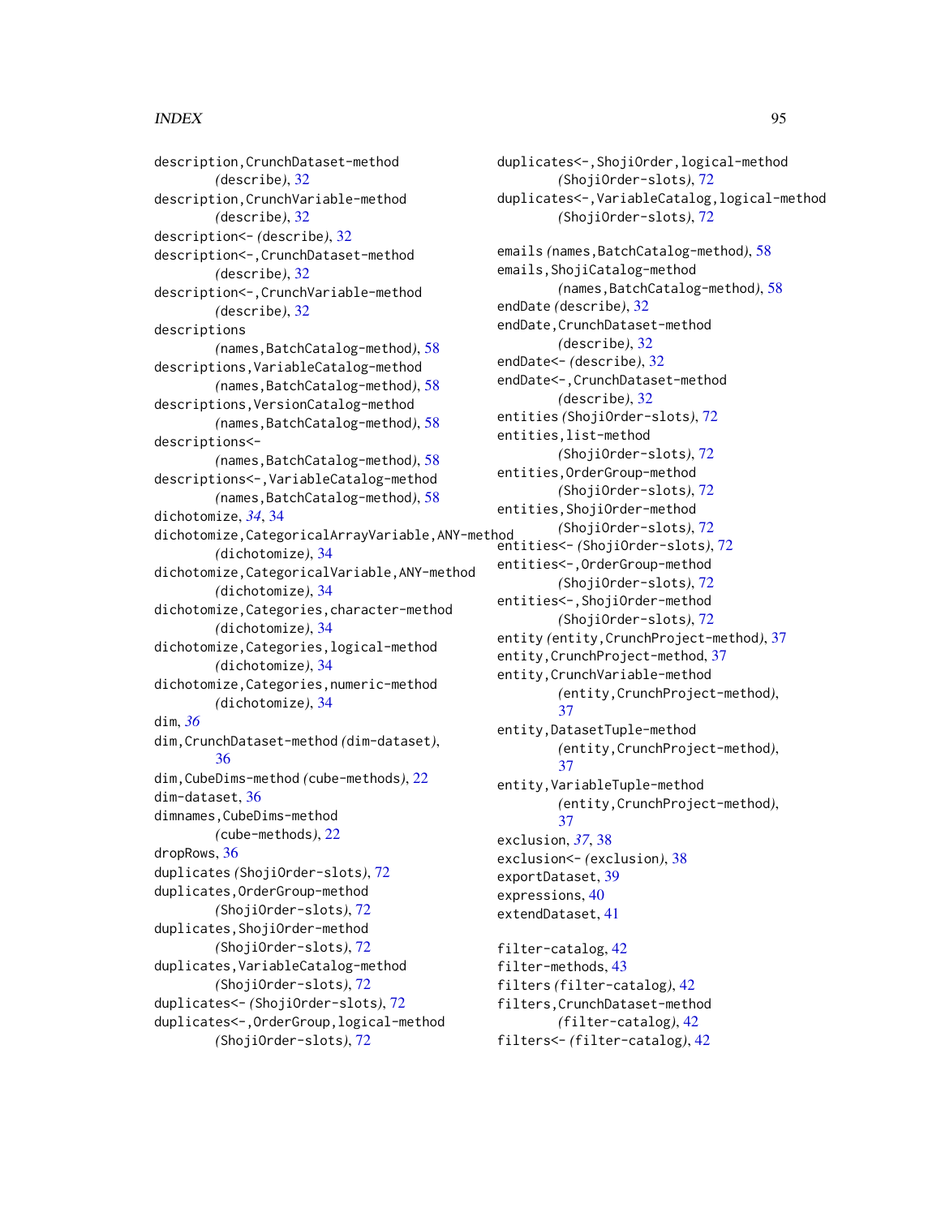description,CrunchDataset-method
(describe), 32
description,CrunchVariable-method
(describe), 32
description<- (describe), 32
description<-,CrunchDataset-method
(describe), 32
description<-,CrunchVariable-method
(describe), 32
descriptions
(names,BatchCatalog-method), 58
descriptions,VariableCatalog-method
(names,BatchCatalog-method), 58
descriptions,VersionCatalog-method
(names,BatchCatalog-method), 58
descriptions<-
(names,BatchCatalog-method), 58
descriptions<-,VariableCatalog-method
(names,BatchCatalog-method), 58
dichotomize, *34*, 34
dichotomize,CategoricalArrayVariable,ANY-method
(dichotomize), 34
dichotomize,CategoricalVariable,ANY-method
(dichotomize), 34
dichotomize,Categories,character-method
(dichotomize), 34
dichotomize,Categories,logical-method
(dichotomize), 34
dichotomize,Categories,numeric-method
(dichotomize), 34
dim, *36*
dim,CrunchDataset-method (dim-dataset),
36
dim,CubeDims-method (cube-methods), 22
dim-dataset, 36
dimnames,CubeDims-method
(cube-methods), 22
dropRows, 36
duplicates (ShojiOrder-slots), 72
duplicates,OrderGroup-method
(ShojiOrder-slots), 72
duplicates,ShojiOrder-method
(ShojiOrder-slots), 72
duplicates,VariableCatalog-method
(ShojiOrder-slots), 72
duplicates<- (ShojiOrder-slots), 72
duplicates<-,OrderGroup,logical-method
(ShojiOrder-slots), 72
duplicates<-,ShojiOrder,logical-method
(ShojiOrder-slots), 72
duplicates<-,VariableCatalog,logical-method
(ShojiOrder-slots), 72

emails (names,BatchCatalog-method), 58
emails,ShojiCatalog-method
(names,BatchCatalog-method), 58
endDate (describe), 32
endDate,CrunchDataset-method
(describe), 32
endDate<- (describe), 32
endDate<-,CrunchDataset-method
(describe), 32
entities (ShojiOrder-slots), 72
entities,list-method
(ShojiOrder-slots), 72
entities,OrderGroup-method
(ShojiOrder-slots), 72
entities,ShojiOrder-method
(ShojiOrder-slots), 72
entities<- (ShojiOrder-slots), 72
entities<-,OrderGroup-method
(ShojiOrder-slots), 72
entities<-,ShojiOrder-method
(ShojiOrder-slots), 72
entity (entity,CrunchProject-method), 37
entity,CrunchProject-method, 37
entity,CrunchVariable-method
(entity,CrunchProject-method),
37
entity,DatasetTuple-method
(entity,CrunchProject-method),
37
entity,VariableTuple-method
(entity,CrunchProject-method),
37
exclusion, *37*, 38
exclusion<- (exclusion), 38
exportDataset, 39
expressions, 40
extendDataset, 41

filter-catalog, 42
filter-methods, 43
filters (filter-catalog), 42
filters,CrunchDataset-method
(filter-catalog), 42
filters<- (filter-catalog), 42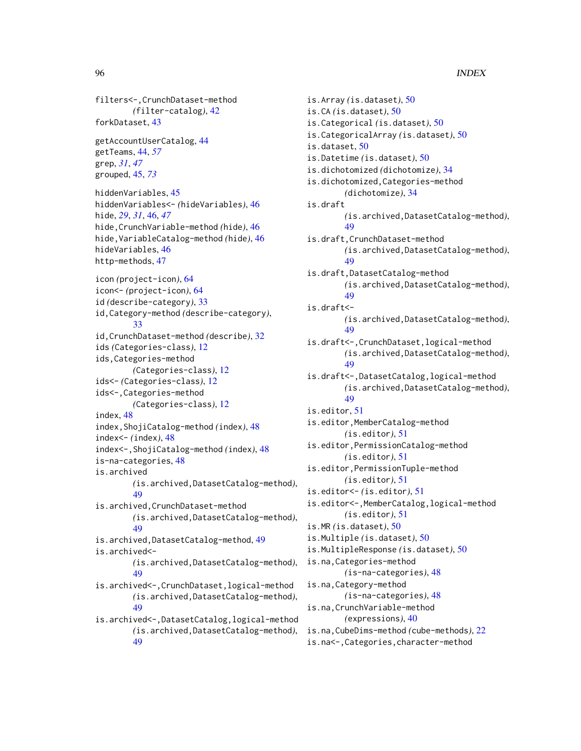filters<-,CrunchDataset-method (filter-catalog), 42
forkDataset, 43

getAccountUserCatalog, 44
getTeams, 44, *57*
grep, *31*, *47*
grouped, 45, *73*

hiddenVariables, 45
hiddenVariables<- (hideVariables), 46
hide, *29*, *31*, 46, *47*
hide,CrunchVariable-method (hide), 46
hide,VariableCatalog-method (hide), 46
hideVariables, 46
http-methods, 47

icon (project-icon), 64
icon<- (project-icon), 64
id (describe-category), 33
id,Category-method (describe-category), 33
id,CrunchDataset-method (describe), 32
ids (Categories-class), 12
ids,Categories-method (Categories-class), 12
ids<- (Categories-class), 12
ids<-,Categories-method (Categories-class), 12
index, 48
index,ShojiCatalog-method (index), 48
index<- (index), 48
index<-,ShojiCatalog-method (index), 48
is-na-categories, 48
is.archived (is.archived,DatasetCatalog-method), 49
is.archived,CrunchDataset-method (is.archived,DatasetCatalog-method), 49
is.archived,DatasetCatalog-method, 49
is.archived<- (is.archived,DatasetCatalog-method), 49
is.archived<-,CrunchDataset,logical-method (is.archived,DatasetCatalog-method), 49
is.archived<-,DatasetCatalog,logical-method (is.archived,DatasetCatalog-method), 49
is.Array (is.dataset), 50
is.CA (is.dataset), 50
is.Categorical (is.dataset), 50
is.CategoricalArray (is.dataset), 50
is.dataset, 50
is.Datetime (is.dataset), 50
is.dichotomized (dichotomize), 34
is.dichotomized,Categories-method (dichotomize), 34
is.draft (is.archived,DatasetCatalog-method), 49
is.draft,CrunchDataset-method (is.archived,DatasetCatalog-method), 49
is.draft,DatasetCatalog-method (is.archived,DatasetCatalog-method), 49
is.draft<- (is.archived,DatasetCatalog-method), 49
is.draft<-,CrunchDataset,logical-method (is.archived,DatasetCatalog-method), 49
is.draft<-,DatasetCatalog,logical-method (is.archived,DatasetCatalog-method), 49
is.editor, 51
is.editor,MemberCatalog-method (is.editor), 51
is.editor,PermissionCatalog-method (is.editor), 51
is.editor,PermissionTuple-method (is.editor), 51
is.editor<- (is.editor), 51
is.editor<-,MemberCatalog,logical-method (is.editor), 51
is.MR (is.dataset), 50
is.Multiple (is.dataset), 50
is.MultipleResponse (is.dataset), 50
is.na,Categories-method (is-na-categories), 48
is.na,Category-method (is-na-categories), 48
is.na,CrunchVariable-method (expressions), 40
is.na,CubeDims-method (cube-methods), 22
is.na<-,Categories,character-method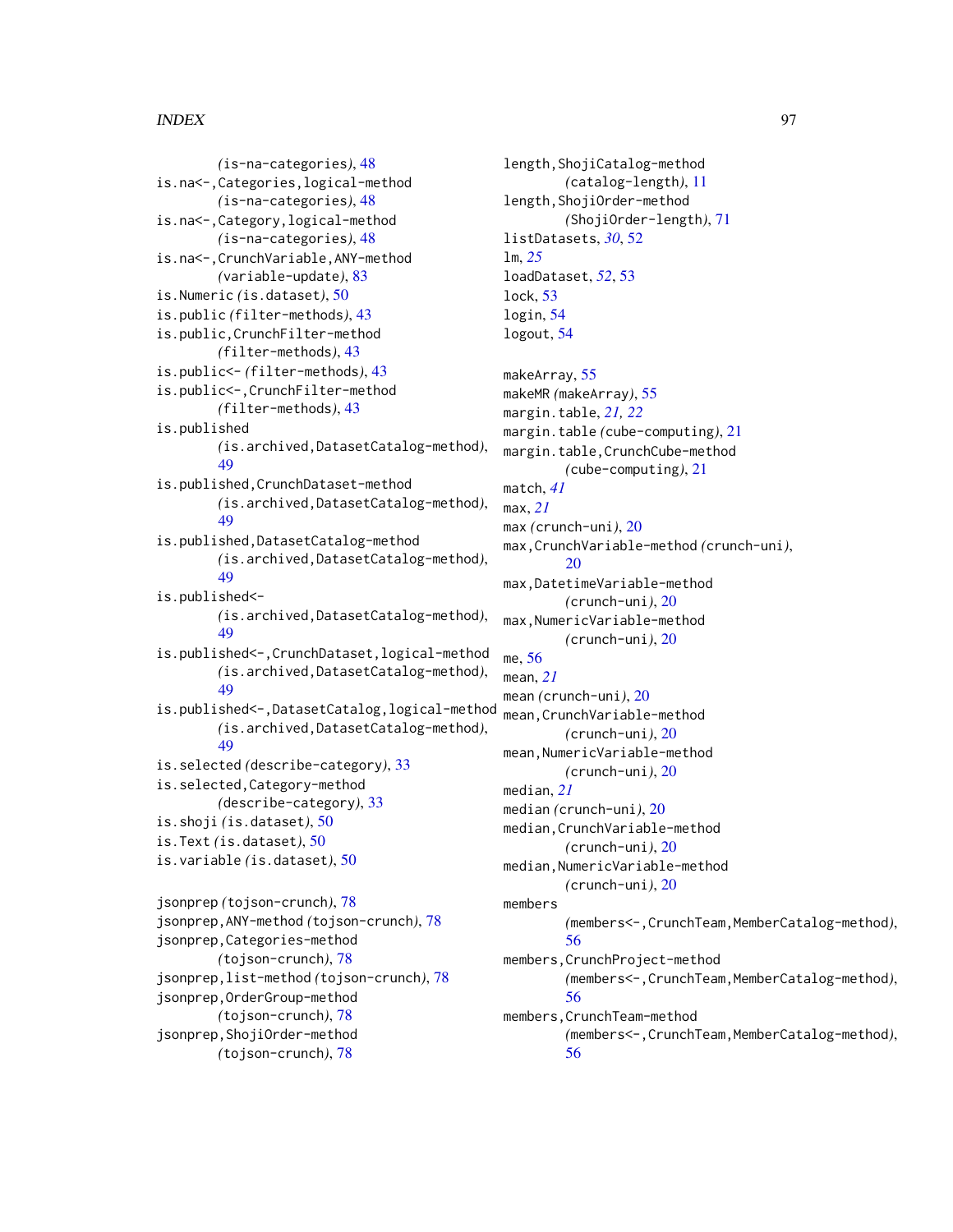(is-na-categories), 48
is.na<-,Categories,logical-method
(is-na-categories), 48
is.na<-,Category,logical-method
(is-na-categories), 48
is.na<-,CrunchVariable,ANY-method
(variable-update), 83
is.Numeric (is.dataset), 50
is.public (filter-methods), 43
is.public,CrunchFilter-method
(filter-methods), 43
is.public<- (filter-methods), 43
is.public<-,CrunchFilter-method
(filter-methods), 43
is.published
(is.archived,DatasetCatalog-method),
49
is.published,CrunchDataset-method
(is.archived,DatasetCatalog-method),
49
is.published,DatasetCatalog-method
(is.archived,DatasetCatalog-method),
49
is.published<-
(is.archived,DatasetCatalog-method),
49
is.published<-,CrunchDataset,logical-method
(is.archived,DatasetCatalog-method),
49
is.published<-,DatasetCatalog,logical-method
(is.archived,DatasetCatalog-method),
49
is.selected (describe-category), 33
is.selected,Category-method
(describe-category), 33
is.shoji (is.dataset), 50
is.Text (is.dataset), 50
is.variable (is.dataset), 50

jsonprep (tojson-crunch), 78
jsonprep,ANY-method (tojson-crunch), 78
jsonprep,Categories-method
(tojson-crunch), 78
jsonprep,list-method (tojson-crunch), 78
jsonprep,OrderGroup-method
(tojson-crunch), 78
jsonprep,ShojiOrder-method
(tojson-crunch), 78

length,ShojiCatalog-method
(catalog-length), 11
length,ShojiOrder-method
(ShojiOrder-length), 71
listDatasets, *30*, 52
lm, *25*
loadDataset, *52*, 53
lock, 53
login, 54
logout, 54

makeArray, 55
makeMR (makeArray), 55
margin.table, *21, 22*
margin.table (cube-computing), 21
margin.table,CrunchCube-method
(cube-computing), 21
match, *41*
max, *21*
max (crunch-uni), 20
max,CrunchVariable-method (crunch-uni),
20
max,DatetimeVariable-method
(crunch-uni), 20
max,NumericVariable-method
(crunch-uni), 20
me, 56
mean, *21*
mean (crunch-uni), 20
mean,CrunchVariable-method
(crunch-uni), 20
mean,NumericVariable-method
(crunch-uni), 20
median, *21*
median (crunch-uni), 20
median,CrunchVariable-method
(crunch-uni), 20
median,NumericVariable-method
(crunch-uni), 20
members
(members<-,CrunchTeam,MemberCatalog-method),
56
members,CrunchProject-method
(members<-,CrunchTeam,MemberCatalog-method),
56
members,CrunchTeam-method
(members<-,CrunchTeam,MemberCatalog-method),
56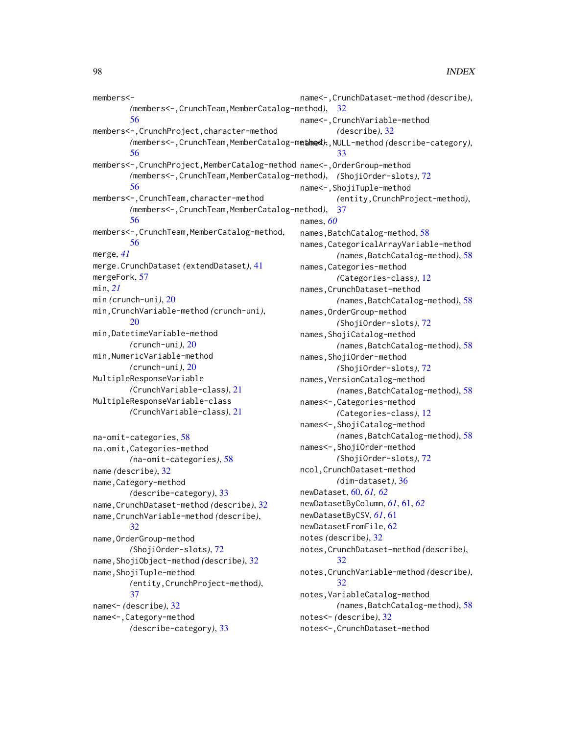members<-
  (members<-,CrunchTeam,MemberCatalog-method), 56
members<-,CrunchProject,character-method
  (members<-,CrunchTeam,MemberCatalog-method), 56
members<-,CrunchProject,MemberCatalog-method
  (members<-,CrunchTeam,MemberCatalog-method), 56
members<-,CrunchTeam,character-method
  (members<-,CrunchTeam,MemberCatalog-method), 56
members<-,CrunchTeam,MemberCatalog-method, 56
merge, *41*
merge.CrunchDataset (extendDataset), 41
mergeFork, 57
min, *21*
min (crunch-uni), 20
min,CrunchVariable-method (crunch-uni), 20
min,DatetimeVariable-method
  (crunch-uni), 20
min,NumericVariable-method
  (crunch-uni), 20
MultipleResponseVariable
  (CrunchVariable-class), 21
MultipleResponseVariable-class
  (CrunchVariable-class), 21

na-omit-categories, 58
na.omit,Categories-method
  (na-omit-categories), 58
name (describe), 32
name,Category-method
  (describe-category), 33
name,CrunchDataset-method (describe), 32
name,CrunchVariable-method (describe), 32
name,OrderGroup-method
  (ShojiOrder-slots), 72
name,ShojiObject-method (describe), 32
name,ShojiTuple-method
  (entity,CrunchProject-method), 37
name<- (describe), 32
name<-,Category-method
  (describe-category), 33
name<-,CrunchDataset-method (describe), 32
name<-,CrunchVariable-method
  (describe), 32
name<-,NULL-method (describe-category), 33
name<-,OrderGroup-method
  (ShojiOrder-slots), 72
name<-,ShojiTuple-method
  (entity,CrunchProject-method), 37
names, *60*
names,BatchCatalog-method, 58
names,CategoricalArrayVariable-method
  (names,BatchCatalog-method), 58
names,Categories-method
  (Categories-class), 12
names,CrunchDataset-method
  (names,BatchCatalog-method), 58
names,OrderGroup-method
  (ShojiOrder-slots), 72
names,ShojiCatalog-method
  (names,BatchCatalog-method), 58
names,ShojiOrder-method
  (ShojiOrder-slots), 72
names,VersionCatalog-method
  (names,BatchCatalog-method), 58
names<-,Categories-method
  (Categories-class), 12
names<-,ShojiCatalog-method
  (names,BatchCatalog-method), 58
names<-,ShojiOrder-method
  (ShojiOrder-slots), 72
ncol,CrunchDataset-method
  (dim-dataset), 36
newDataset, 60, *61, 62*
newDatasetByColumn, *61*, 61, *62*
newDatasetByCSV, *61*, 61
newDatasetFromFile, 62
notes (describe), 32
notes,CrunchDataset-method (describe), 32
notes,CrunchVariable-method (describe), 32
notes,VariableCatalog-method
  (names,BatchCatalog-method), 58
notes<- (describe), 32
notes<-,CrunchDataset-method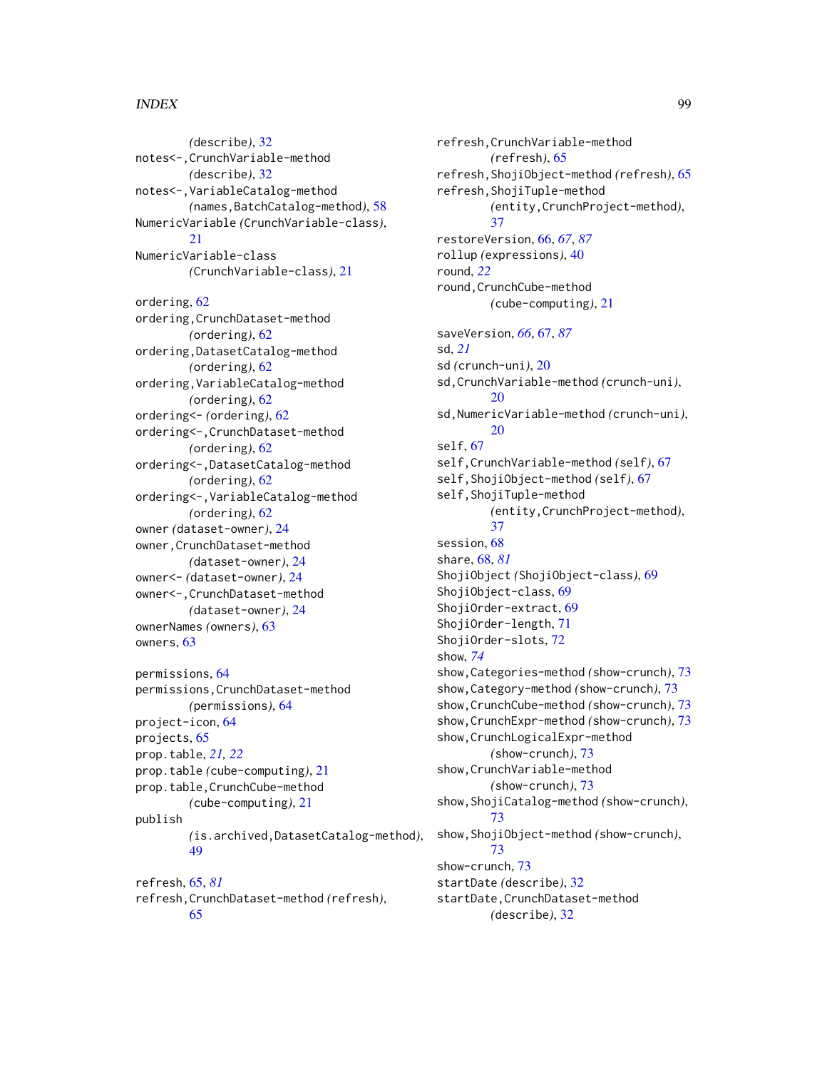(describe), 32
notes<-,CrunchVariable-method
(describe), 32
notes<-,VariableCatalog-method
(names,BatchCatalog-method), 58
NumericVariable (CrunchVariable-class), 21
NumericVariable-class
(CrunchVariable-class), 21

ordering, 62
ordering,CrunchDataset-method
(ordering), 62
ordering,DatasetCatalog-method
(ordering), 62
ordering,VariableCatalog-method
(ordering), 62
ordering<- (ordering), 62
ordering<-,CrunchDataset-method
(ordering), 62
ordering<-,DatasetCatalog-method
(ordering), 62
ordering<-,VariableCatalog-method
(ordering), 62
owner (dataset-owner), 24
owner,CrunchDataset-method
(dataset-owner), 24
owner<- (dataset-owner), 24
owner<-,CrunchDataset-method
(dataset-owner), 24
ownerNames (owners), 63
owners, 63

permissions, 64
permissions,CrunchDataset-method
(permissions), 64
project-icon, 64
projects, 65
prop.table, *21, 22*
prop.table (cube-computing), 21
prop.table,CrunchCube-method
(cube-computing), 21
publish
(is.archived,DatasetCatalog-method), 49

refresh, 65, *81*
refresh,CrunchDataset-method (refresh), 65
refresh,CrunchVariable-method
(refresh), 65
refresh,ShojiObject-method (refresh), 65
refresh,ShojiTuple-method
(entity,CrunchProject-method), 37
restoreVersion, 66, *67*, *87*
rollup (expressions), 40
round, *22*
round,CrunchCube-method
(cube-computing), 21

saveVersion, *66*, 67, *87*
sd, *21*
sd (crunch-uni), 20
sd,CrunchVariable-method (crunch-uni), 20
sd,NumericVariable-method (crunch-uni), 20
self, 67
self,CrunchVariable-method (self), 67
self,ShojiObject-method (self), 67
self,ShojiTuple-method
(entity,CrunchProject-method), 37
session, 68
share, 68, *81*
ShojiObject (ShojiObject-class), 69
ShojiObject-class, 69
ShojiOrder-extract, 69
ShojiOrder-length, 71
ShojiOrder-slots, 72
show, *74*
show,Categories-method (show-crunch), 73
show,Category-method (show-crunch), 73
show,CrunchCube-method (show-crunch), 73
show,CrunchExpr-method (show-crunch), 73
show,CrunchLogicalExpr-method
(show-crunch), 73
show,CrunchVariable-method
(show-crunch), 73
show,ShojiCatalog-method (show-crunch), 73
show,ShojiObject-method (show-crunch), 73
show-crunch, 73
startDate (describe), 32
startDate,CrunchDataset-method
(describe), 32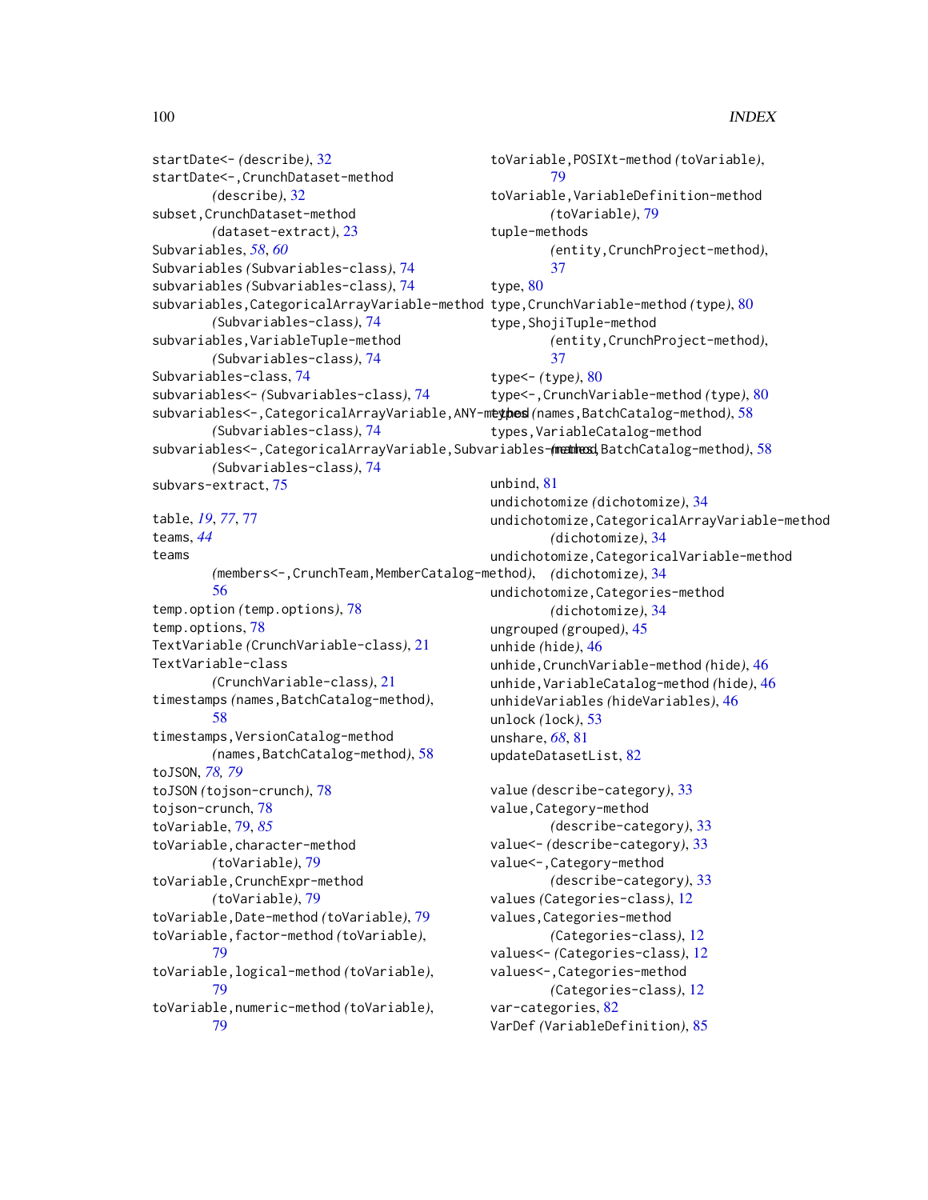startDate<- (describe), 32
startDate<-,CrunchDataset-method (describe), 32
subset,CrunchDataset-method (dataset-extract), 23
Subvariables, *58*, *60*
Subvariables (Subvariables-class), 74
subvariables (Subvariables-class), 74
subvariables,CategoricalArrayVariable-method (Subvariables-class), 74
subvariables,VariableTuple-method (Subvariables-class), 74
Subvariables-class, 74
subvariables<- (Subvariables-class), 74
subvariables<-,CategoricalArrayVariable,ANY-method (Subvariables-class), 74
subvariables<-,CategoricalArrayVariable,Subvariables-method (Subvariables-class), 74
subvars-extract, 75

table, *19*, *77*, 77
teams, *44*
teams (members<-,CrunchTeam,MemberCatalog-method), 56
temp.option (temp.options), 78
temp.options, 78
TextVariable (CrunchVariable-class), 21
TextVariable-class (CrunchVariable-class), 21
timestamps (names,BatchCatalog-method), 58
timestamps,VersionCatalog-method (names,BatchCatalog-method), 58
toJSON, *78, 79*
toJSON (tojson-crunch), 78
tojson-crunch, 78
toVariable, 79, *85*
toVariable,character-method (toVariable), 79
toVariable,CrunchExpr-method (toVariable), 79
toVariable,Date-method (toVariable), 79
toVariable,factor-method (toVariable), 79
toVariable,logical-method (toVariable), 79
toVariable,numeric-method (toVariable), 79
toVariable,POSIXt-method (toVariable), 79
toVariable,VariableDefinition-method (toVariable), 79
tuple-methods (entity,CrunchProject-method), 37
type, 80
type,CrunchVariable-method (type), 80
type,ShojiTuple-method (entity,CrunchProject-method), 37
type<- (type), 80
type<-,CrunchVariable-method (type), 80
types (names,BatchCatalog-method), 58
types,VariableCatalog-method (names,BatchCatalog-method), 58

unbind, 81
undichotomize (dichotomize), 34
undichotomize,CategoricalArrayVariable-method (dichotomize), 34
undichotomize,CategoricalVariable-method (dichotomize), 34
undichotomize,Categories-method (dichotomize), 34
ungrouped (grouped), 45
unhide (hide), 46
unhide,CrunchVariable-method (hide), 46
unhide,VariableCatalog-method (hide), 46
unhideVariables (hideVariables), 46
unlock (lock), 53
unshare, *68*, 81
updateDatasetList, 82

value (describe-category), 33
value,Category-method (describe-category), 33
value<- (describe-category), 33
value<-,Category-method (describe-category), 33
values (Categories-class), 12
values,Categories-method (Categories-class), 12
values<- (Categories-class), 12
values<-,Categories-method (Categories-class), 12
var-categories, 82
VarDef (VariableDefinition), 85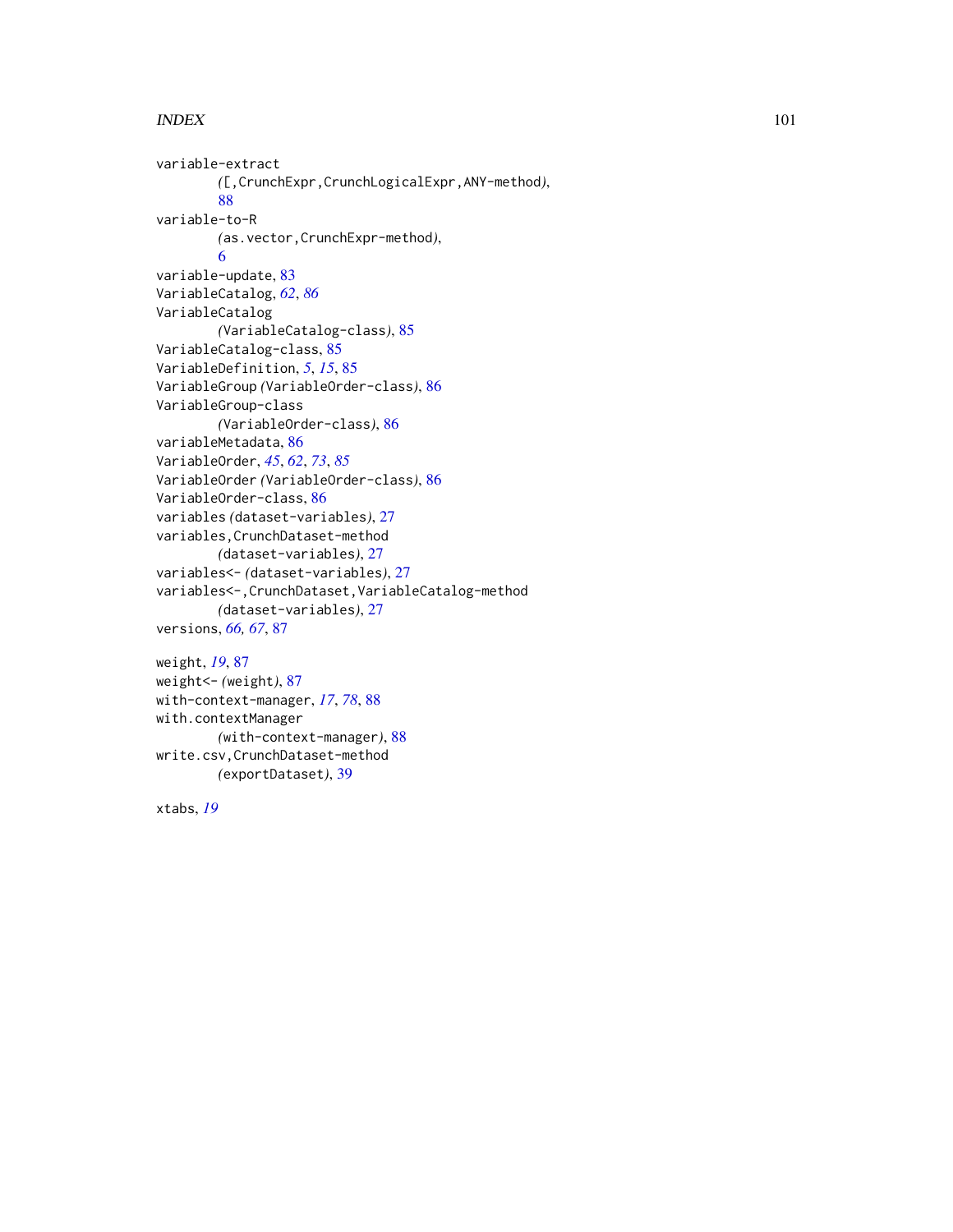variable-extract
        *(*[,CrunchExpr,CrunchLogicalExpr,ANY-method*)*,
        88
variable-to-R
        *(*as.vector,CrunchExpr-method*)*,
        6
variable-update, 83
VariableCatalog, *62*, *86*
VariableCatalog
        *(*VariableCatalog-class*)*, 85
VariableCatalog-class, 85
VariableDefinition, *5*, *15*, 85
VariableGroup *(*VariableOrder-class*)*, 86
VariableGroup-class
        *(*VariableOrder-class*)*, 86
variableMetadata, 86
VariableOrder, *45*, *62*, *73*, *85*
VariableOrder *(*VariableOrder-class*)*, 86
VariableOrder-class, 86
variables *(*dataset-variables*)*, 27
variables,CrunchDataset-method
        *(*dataset-variables*)*, 27
variables<- *(*dataset-variables*)*, 27
variables<-,CrunchDataset,VariableCatalog-method
        *(*dataset-variables*)*, 27
versions, *66, 67*, 87

weight, *19*, 87
weight<- *(*weight*)*, 87
with-context-manager, *17*, *78*, 88
with.contextManager
        *(*with-context-manager*)*, 88
write.csv,CrunchDataset-method
        *(*exportDataset*)*, 39

xtabs, *19*